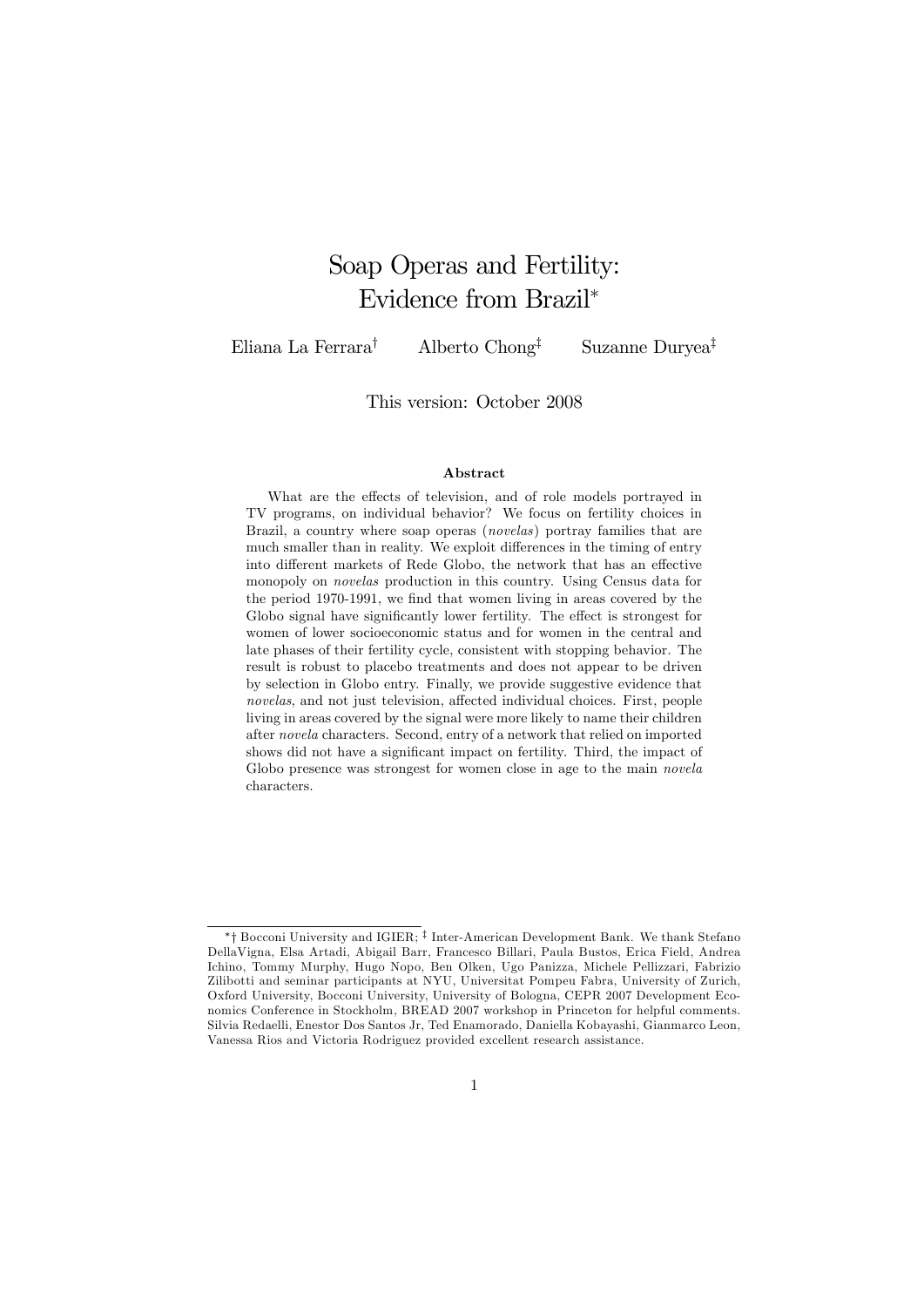# Soap Operas and Fertility: Evidence from Brazil*

Eliana La Ferrara[†] Alberto Chong[‡] Suzanne Duryea[‡]

This version: October 2008

**Abstract**

What are the effects of television, and of role models portrayed in TV programs, on individual behavior? We focus on fertility choices in Brazil, a country where soap operas (*novelas*) portray families that are much smaller than in reality. We exploit differences in the timing of entry into different markets of Rede Globo, the network that has an effective monopoly on *novelas* production in this country. Using Census data for the period 1970-1991, we find that women living in areas covered by the Globo signal have significantly lower fertility. The effect is strongest for women of lower socioeconomic status and for women in the central and late phases of their fertility cycle, consistent with stopping behavior. The result is robust to placebo treatments and does not appear to be driven by selection in Globo entry. Finally, we provide suggestive evidence that *novelas*, and not just television, affected individual choices. First, people living in areas covered by the signal were more likely to name their children after *novela* characters. Second, entry of a network that relied on imported shows did not have a significant impact on fertility. Third, the impact of Globo presence was strongest for women close in age to the main *novela* characters.

---

*† Bocconi University and IGIER; ‡ Inter-American Development Bank. We thank Stefano DellaVigna, Elsa Artadi, Abigail Barr, Francesco Billari, Paula Bustos, Erica Field, Andrea Ichino, Tommy Murphy, Hugo Nopo, Ben Olken, Ugo Panizza, Michele Pellizzari, Fabrizio Zilibotti and seminar participants at NYU, Universitat Pompeu Fabra, University of Zurich, Oxford University, Bocconi University, University of Bologna, CEPR 2007 Development Economics Conference in Stockholm, BREAD 2007 workshop in Princeton for helpful comments. Silvia Redaelli, Enestor Dos Santos Jr, Ted Enamorado, Daniella Kobayashi, Gianmarco Leon, Vanessa Rios and Victoria Rodriguez provided excellent research assistance.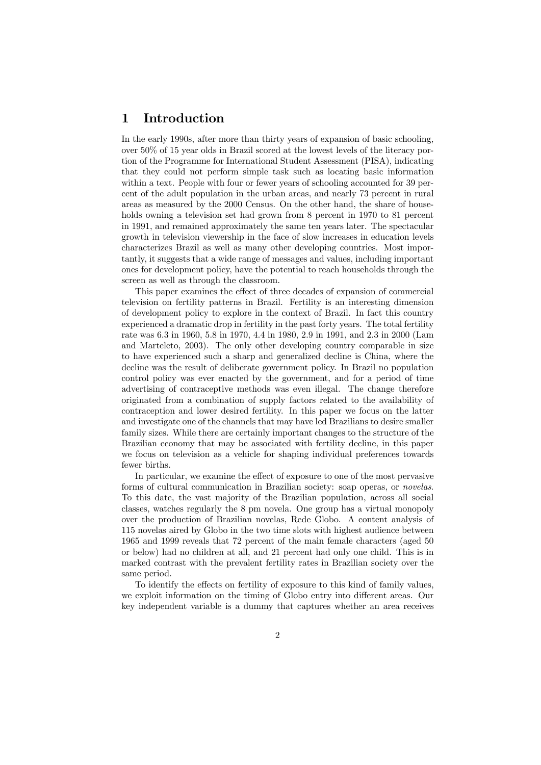# 1 Introduction

In the early 1990s, after more than thirty years of expansion of basic schooling, over 50% of 15 year olds in Brazil scored at the lowest levels of the literacy portion of the Programme for International Student Assessment (PISA), indicating that they could not perform simple task such as locating basic information within a text. People with four or fewer years of schooling accounted for 39 percent of the adult population in the urban areas, and nearly 73 percent in rural areas as measured by the 2000 Census. On the other hand, the share of households owning a television set had grown from 8 percent in 1970 to 81 percent in 1991, and remained approximately the same ten years later. The spectacular growth in television viewership in the face of slow increases in education levels characterizes Brazil as well as many other developing countries. Most importantly, it suggests that a wide range of messages and values, including important ones for development policy, have the potential to reach households through the screen as well as through the classroom.

This paper examines the effect of three decades of expansion of commercial television on fertility patterns in Brazil. Fertility is an interesting dimension of development policy to explore in the context of Brazil. In fact this country experienced a dramatic drop in fertility in the past forty years. The total fertility rate was 6.3 in 1960, 5.8 in 1970, 4.4 in 1980, 2.9 in 1991, and 2.3 in 2000 (Lam and Marteleto, 2003). The only other developing country comparable in size to have experienced such a sharp and generalized decline is China, where the decline was the result of deliberate government policy. In Brazil no population control policy was ever enacted by the government, and for a period of time advertising of contraceptive methods was even illegal. The change therefore originated from a combination of supply factors related to the availability of contraception and lower desired fertility. In this paper we focus on the latter and investigate one of the channels that may have led Brazilians to desire smaller family sizes. While there are certainly important changes to the structure of the Brazilian economy that may be associated with fertility decline, in this paper we focus on television as a vehicle for shaping individual preferences towards fewer births.

In particular, we examine the effect of exposure to one of the most pervasive forms of cultural communication in Brazilian society: soap operas, or *novelas*. To this date, the vast majority of the Brazilian population, across all social classes, watches regularly the 8 pm novela. One group has a virtual monopoly over the production of Brazilian novelas, Rede Globo. A content analysis of 115 novelas aired by Globo in the two time slots with highest audience between 1965 and 1999 reveals that 72 percent of the main female characters (aged 50 or below) had no children at all, and 21 percent had only one child. This is in marked contrast with the prevalent fertility rates in Brazilian society over the same period.

To identify the effects on fertility of exposure to this kind of family values, we exploit information on the timing of Globo entry into different areas. Our key independent variable is a dummy that captures whether an area receives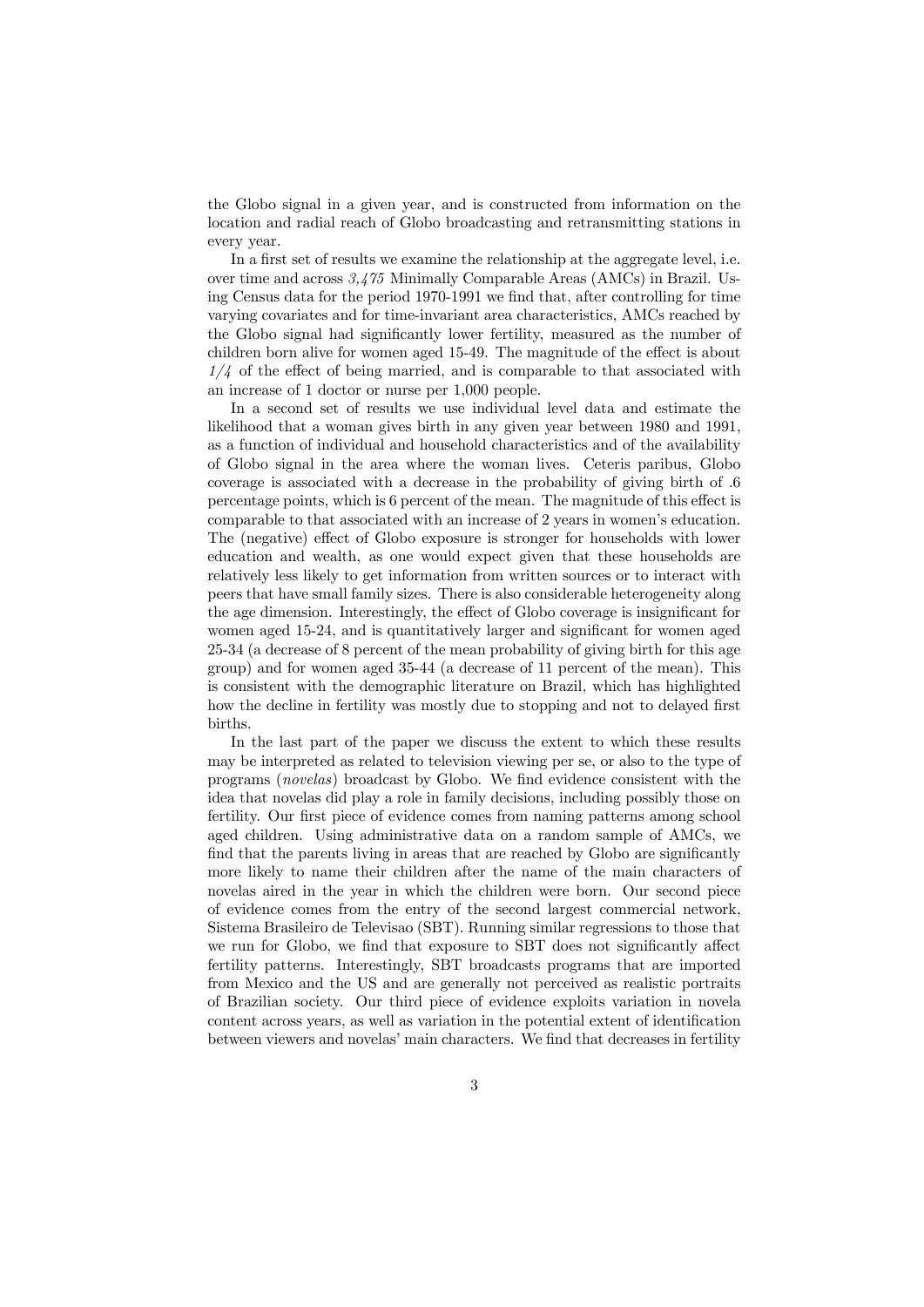the Globo signal in a given year, and is constructed from information on the location and radial reach of Globo broadcasting and retransmitting stations in every year.

In a first set of results we examine the relationship at the aggregate level, i.e. over time and across *3,475* Minimally Comparable Areas (AMCs) in Brazil. Using Census data for the period 1970-1991 we find that, after controlling for time varying covariates and for time-invariant area characteristics, AMCs reached by the Globo signal had significantly lower fertility, measured as the number of children born alive for women aged 15-49. The magnitude of the effect is about *1/4* of the effect of being married, and is comparable to that associated with an increase of 1 doctor or nurse per 1,000 people.

In a second set of results we use individual level data and estimate the likelihood that a woman gives birth in any given year between 1980 and 1991, as a function of individual and household characteristics and of the availability of Globo signal in the area where the woman lives. Ceteris paribus, Globo coverage is associated with a decrease in the probability of giving birth of .6 percentage points, which is 6 percent of the mean. The magnitude of this effect is comparable to that associated with an increase of 2 years in women's education. The (negative) effect of Globo exposure is stronger for households with lower education and wealth, as one would expect given that these households are relatively less likely to get information from written sources or to interact with peers that have small family sizes. There is also considerable heterogeneity along the age dimension. Interestingly, the effect of Globo coverage is insignificant for women aged 15-24, and is quantitatively larger and significant for women aged 25-34 (a decrease of 8 percent of the mean probability of giving birth for this age group) and for women aged 35-44 (a decrease of 11 percent of the mean). This is consistent with the demographic literature on Brazil, which has highlighted how the decline in fertility was mostly due to stopping and not to delayed first births.

In the last part of the paper we discuss the extent to which these results may be interpreted as related to television viewing per se, or also to the type of programs (*novelas*) broadcast by Globo. We find evidence consistent with the idea that novelas did play a role in family decisions, including possibly those on fertility. Our first piece of evidence comes from naming patterns among school aged children. Using administrative data on a random sample of AMCs, we find that the parents living in areas that are reached by Globo are significantly more likely to name their children after the name of the main characters of novelas aired in the year in which the children were born. Our second piece of evidence comes from the entry of the second largest commercial network, Sistema Brasileiro de Televisao (SBT). Running similar regressions to those that we run for Globo, we find that exposure to SBT does not significantly affect fertility patterns. Interestingly, SBT broadcasts programs that are imported from Mexico and the US and are generally not perceived as realistic portraits of Brazilian society. Our third piece of evidence exploits variation in novela content across years, as well as variation in the potential extent of identification between viewers and novelas' main characters. We find that decreases in fertility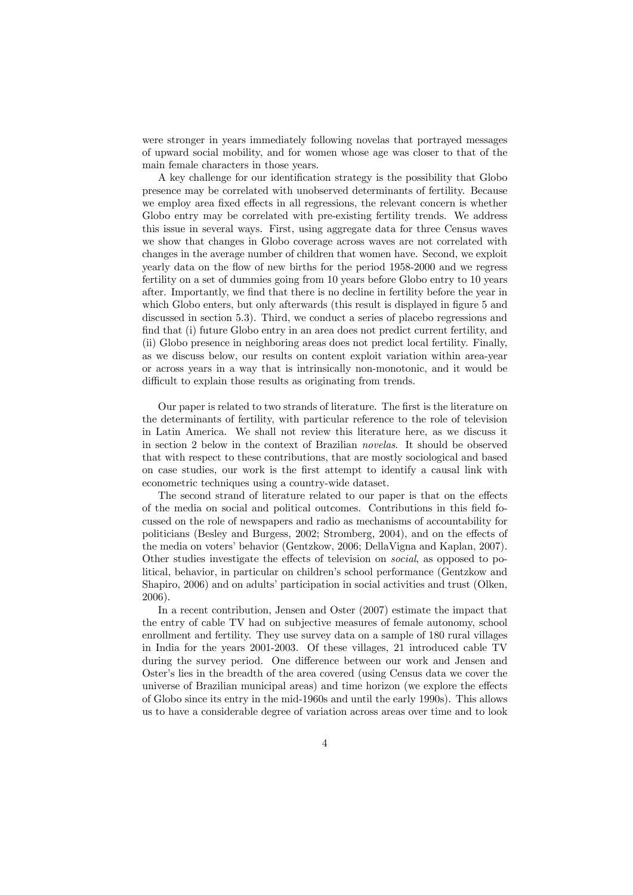were stronger in years immediately following novelas that portrayed messages of upward social mobility, and for women whose age was closer to that of the main female characters in those years.

A key challenge for our identification strategy is the possibility that Globo presence may be correlated with unobserved determinants of fertility. Because we employ area fixed effects in all regressions, the relevant concern is whether Globo entry may be correlated with pre-existing fertility trends. We address this issue in several ways. First, using aggregate data for three Census waves we show that changes in Globo coverage across waves are not correlated with changes in the average number of children that women have. Second, we exploit yearly data on the flow of new births for the period 1958-2000 and we regress fertility on a set of dummies going from 10 years before Globo entry to 10 years after. Importantly, we find that there is no decline in fertility before the year in which Globo enters, but only afterwards (this result is displayed in figure 5 and discussed in section 5.3). Third, we conduct a series of placebo regressions and find that (i) future Globo entry in an area does not predict current fertility, and (ii) Globo presence in neighboring areas does not predict local fertility. Finally, as we discuss below, our results on content exploit variation within area-year or across years in a way that is intrinsically non-monotonic, and it would be difficult to explain those results as originating from trends.

Our paper is related to two strands of literature. The first is the literature on the determinants of fertility, with particular reference to the role of television in Latin America. We shall not review this literature here, as we discuss it in section 2 below in the context of Brazilian *novelas*. It should be observed that with respect to these contributions, that are mostly sociological and based on case studies, our work is the first attempt to identify a causal link with econometric techniques using a country-wide dataset.

The second strand of literature related to our paper is that on the effects of the media on social and political outcomes. Contributions in this field focussed on the role of newspapers and radio as mechanisms of accountability for politicians (Besley and Burgess, 2002; Stromberg, 2004), and on the effects of the media on voters' behavior (Gentzkow, 2006; DellaVigna and Kaplan, 2007). Other studies investigate the effects of television on *social*, as opposed to political, behavior, in particular on children's school performance (Gentzkow and Shapiro, 2006) and on adults' participation in social activities and trust (Olken, 2006).

In a recent contribution, Jensen and Oster (2007) estimate the impact that the entry of cable TV had on subjective measures of female autonomy, school enrollment and fertility. They use survey data on a sample of 180 rural villages in India for the years 2001-2003. Of these villages, 21 introduced cable TV during the survey period. One difference between our work and Jensen and Oster's lies in the breadth of the area covered (using Census data we cover the universe of Brazilian municipal areas) and time horizon (we explore the effects of Globo since its entry in the mid-1960s and until the early 1990s). This allows us to have a considerable degree of variation across areas over time and to look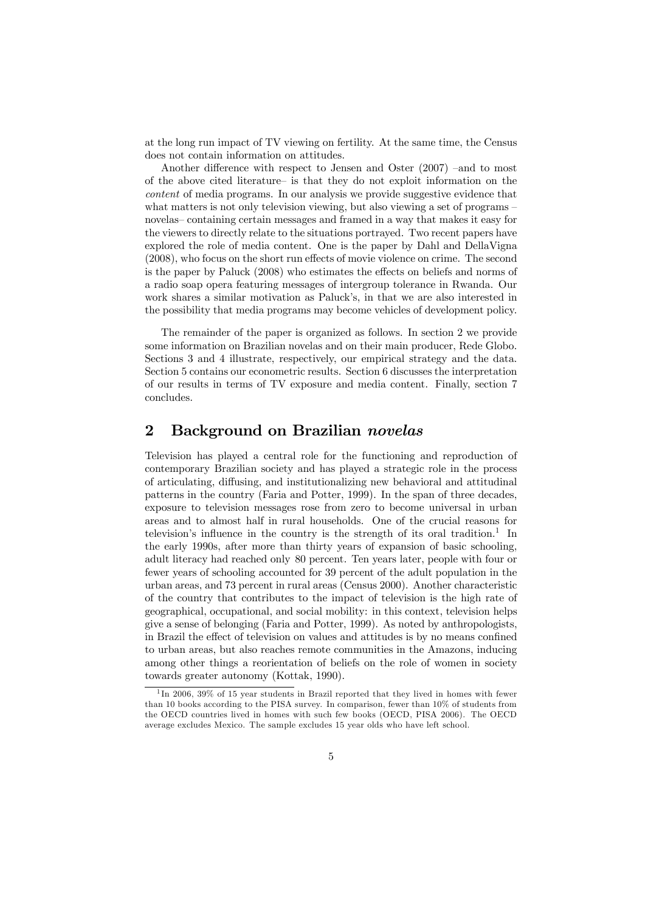at the long run impact of TV viewing on fertility. At the same time, the Census does not contain information on attitudes.

Another difference with respect to Jensen and Oster (2007) –and to most of the above cited literature– is that they do not exploit information on the *content* of media programs. In our analysis we provide suggestive evidence that what matters is not only television viewing, but also viewing a set of programs – novelas– containing certain messages and framed in a way that makes it easy for the viewers to directly relate to the situations portrayed. Two recent papers have explored the role of media content. One is the paper by Dahl and DellaVigna (2008), who focus on the short run effects of movie violence on crime. The second is the paper by Paluck (2008) who estimates the effects on beliefs and norms of a radio soap opera featuring messages of intergroup tolerance in Rwanda. Our work shares a similar motivation as Paluck's, in that we are also interested in the possibility that media programs may become vehicles of development policy.

The remainder of the paper is organized as follows. In section 2 we provide some information on Brazilian novelas and on their main producer, Rede Globo. Sections 3 and 4 illustrate, respectively, our empirical strategy and the data. Section 5 contains our econometric results. Section 6 discusses the interpretation of our results in terms of TV exposure and media content. Finally, section 7 concludes.

## 2 Background on Brazilian *novelas*

Television has played a central role for the functioning and reproduction of contemporary Brazilian society and has played a strategic role in the process of articulating, diffusing, and institutionalizing new behavioral and attitudinal patterns in the country (Faria and Potter, 1999). In the span of three decades, exposure to television messages rose from zero to become universal in urban areas and to almost half in rural households. One of the crucial reasons for television's influence in the country is the strength of its oral tradition.[1] In the early 1990s, after more than thirty years of expansion of basic schooling, adult literacy had reached only 80 percent. Ten years later, people with four or fewer years of schooling accounted for 39 percent of the adult population in the urban areas, and 73 percent in rural areas (Census 2000). Another characteristic of the country that contributes to the impact of television is the high rate of geographical, occupational, and social mobility: in this context, television helps give a sense of belonging (Faria and Potter, 1999). As noted by anthropologists, in Brazil the effect of television on values and attitudes is by no means confined to urban areas, but also reaches remote communities in the Amazons, inducing among other things a reorientation of beliefs on the role of women in society towards greater autonomy (Kottak, 1990).

[1] In 2006, 39% of 15 year students in Brazil reported that they lived in homes with fewer than 10 books according to the PISA survey. In comparison, fewer than 10% of students from the OECD countries lived in homes with such few books (OECD, PISA 2006). The OECD average excludes Mexico. The sample excludes 15 year olds who have left school.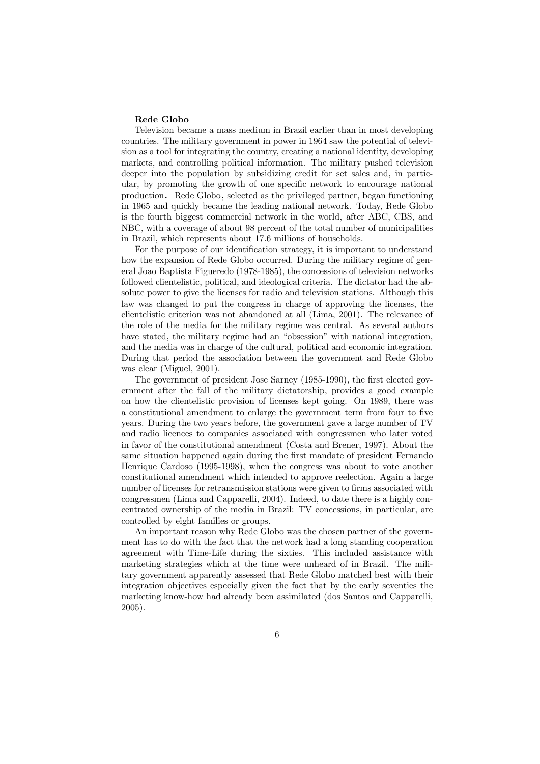**Rede Globo**

Television became a mass medium in Brazil earlier than in most developing countries. The military government in power in 1964 saw the potential of television as a tool for integrating the country, creating a national identity, developing markets, and controlling political information. The military pushed television deeper into the population by subsidizing credit for set sales and, in particular, by promoting the growth of one specific network to encourage national production. Rede Globo, selected as the privileged partner, began functioning in 1965 and quickly became the leading national network. Today, Rede Globo is the fourth biggest commercial network in the world, after ABC, CBS, and NBC, with a coverage of about 98 percent of the total number of municipalities in Brazil, which represents about 17.6 millions of households.

For the purpose of our identification strategy, it is important to understand how the expansion of Rede Globo occurred. During the military regime of general Joao Baptista Figueredo (1978-1985), the concessions of television networks followed clientelistic, political, and ideological criteria. The dictator had the absolute power to give the licenses for radio and television stations. Although this law was changed to put the congress in charge of approving the licenses, the clientelistic criterion was not abandoned at all (Lima, 2001). The relevance of the role of the media for the military regime was central. As several authors have stated, the military regime had an "obsession" with national integration, and the media was in charge of the cultural, political and economic integration. During that period the association between the government and Rede Globo was clear (Miguel, 2001).

The government of president Jose Sarney (1985-1990), the first elected government after the fall of the military dictatorship, provides a good example on how the clientelistic provision of licenses kept going. On 1989, there was a constitutional amendment to enlarge the government term from four to five years. During the two years before, the government gave a large number of TV and radio licences to companies associated with congressmen who later voted in favor of the constitutional amendment (Costa and Brener, 1997). About the same situation happened again during the first mandate of president Fernando Henrique Cardoso (1995-1998), when the congress was about to vote another constitutional amendment which intended to approve reelection. Again a large number of licenses for retransmission stations were given to firms associated with congressmen (Lima and Capparelli, 2004). Indeed, to date there is a highly concentrated ownership of the media in Brazil: TV concessions, in particular, are controlled by eight families or groups.

An important reason why Rede Globo was the chosen partner of the government has to do with the fact that the network had a long standing cooperation agreement with Time-Life during the sixties. This included assistance with marketing strategies which at the time were unheard of in Brazil. The military government apparently assessed that Rede Globo matched best with their integration objectives especially given the fact that by the early seventies the marketing know-how had already been assimilated (dos Santos and Capparelli, 2005).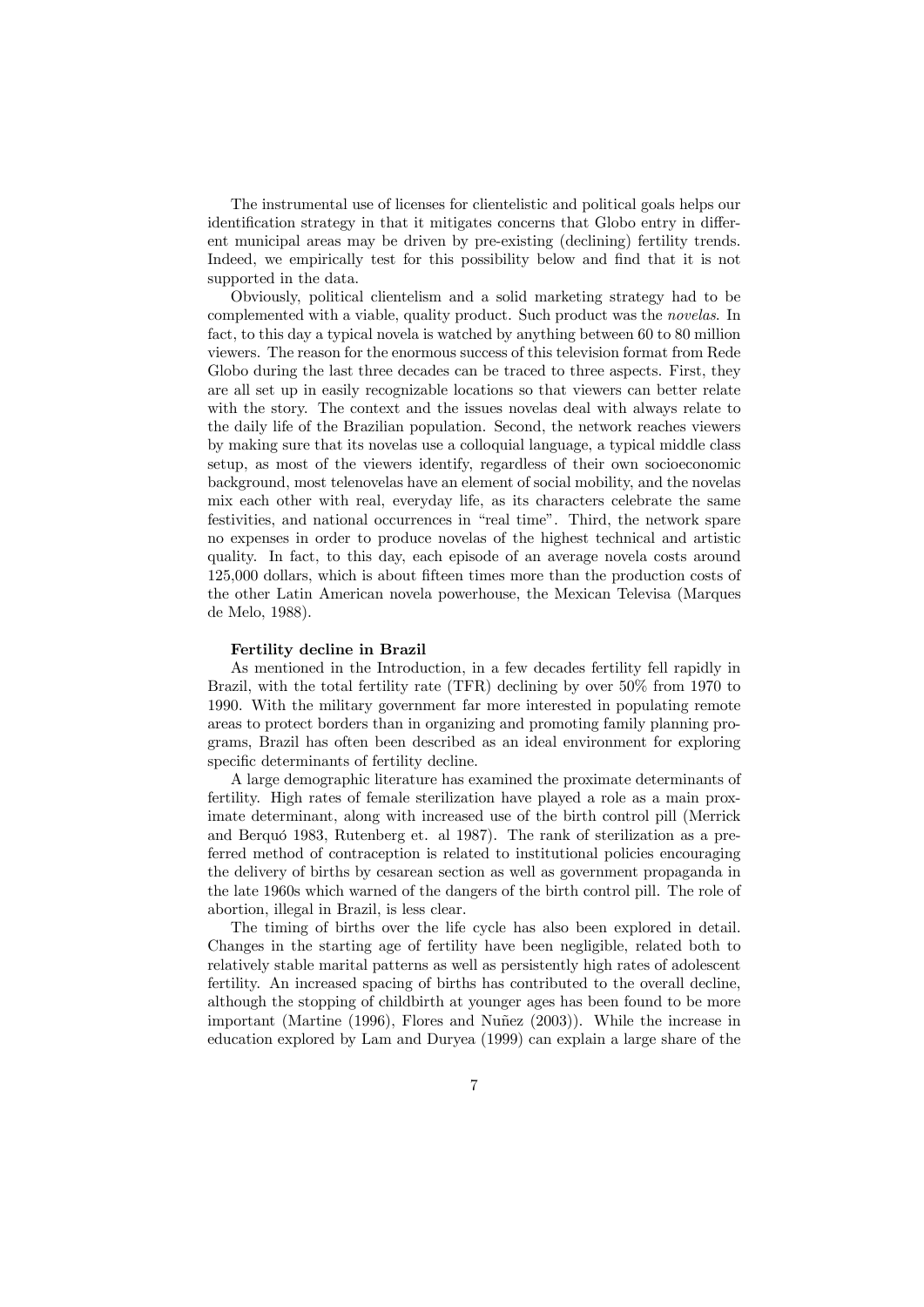The instrumental use of licenses for clientelistic and political goals helps our identification strategy in that it mitigates concerns that Globo entry in different municipal areas may be driven by pre-existing (declining) fertility trends. Indeed, we empirically test for this possibility below and find that it is not supported in the data.

Obviously, political clientelism and a solid marketing strategy had to be complemented with a viable, quality product. Such product was the *novelas*. In fact, to this day a typical novela is watched by anything between 60 to 80 million viewers. The reason for the enormous success of this television format from Rede Globo during the last three decades can be traced to three aspects. First, they are all set up in easily recognizable locations so that viewers can better relate with the story. The context and the issues novelas deal with always relate to the daily life of the Brazilian population. Second, the network reaches viewers by making sure that its novelas use a colloquial language, a typical middle class setup, as most of the viewers identify, regardless of their own socioeconomic background, most telenovelas have an element of social mobility, and the novelas mix each other with real, everyday life, as its characters celebrate the same festivities, and national occurrences in "real time". Third, the network spare no expenses in order to produce novelas of the highest technical and artistic quality. In fact, to this day, each episode of an average novela costs around 125,000 dollars, which is about fifteen times more than the production costs of the other Latin American novela powerhouse, the Mexican Televisa (Marques de Melo, 1988).

**Fertility decline in Brazil**

As mentioned in the Introduction, in a few decades fertility fell rapidly in Brazil, with the total fertility rate (TFR) declining by over 50% from 1970 to 1990. With the military government far more interested in populating remote areas to protect borders than in organizing and promoting family planning programs, Brazil has often been described as an ideal environment for exploring specific determinants of fertility decline.

A large demographic literature has examined the proximate determinants of fertility. High rates of female sterilization have played a role as a main proximate determinant, along with increased use of the birth control pill (Merrick and Berquó 1983, Rutenberg et. al 1987). The rank of sterilization as a preferred method of contraception is related to institutional policies encouraging the delivery of births by cesarean section as well as government propaganda in the late 1960s which warned of the dangers of the birth control pill. The role of abortion, illegal in Brazil, is less clear.

The timing of births over the life cycle has also been explored in detail. Changes in the starting age of fertility have been negligible, related both to relatively stable marital patterns as well as persistently high rates of adolescent fertility. An increased spacing of births has contributed to the overall decline, although the stopping of childbirth at younger ages has been found to be more important (Martine (1996), Flores and Nuñez (2003)). While the increase in education explored by Lam and Duryea (1999) can explain a large share of the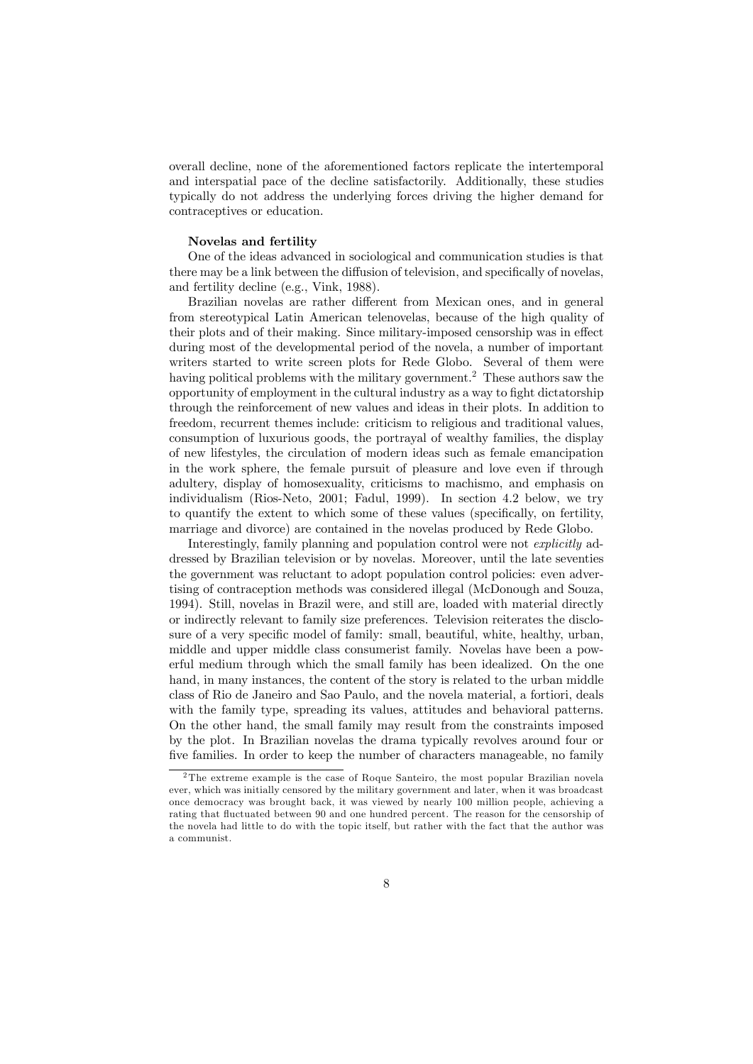overall decline, none of the aforementioned factors replicate the intertemporal and interspatial pace of the decline satisfactorily. Additionally, these studies typically do not address the underlying forces driving the higher demand for contraceptives or education.

**Novelas and fertility**

One of the ideas advanced in sociological and communication studies is that there may be a link between the diffusion of television, and specifically of novelas, and fertility decline (e.g., Vink, 1988).

Brazilian novelas are rather different from Mexican ones, and in general from stereotypical Latin American telenovelas, because of the high quality of their plots and of their making. Since military-imposed censorship was in effect during most of the developmental period of the novela, a number of important writers started to write screen plots for Rede Globo. Several of them were having political problems with the military government.[2] These authors saw the opportunity of employment in the cultural industry as a way to fight dictatorship through the reinforcement of new values and ideas in their plots. In addition to freedom, recurrent themes include: criticism to religious and traditional values, consumption of luxurious goods, the portrayal of wealthy families, the display of new lifestyles, the circulation of modern ideas such as female emancipation in the work sphere, the female pursuit of pleasure and love even if through adultery, display of homosexuality, criticisms to machismo, and emphasis on individualism (Rios-Neto, 2001; Fadul, 1999). In section 4.2 below, we try to quantify the extent to which some of these values (specifically, on fertility, marriage and divorce) are contained in the novelas produced by Rede Globo.

Interestingly, family planning and population control were not *explicitly* addressed by Brazilian television or by novelas. Moreover, until the late seventies the government was reluctant to adopt population control policies: even advertising of contraception methods was considered illegal (McDonough and Souza, 1994). Still, novelas in Brazil were, and still are, loaded with material directly or indirectly relevant to family size preferences. Television reiterates the disclosure of a very specific model of family: small, beautiful, white, healthy, urban, middle and upper middle class consumerist family. Novelas have been a powerful medium through which the small family has been idealized. On the one hand, in many instances, the content of the story is related to the urban middle class of Rio de Janeiro and Sao Paulo, and the novela material, a fortiori, deals with the family type, spreading its values, attitudes and behavioral patterns. On the other hand, the small family may result from the constraints imposed by the plot. In Brazilian novelas the drama typically revolves around four or five families. In order to keep the number of characters manageable, no family

[2] The extreme example is the case of Roque Santeiro, the most popular Brazilian novela ever, which was initially censored by the military government and later, when it was broadcast once democracy was brought back, it was viewed by nearly 100 million people, achieving a rating that fluctuated between 90 and one hundred percent. The reason for the censorship of the novela had little to do with the topic itself, but rather with the fact that the author was a communist.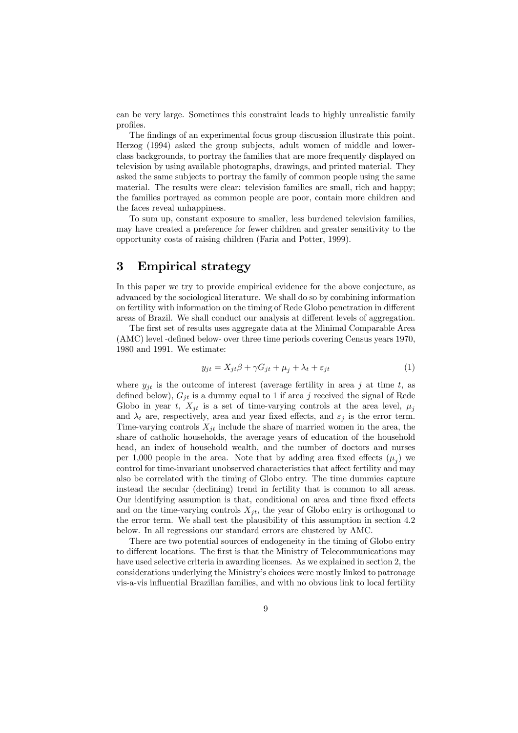can be very large. Sometimes this constraint leads to highly unrealistic family profiles.

The findings of an experimental focus group discussion illustrate this point. Herzog (1994) asked the group subjects, adult women of middle and lower-class backgrounds, to portray the families that are more frequently displayed on television by using available photographs, drawings, and printed material. They asked the same subjects to portray the family of common people using the same material. The results were clear: television families are small, rich and happy; the families portrayed as common people are poor, contain more children and the faces reveal unhappiness.

To sum up, constant exposure to smaller, less burdened television families, may have created a preference for fewer children and greater sensitivity to the opportunity costs of raising children (Faria and Potter, 1999).

# 3 Empirical strategy

In this paper we try to provide empirical evidence for the above conjecture, as advanced by the sociological literature. We shall do so by combining information on fertility with information on the timing of Rede Globo penetration in different areas of Brazil. We shall conduct our analysis at different levels of aggregation.

The first set of results uses aggregate data at the Minimal Comparable Area (AMC) level -defined below- over three time periods covering Census years 1970, 1980 and 1991. We estimate:

$$y_{jt} = X_{jt}\beta + \gamma G_{jt} + \mu_j + \lambda_t + \varepsilon_{jt} \tag{1}$$

where $y_{jt}$ is the outcome of interest (average fertility in area $j$ at time $t$, as defined below), $G_{jt}$ is a dummy equal to 1 if area $j$ received the signal of Rede Globo in year $t$, $X_{jt}$ is a set of time-varying controls at the area level, $\mu_j$ and $\lambda_t$ are, respectively, area and year fixed effects, and $\varepsilon_j$ is the error term. Time-varying controls $X_{jt}$ include the share of married women in the area, the share of catholic households, the average years of education of the household head, an index of household wealth, and the number of doctors and nurses per 1,000 people in the area. Note that by adding area fixed effects ($\mu_j$) we control for time-invariant unobserved characteristics that affect fertility and may also be correlated with the timing of Globo entry. The time dummies capture instead the secular (declining) trend in fertility that is common to all areas. Our identifying assumption is that, conditional on area and time fixed effects and on the time-varying controls $X_{jt}$, the year of Globo entry is orthogonal to the error term. We shall test the plausibility of this assumption in section 4.2 below. In all regressions our standard errors are clustered by AMC.

There are two potential sources of endogeneity in the timing of Globo entry to different locations. The first is that the Ministry of Telecommunications may have used selective criteria in awarding licenses. As we explained in section 2, the considerations underlying the Ministry's choices were mostly linked to patronage vis-a-vis influential Brazilian families, and with no obvious link to local fertility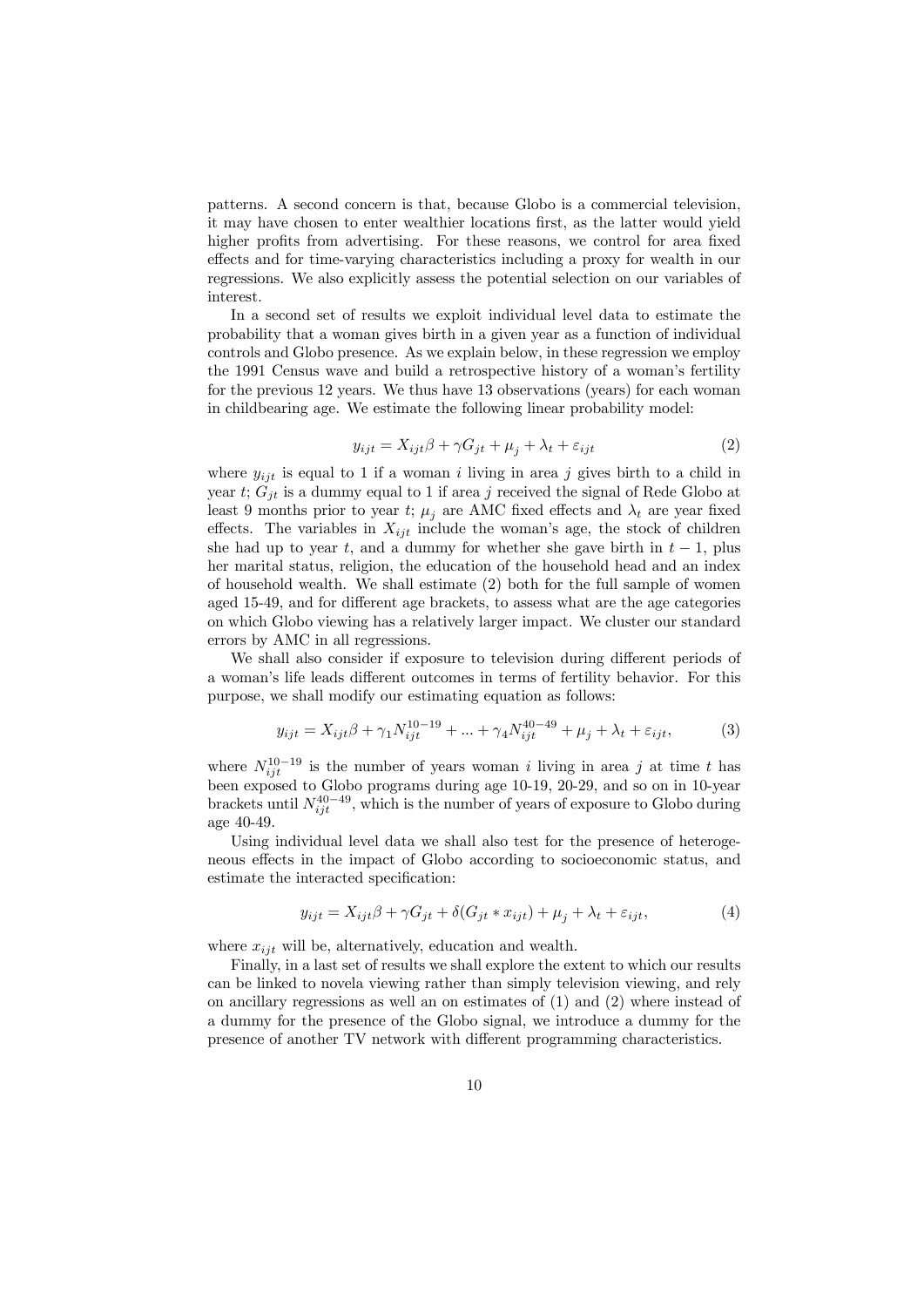patterns. A second concern is that, because Globo is a commercial television, it may have chosen to enter wealthier locations first, as the latter would yield higher profits from advertising. For these reasons, we control for area fixed effects and for time-varying characteristics including a proxy for wealth in our regressions. We also explicitly assess the potential selection on our variables of interest.

In a second set of results we exploit individual level data to estimate the probability that a woman gives birth in a given year as a function of individual controls and Globo presence. As we explain below, in these regression we employ the 1991 Census wave and build a retrospective history of a woman's fertility for the previous 12 years. We thus have 13 observations (years) for each woman in childbearing age. We estimate the following linear probability model:

$$y_{ijt} = X_{ijt}\beta + \gamma G_{jt} + \mu_j + \lambda_t + \varepsilon_{ijt} \tag{2}$$

where $y_{ijt}$ is equal to 1 if a woman $i$ living in area $j$ gives birth to a child in year $t$; $G_{jt}$ is a dummy equal to 1 if area $j$ received the signal of Rede Globo at least 9 months prior to year $t$; $\mu_j$ are AMC fixed effects and $\lambda_t$ are year fixed effects. The variables in $X_{ijt}$ include the woman's age, the stock of children she had up to year $t$, and a dummy for whether she gave birth in $t-1$, plus her marital status, religion, the education of the household head and an index of household wealth. We shall estimate (2) both for the full sample of women aged 15-49, and for different age brackets, to assess what are the age categories on which Globo viewing has a relatively larger impact. We cluster our standard errors by AMC in all regressions.

We shall also consider if exposure to television during different periods of a woman's life leads different outcomes in terms of fertility behavior. For this purpose, we shall modify our estimating equation as follows:

$$y_{ijt} = X_{ijt}\beta + \gamma_1 N_{ijt}^{10-19} + ... + \gamma_4 N_{ijt}^{40-49} + \mu_j + \lambda_t + \varepsilon_{ijt}, \tag{3}$$

where $N_{ijt}^{10-19}$ is the number of years woman $i$ living in area $j$ at time $t$ has been exposed to Globo programs during age 10-19, 20-29, and so on in 10-year brackets until $N_{ijt}^{40-49}$, which is the number of years of exposure to Globo during age 40-49.

Using individual level data we shall also test for the presence of heterogeneous effects in the impact of Globo according to socioeconomic status, and estimate the interacted specification:

$$y_{ijt} = X_{ijt}\beta + \gamma G_{jt} + \delta(G_{jt} * x_{ijt}) + \mu_j + \lambda_t + \varepsilon_{ijt}, \tag{4}$$

where $x_{ijt}$ will be, alternatively, education and wealth.

Finally, in a last set of results we shall explore the extent to which our results can be linked to novela viewing rather than simply television viewing, and rely on ancillary regressions as well an on estimates of (1) and (2) where instead of a dummy for the presence of the Globo signal, we introduce a dummy for the presence of another TV network with different programming characteristics.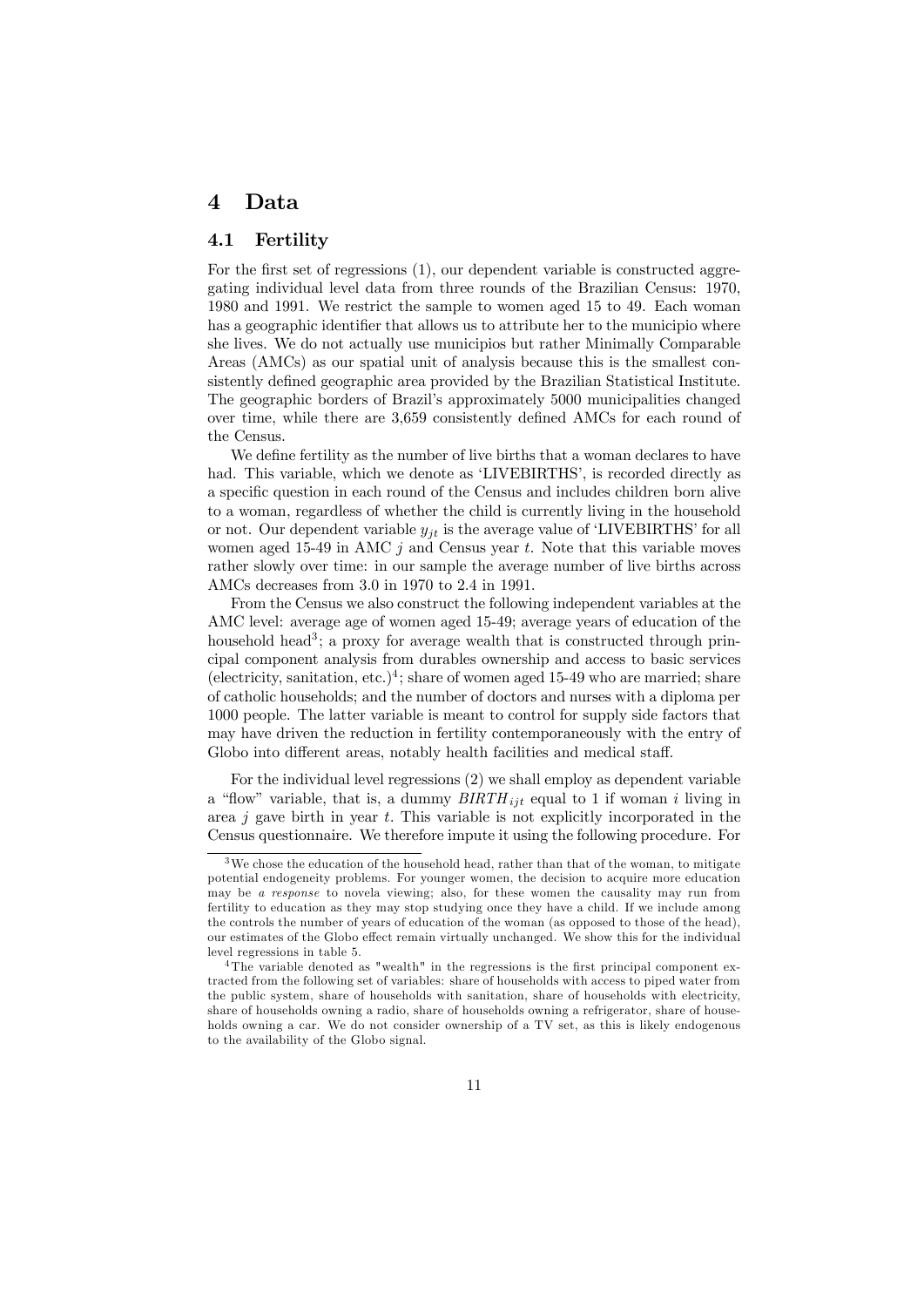# 4 Data

## 4.1 Fertility

For the first set of regressions (1), our dependent variable is constructed aggregating individual level data from three rounds of the Brazilian Census: 1970, 1980 and 1991. We restrict the sample to women aged 15 to 49. Each woman has a geographic identifier that allows us to attribute her to the municipio where she lives. We do not actually use municipios but rather Minimally Comparable Areas (AMCs) as our spatial unit of analysis because this is the smallest consistently defined geographic area provided by the Brazilian Statistical Institute. The geographic borders of Brazil's approximately 5000 municipalities changed over time, while there are 3,659 consistently defined AMCs for each round of the Census.

We define fertility as the number of live births that a woman declares to have had. This variable, which we denote as 'LIVEBIRTHS', is recorded directly as a specific question in each round of the Census and includes children born alive to a woman, regardless of whether the child is currently living in the household or not. Our dependent variable $y_{jt}$ is the average value of 'LIVEBIRTHS' for all women aged 15-49 in AMC $j$ and Census year $t$. Note that this variable moves rather slowly over time: in our sample the average number of live births across AMCs decreases from 3.0 in 1970 to 2.4 in 1991.

From the Census we also construct the following independent variables at the AMC level: average age of women aged 15-49; average years of education of the household head[3]; a proxy for average wealth that is constructed through principal component analysis from durables ownership and access to basic services (electricity, sanitation, etc.)[4]; share of women aged 15-49 who are married; share of catholic households; and the number of doctors and nurses with a diploma per 1000 people. The latter variable is meant to control for supply side factors that may have driven the reduction in fertility contemporaneously with the entry of Globo into different areas, notably health facilities and medical staff.

For the individual level regressions (2) we shall employ as dependent variable a "flow" variable, that is, a dummy $BIRTH_{ijt}$ equal to 1 if woman $i$ living in area $j$ gave birth in year $t$. This variable is not explicitly incorporated in the Census questionnaire. We therefore impute it using the following procedure. For

---

[3] We chose the education of the household head, rather than that of the woman, to mitigate potential endogeneity problems. For younger women, the decision to acquire more education may be *a response* to novela viewing; also, for these women the causality may run from fertility to education as they may stop studying once they have a child. If we include among the controls the number of years of education of the woman (as opposed to those of the head), our estimates of the Globo effect remain virtually unchanged. We show this for the individual level regressions in table 5.

[4] The variable denoted as "wealth" in the regressions is the first principal component extracted from the following set of variables: share of households with access to piped water from the public system, share of households with sanitation, share of households with electricity, share of households owning a radio, share of households owning a refrigerator, share of households owning a car. We do not consider ownership of a TV set, as this is likely endogenous to the availability of the Globo signal.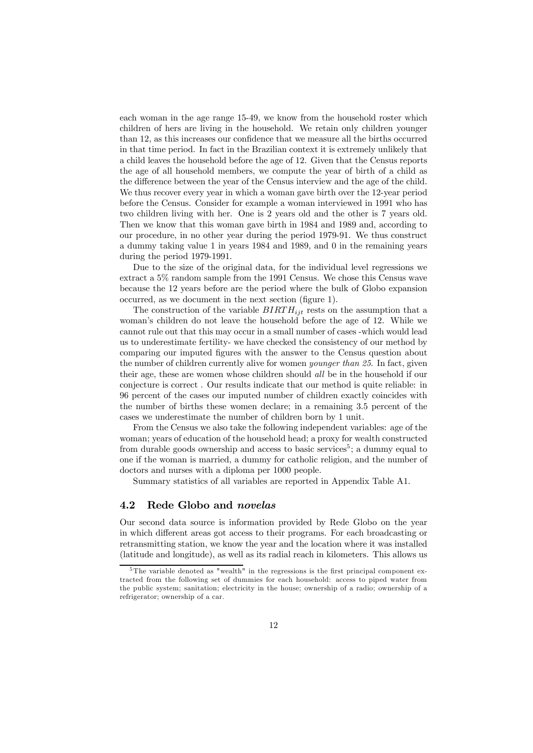each woman in the age range 15-49, we know from the household roster which children of hers are living in the household. We retain only children younger than 12, as this increases our confidence that we measure all the births occurred in that time period. In fact in the Brazilian context it is extremely unlikely that a child leaves the household before the age of 12. Given that the Census reports the age of all household members, we compute the year of birth of a child as the difference between the year of the Census interview and the age of the child. We thus recover every year in which a woman gave birth over the 12-year period before the Census. Consider for example a woman interviewed in 1991 who has two children living with her. One is 2 years old and the other is 7 years old. Then we know that this woman gave birth in 1984 and 1989 and, according to our procedure, in no other year during the period 1979-91. We thus construct a dummy taking value 1 in years 1984 and 1989, and 0 in the remaining years during the period 1979-1991.

Due to the size of the original data, for the individual level regressions we extract a 5% random sample from the 1991 Census. We chose this Census wave because the 12 years before are the period where the bulk of Globo expansion occurred, as we document in the next section (figure 1).

The construction of the variable $BIRTH_{ijt}$ rests on the assumption that a woman's children do not leave the household before the age of 12. While we cannot rule out that this may occur in a small number of cases -which would lead us to underestimate fertility- we have checked the consistency of our method by comparing our imputed figures with the answer to the Census question about the number of children currently alive for women *younger than 25*. In fact, given their age, these are women whose children should *all* be in the household if our conjecture is correct . Our results indicate that our method is quite reliable: in 96 percent of the cases our imputed number of children exactly coincides with the number of births these women declare; in a remaining 3.5 percent of the cases we underestimate the number of children born by 1 unit.

From the Census we also take the following independent variables: age of the woman; years of education of the household head; a proxy for wealth constructed from durable goods ownership and access to basic services[5]; a dummy equal to one if the woman is married, a dummy for catholic religion, and the number of doctors and nurses with a diploma per 1000 people.

Summary statistics of all variables are reported in Appendix Table A1.

## 4.2 Rede Globo and *novelas*

Our second data source is information provided by Rede Globo on the year in which different areas got access to their programs. For each broadcasting or retransmitting station, we know the year and the location where it was installed (latitude and longitude), as well as its radial reach in kilometers. This allows us

[5] The variable denoted as "wealth" in the regressions is the first principal component extracted from the following set of dummies for each household: access to piped water from the public system; sanitation; electricity in the house; ownership of a radio; ownership of a refrigerator; ownership of a car.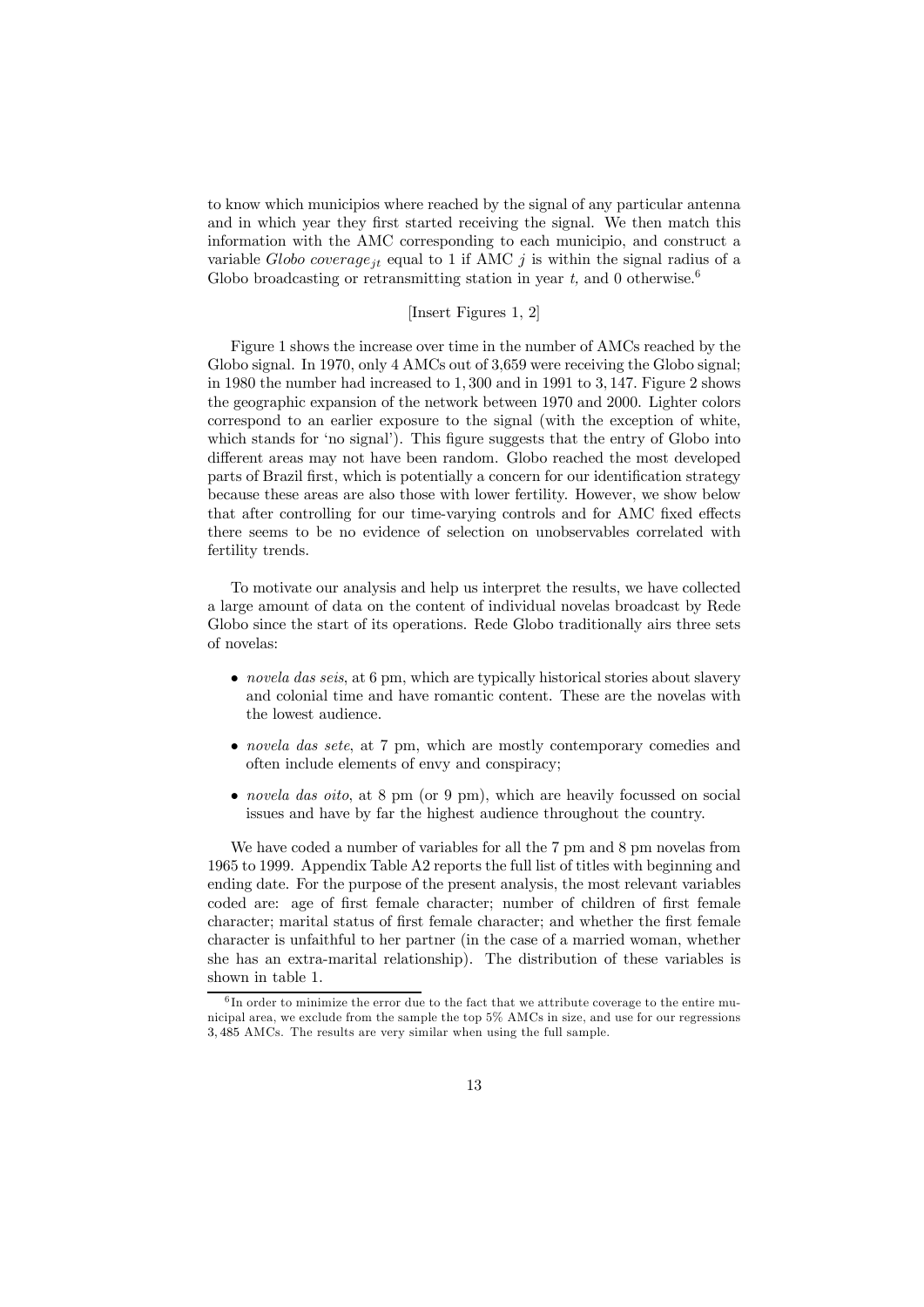to know which municipios where reached by the signal of any particular antenna and in which year they first started receiving the signal. We then match this information with the AMC corresponding to each municipio, and construct a variable *Globo coverage*$_{jt}$ equal to 1 if AMC $j$ is within the signal radius of a Globo broadcasting or retransmitting station in year $t$, and 0 otherwise.[6]

[Insert Figures 1, 2]

Figure 1 shows the increase over time in the number of AMCs reached by the Globo signal. In 1970, only 4 AMCs out of 3,659 were receiving the Globo signal; in 1980 the number had increased to 1,300 and in 1991 to 3,147. Figure 2 shows the geographic expansion of the network between 1970 and 2000. Lighter colors correspond to an earlier exposure to the signal (with the exception of white, which stands for 'no signal'). This figure suggests that the entry of Globo into different areas may not have been random. Globo reached the most developed parts of Brazil first, which is potentially a concern for our identification strategy because these areas are also those with lower fertility. However, we show below that after controlling for our time-varying controls and for AMC fixed effects there seems to be no evidence of selection on unobservables correlated with fertility trends.

To motivate our analysis and help us interpret the results, we have collected a large amount of data on the content of individual novelas broadcast by Rede Globo since the start of its operations. Rede Globo traditionally airs three sets of novelas:

- *novela das seis*, at 6 pm, which are typically historical stories about slavery and colonial time and have romantic content. These are the novelas with the lowest audience.
- *novela das sete*, at 7 pm, which are mostly contemporary comedies and often include elements of envy and conspiracy;
- *novela das oito*, at 8 pm (or 9 pm), which are heavily focussed on social issues and have by far the highest audience throughout the country.

We have coded a number of variables for all the 7 pm and 8 pm novelas from 1965 to 1999. Appendix Table A2 reports the full list of titles with beginning and ending date. For the purpose of the present analysis, the most relevant variables coded are: age of first female character; number of children of first female character; marital status of first female character; and whether the first female character is unfaithful to her partner (in the case of a married woman, whether she has an extra-marital relationship). The distribution of these variables is shown in table 1.

[6] In order to minimize the error due to the fact that we attribute coverage to the entire municipal area, we exclude from the sample the top 5% AMCs in size, and use for our regressions 3,485 AMCs. The results are very similar when using the full sample.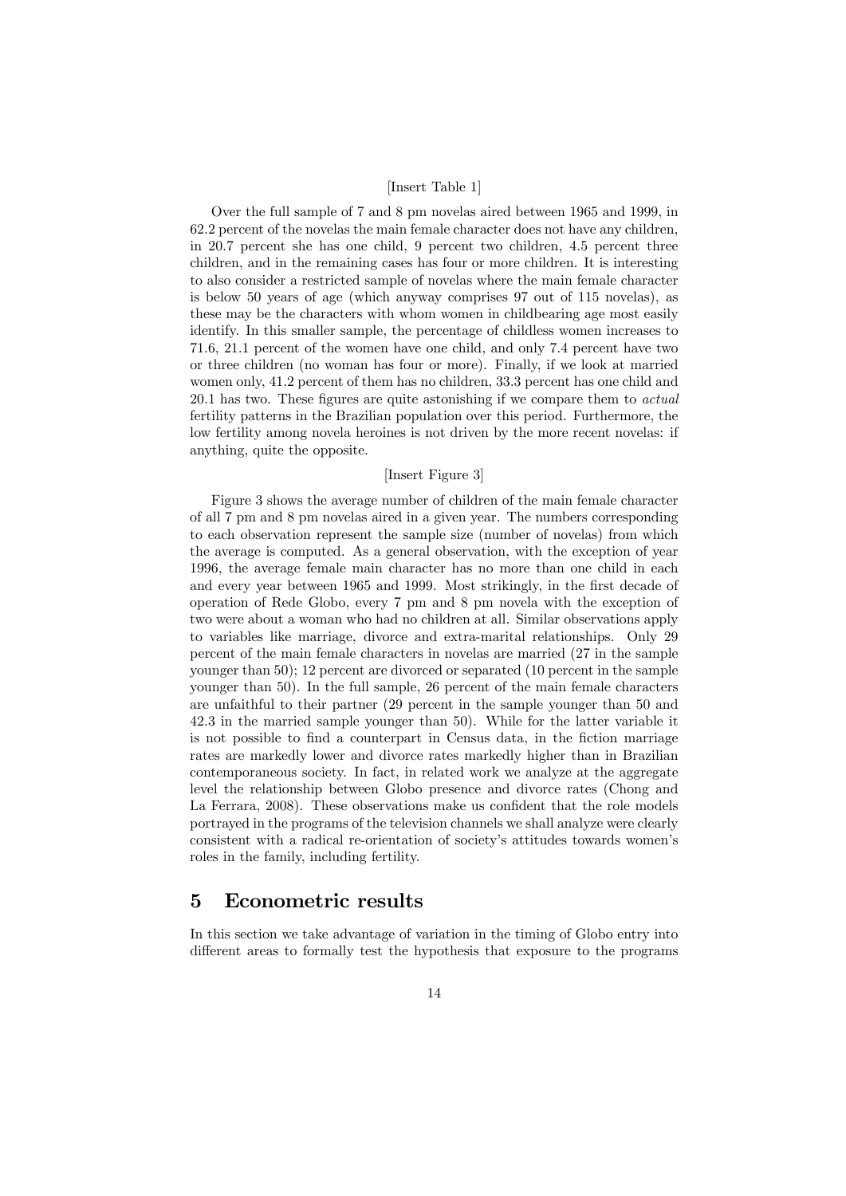[Insert Table 1]

Over the full sample of 7 and 8 pm novelas aired between 1965 and 1999, in 62.2 percent of the novelas the main female character does not have any children, in 20.7 percent she has one child, 9 percent two children, 4.5 percent three children, and in the remaining cases has four or more children. It is interesting to also consider a restricted sample of novelas where the main female character is below 50 years of age (which anyway comprises 97 out of 115 novelas), as these may be the characters with whom women in childbearing age most easily identify. In this smaller sample, the percentage of childless women increases to 71.6, 21.1 percent of the women have one child, and only 7.4 percent have two or three children (no woman has four or more). Finally, if we look at married women only, 41.2 percent of them has no children, 33.3 percent has one child and 20.1 has two. These figures are quite astonishing if we compare them to *actual* fertility patterns in the Brazilian population over this period. Furthermore, the low fertility among novela heroines is not driven by the more recent novelas: if anything, quite the opposite.

[Insert Figure 3]

Figure 3 shows the average number of children of the main female character of all 7 pm and 8 pm novelas aired in a given year. The numbers corresponding to each observation represent the sample size (number of novelas) from which the average is computed. As a general observation, with the exception of year 1996, the average female main character has no more than one child in each and every year between 1965 and 1999. Most strikingly, in the first decade of operation of Rede Globo, every 7 pm and 8 pm novela with the exception of two were about a woman who had no children at all. Similar observations apply to variables like marriage, divorce and extra-marital relationships. Only 29 percent of the main female characters in novelas are married (27 in the sample younger than 50); 12 percent are divorced or separated (10 percent in the sample younger than 50). In the full sample, 26 percent of the main female characters are unfaithful to their partner (29 percent in the sample younger than 50 and 42.3 in the married sample younger than 50). While for the latter variable it is not possible to find a counterpart in Census data, in the fiction marriage rates are markedly lower and divorce rates markedly higher than in Brazilian contemporaneous society. In fact, in related work we analyze at the aggregate level the relationship between Globo presence and divorce rates (Chong and La Ferrara, 2008). These observations make us confident that the role models portrayed in the programs of the television channels we shall analyze were clearly consistent with a radical re-orientation of society's attitudes towards women's roles in the family, including fertility.

# 5 Econometric results

In this section we take advantage of variation in the timing of Globo entry into different areas to formally test the hypothesis that exposure to the programs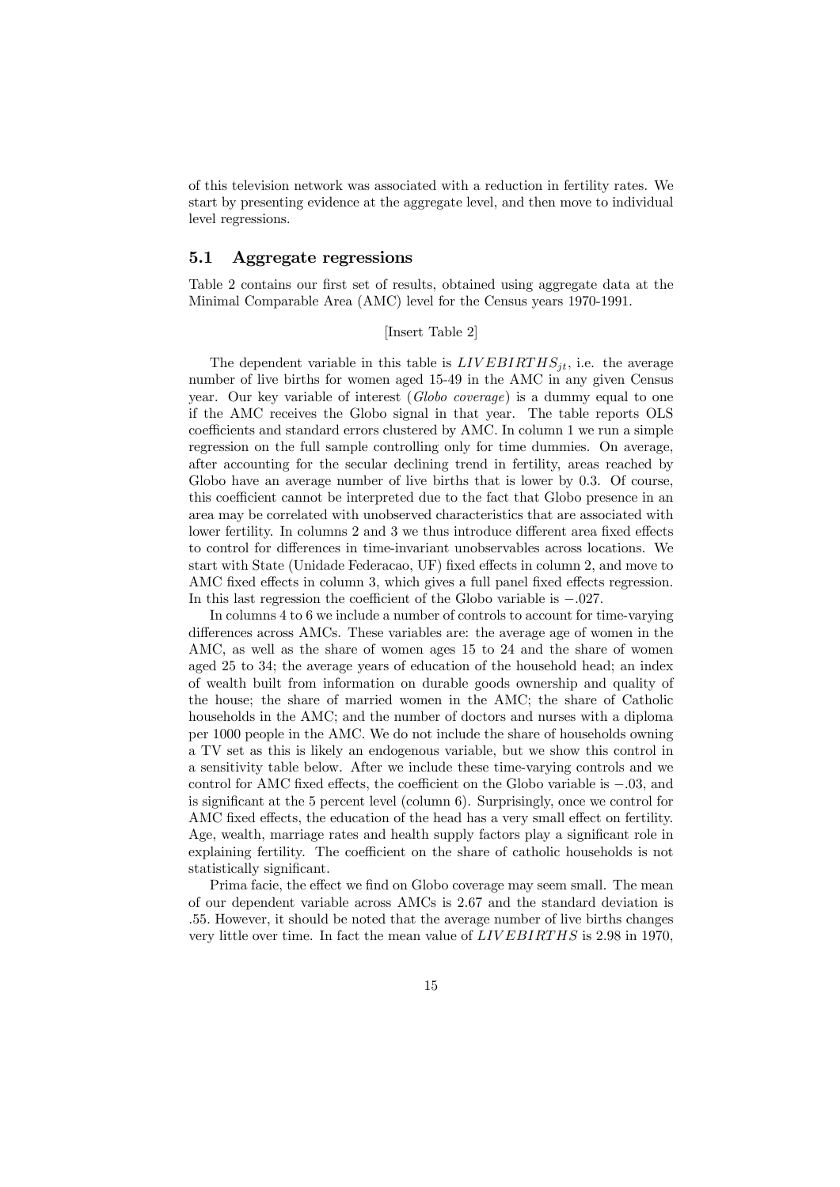of this television network was associated with a reduction in fertility rates. We start by presenting evidence at the aggregate level, and then move to individual level regressions.

### 5.1 Aggregate regressions

Table 2 contains our first set of results, obtained using aggregate data at the Minimal Comparable Area (AMC) level for the Census years 1970-1991.

[Insert Table 2]

The dependent variable in this table is $LIVEBIRTHS_{jt}$, i.e. the average number of live births for women aged 15-49 in the AMC in any given Census year. Our key variable of interest (*Globo coverage*) is a dummy equal to one if the AMC receives the Globo signal in that year. The table reports OLS coefficients and standard errors clustered by AMC. In column 1 we run a simple regression on the full sample controlling only for time dummies. On average, after accounting for the secular declining trend in fertility, areas reached by Globo have an average number of live births that is lower by 0.3. Of course, this coefficient cannot be interpreted due to the fact that Globo presence in an area may be correlated with unobserved characteristics that are associated with lower fertility. In columns 2 and 3 we thus introduce different area fixed effects to control for differences in time-invariant unobservables across locations. We start with State (Unidade Federacao, UF) fixed effects in column 2, and move to AMC fixed effects in column 3, which gives a full panel fixed effects regression. In this last regression the coefficient of the Globo variable is $-.027$.

In columns 4 to 6 we include a number of controls to account for time-varying differences across AMCs. These variables are: the average age of women in the AMC, as well as the share of women ages 15 to 24 and the share of women aged 25 to 34; the average years of education of the household head; an index of wealth built from information on durable goods ownership and quality of the house; the share of married women in the AMC; the share of Catholic households in the AMC; and the number of doctors and nurses with a diploma per 1000 people in the AMC. We do not include the share of households owning a TV set as this is likely an endogenous variable, but we show this control in a sensitivity table below. After we include these time-varying controls and we control for AMC fixed effects, the coefficient on the Globo variable is $-.03$, and is significant at the 5 percent level (column 6). Surprisingly, once we control for AMC fixed effects, the education of the head has a very small effect on fertility. Age, wealth, marriage rates and health supply factors play a significant role in explaining fertility. The coefficient on the share of catholic households is not statistically significant.

Prima facie, the effect we find on Globo coverage may seem small. The mean of our dependent variable across AMCs is 2.67 and the standard deviation is .55. However, it should be noted that the average number of live births changes very little over time. In fact the mean value of $LIVEBIRTHS$ is 2.98 in 1970,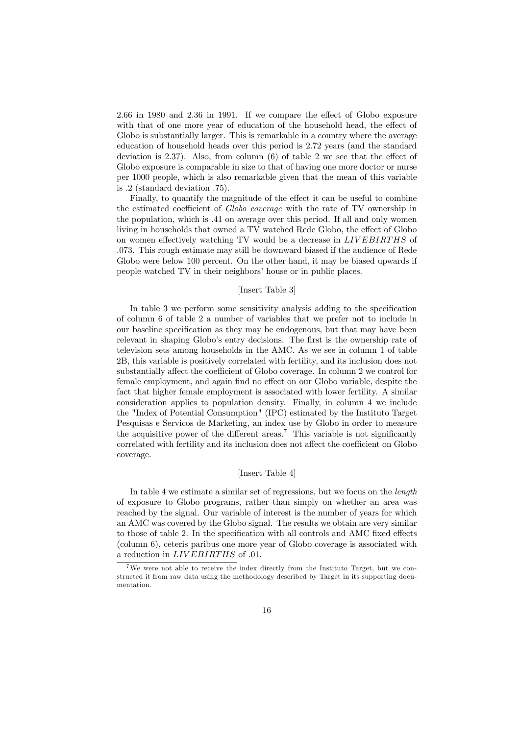2.66 in 1980 and 2.36 in 1991. If we compare the effect of Globo exposure with that of one more year of education of the household head, the effect of Globo is substantially larger. This is remarkable in a country where the average education of household heads over this period is 2.72 years (and the standard deviation is 2.37). Also, from column (6) of table 2 we see that the effect of Globo exposure is comparable in size to that of having one more doctor or nurse per 1000 people, which is also remarkable given that the mean of this variable is .2 (standard deviation .75).

Finally, to quantify the magnitude of the effect it can be useful to combine the estimated coefficient of *Globo coverage* with the rate of TV ownership in the population, which is .41 on average over this period. If all and only women living in households that owned a TV watched Rede Globo, the effect of Globo on women effectively watching TV would be a decrease in $LIVEBIRTHS$ of .073. This rough estimate may still be downward biased if the audience of Rede Globo were below 100 percent. On the other hand, it may be biased upwards if people watched TV in their neighbors' house or in public places.

[Insert Table 3]

In table 3 we perform some sensitivity analysis adding to the specification of column 6 of table 2 a number of variables that we prefer not to include in our baseline specification as they may be endogenous, but that may have been relevant in shaping Globo's entry decisions. The first is the ownership rate of television sets among households in the AMC. As we see in column 1 of table 2B, this variable is positively correlated with fertility, and its inclusion does not substantially affect the coefficient of Globo coverage. In column 2 we control for female employment, and again find no effect on our Globo variable, despite the fact that higher female employment is associated with lower fertility. A similar consideration applies to population density. Finally, in column 4 we include the "Index of Potential Consumption" (IPC) estimated by the Instituto Target Pesquisas e Servicos de Marketing, an index use by Globo in order to measure the acquisitive power of the different areas.[7] This variable is not significantly correlated with fertility and its inclusion does not affect the coefficient on Globo coverage.

[Insert Table 4]

In table 4 we estimate a similar set of regressions, but we focus on the *length* of exposure to Globo programs, rather than simply on whether an area was reached by the signal. Our variable of interest is the number of years for which an AMC was covered by the Globo signal. The results we obtain are very similar to those of table 2. In the specification with all controls and AMC fixed effects (column 6), ceteris paribus one more year of Globo coverage is associated with a reduction in $LIVEBIRTHS$ of .01.

[7] We were not able to receive the index directly from the Instituto Target, but we constructed it from raw data using the methodology described by Target in its supporting documentation.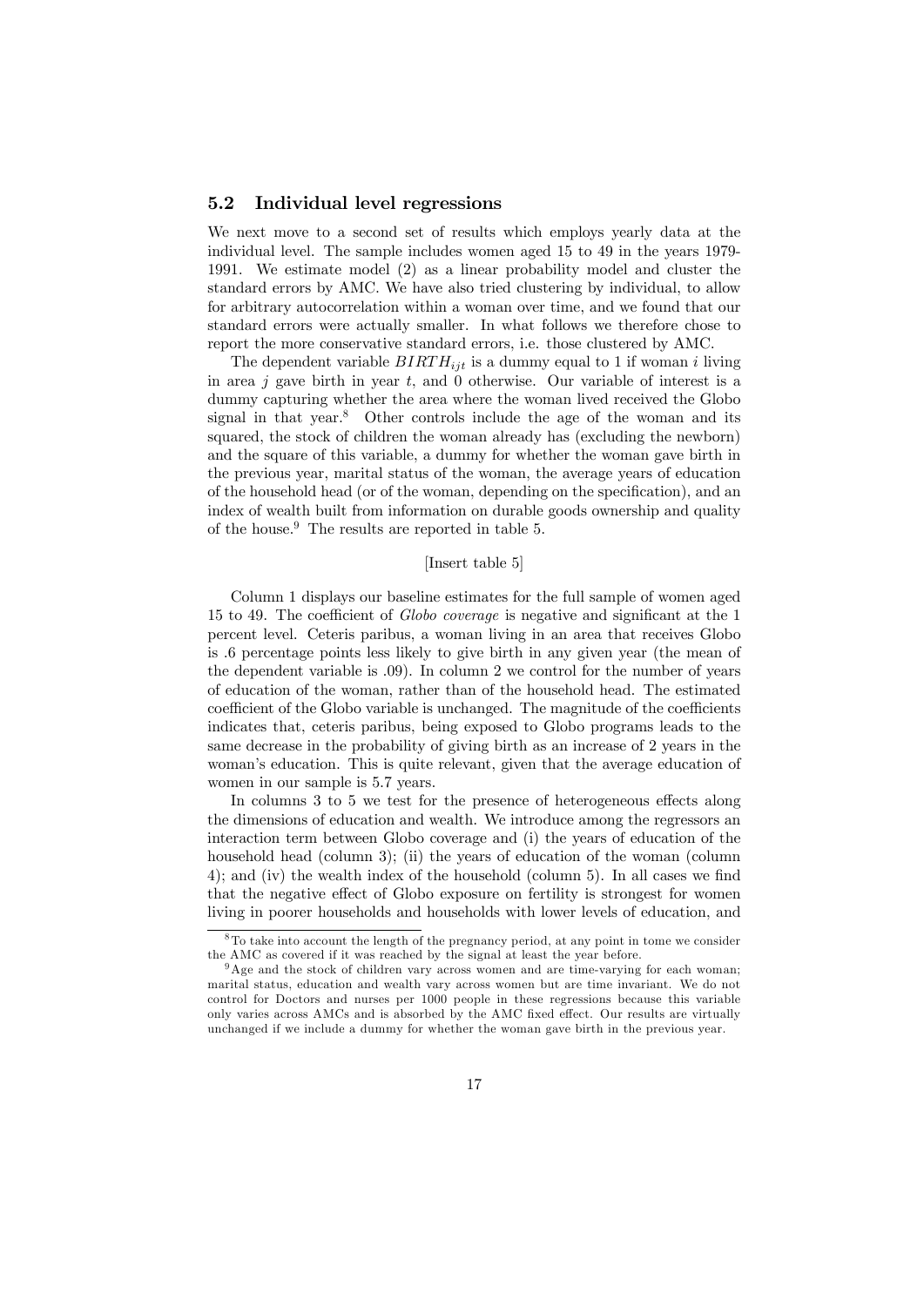### 5.2 Individual level regressions

We next move to a second set of results which employs yearly data at the individual level. The sample includes women aged 15 to 49 in the years 1979-1991. We estimate model (2) as a linear probability model and cluster the standard errors by AMC. We have also tried clustering by individual, to allow for arbitrary autocorrelation within a woman over time, and we found that our standard errors were actually smaller. In what follows we therefore chose to report the more conservative standard errors, i.e. those clustered by AMC.

The dependent variable $BIRTH_{ijt}$ is a dummy equal to 1 if woman $i$ living in area $j$ gave birth in year $t$, and 0 otherwise. Our variable of interest is a dummy capturing whether the area where the woman lived received the Globo signal in that year.[8] Other controls include the age of the woman and its squared, the stock of children the woman already has (excluding the newborn) and the square of this variable, a dummy for whether the woman gave birth in the previous year, marital status of the woman, the average years of education of the household head (or of the woman, depending on the specification), and an index of wealth built from information on durable goods ownership and quality of the house.[9] The results are reported in table 5.

[Insert table 5]

Column 1 displays our baseline estimates for the full sample of women aged 15 to 49. The coefficient of *Globo coverage* is negative and significant at the 1 percent level. Ceteris paribus, a woman living in an area that receives Globo is .6 percentage points less likely to give birth in any given year (the mean of the dependent variable is .09). In column 2 we control for the number of years of education of the woman, rather than of the household head. The estimated coefficient of the Globo variable is unchanged. The magnitude of the coefficients indicates that, ceteris paribus, being exposed to Globo programs leads to the same decrease in the probability of giving birth as an increase of 2 years in the woman's education. This is quite relevant, given that the average education of women in our sample is 5.7 years.

In columns 3 to 5 we test for the presence of heterogeneous effects along the dimensions of education and wealth. We introduce among the regressors an interaction term between Globo coverage and (i) the years of education of the household head (column 3); (ii) the years of education of the woman (column 4); and (iv) the wealth index of the household (column 5). In all cases we find that the negative effect of Globo exposure on fertility is strongest for women living in poorer households and households with lower levels of education, and

[8] To take into account the length of the pregnancy period, at any point in tome we consider the AMC as covered if it was reached by the signal at least the year before.

[9] Age and the stock of children vary across women and are time-varying for each woman; marital status, education and wealth vary across women but are time invariant. We do not control for Doctors and nurses per 1000 people in these regressions because this variable only varies across AMCs and is absorbed by the AMC fixed effect. Our results are virtually unchanged if we include a dummy for whether the woman gave birth in the previous year.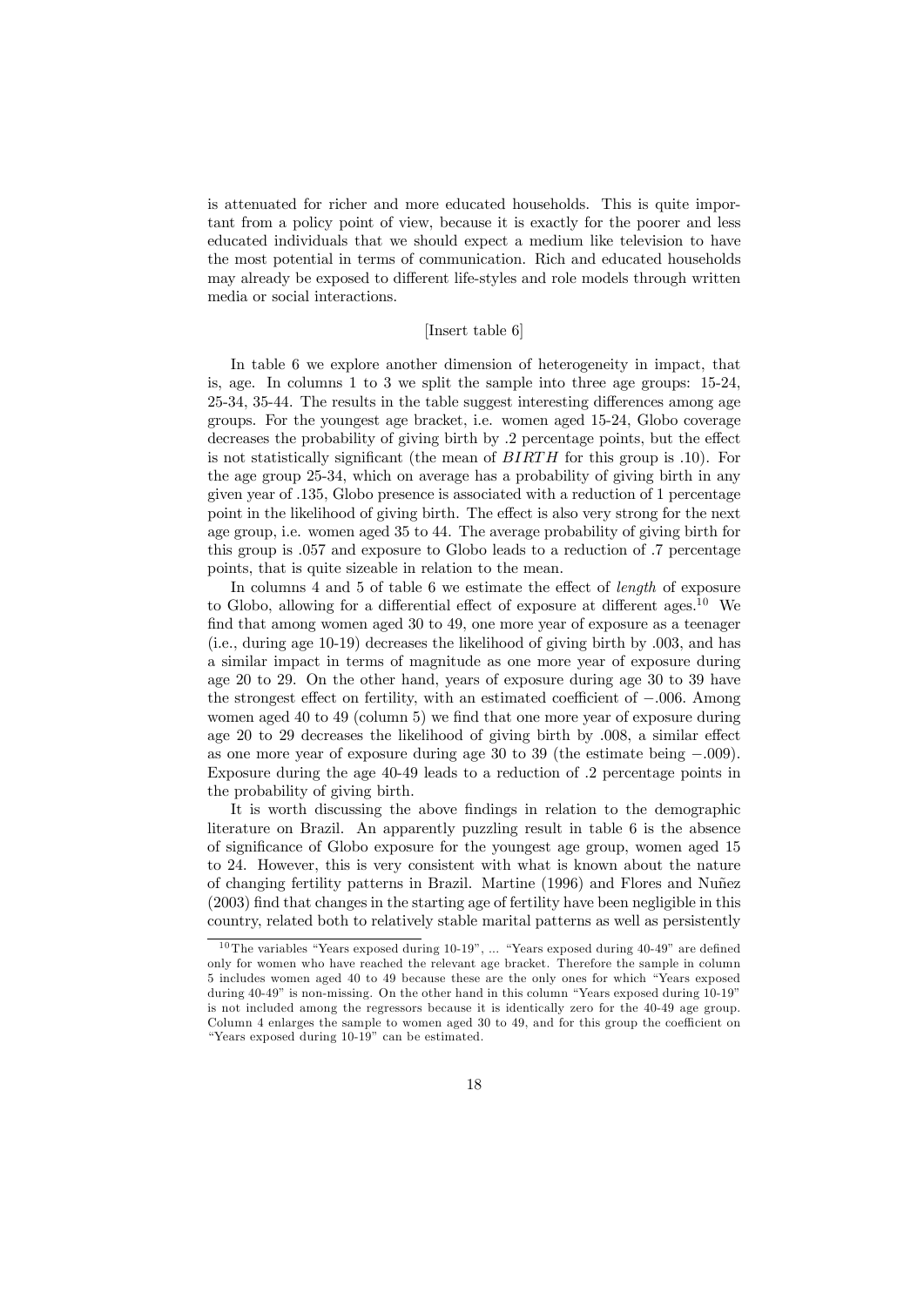is attenuated for richer and more educated households. This is quite important from a policy point of view, because it is exactly for the poorer and less educated individuals that we should expect a medium like television to have the most potential in terms of communication. Rich and educated households may already be exposed to different life-styles and role models through written media or social interactions.

[Insert table 6]

In table 6 we explore another dimension of heterogeneity in impact, that is, age. In columns 1 to 3 we split the sample into three age groups: 15-24, 25-34, 35-44. The results in the table suggest interesting differences among age groups. For the youngest age bracket, i.e. women aged 15-24, Globo coverage decreases the probability of giving birth by .2 percentage points, but the effect is not statistically significant (the mean of $BIRTH$ for this group is .10). For the age group 25-34, which on average has a probability of giving birth in any given year of .135, Globo presence is associated with a reduction of 1 percentage point in the likelihood of giving birth. The effect is also very strong for the next age group, i.e. women aged 35 to 44. The average probability of giving birth for this group is .057 and exposure to Globo leads to a reduction of .7 percentage points, that is quite sizeable in relation to the mean.

In columns 4 and 5 of table 6 we estimate the effect of *length* of exposure to Globo, allowing for a differential effect of exposure at different ages.[10] We find that among women aged 30 to 49, one more year of exposure as a teenager (i.e., during age 10-19) decreases the likelihood of giving birth by .003, and has a similar impact in terms of magnitude as one more year of exposure during age 20 to 29. On the other hand, years of exposure during age 30 to 39 have the strongest effect on fertility, with an estimated coefficient of $-.006$. Among women aged 40 to 49 (column 5) we find that one more year of exposure during age 20 to 29 decreases the likelihood of giving birth by .008, a similar effect as one more year of exposure during age 30 to 39 (the estimate being $-.009$). Exposure during the age 40-49 leads to a reduction of .2 percentage points in the probability of giving birth.

It is worth discussing the above findings in relation to the demographic literature on Brazil. An apparently puzzling result in table 6 is the absence of significance of Globo exposure for the youngest age group, women aged 15 to 24. However, this is very consistent with what is known about the nature of changing fertility patterns in Brazil. Martine (1996) and Flores and Nuñez (2003) find that changes in the starting age of fertility have been negligible in this country, related both to relatively stable marital patterns as well as persistently

[10] The variables "Years exposed during 10-19", ... "Years exposed during 40-49" are defined only for women who have reached the relevant age bracket. Therefore the sample in column 5 includes women aged 40 to 49 because these are the only ones for which "Years exposed during 40-49" is non-missing. On the other hand in this column "Years exposed during 10-19" is not included among the regressors because it is identically zero for the 40-49 age group. Column 4 enlarges the sample to women aged 30 to 49, and for this group the coefficient on "Years exposed during 10-19" can be estimated.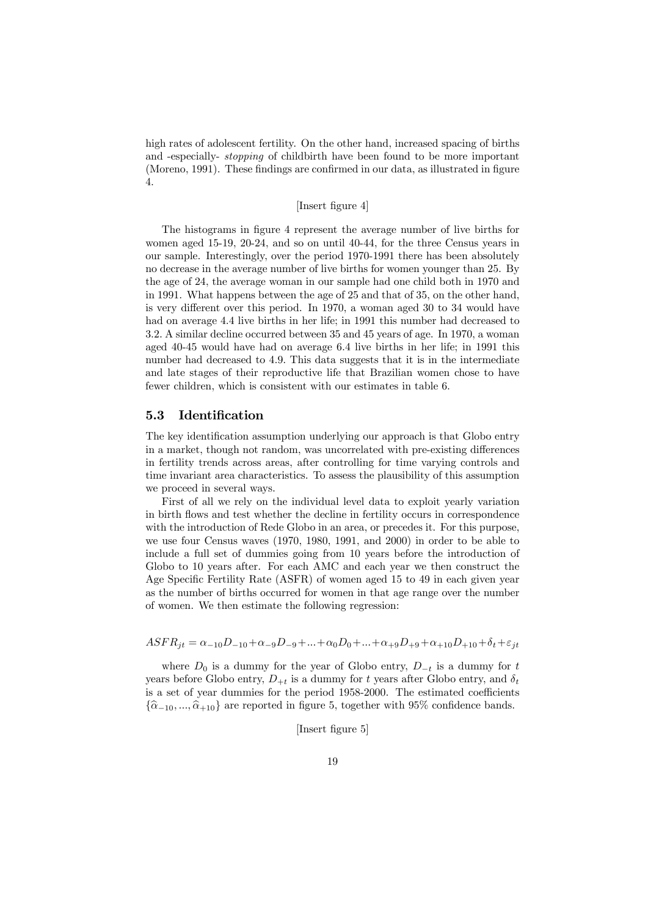high rates of adolescent fertility. On the other hand, increased spacing of births and -especially- *stopping* of childbirth have been found to be more important (Moreno, 1991). These findings are confirmed in our data, as illustrated in figure 4.

[Insert figure 4]

The histograms in figure 4 represent the average number of live births for women aged 15-19, 20-24, and so on until 40-44, for the three Census years in our sample. Interestingly, over the period 1970-1991 there has been absolutely no decrease in the average number of live births for women younger than 25. By the age of 24, the average woman in our sample had one child both in 1970 and in 1991. What happens between the age of 25 and that of 35, on the other hand, is very different over this period. In 1970, a woman aged 30 to 34 would have had on average 4.4 live births in her life; in 1991 this number had decreased to 3.2. A similar decline occurred between 35 and 45 years of age. In 1970, a woman aged 40-45 would have had on average 6.4 live births in her life; in 1991 this number had decreased to 4.9. This data suggests that it is in the intermediate and late stages of their reproductive life that Brazilian women chose to have fewer children, which is consistent with our estimates in table 6.

### 5.3 Identification

The key identification assumption underlying our approach is that Globo entry in a market, though not random, was uncorrelated with pre-existing differences in fertility trends across areas, after controlling for time varying controls and time invariant area characteristics. To assess the plausibility of this assumption we proceed in several ways.

First of all we rely on the individual level data to exploit yearly variation in birth flows and test whether the decline in fertility occurs in correspondence with the introduction of Rede Globo in an area, or precedes it. For this purpose, we use four Census waves (1970, 1980, 1991, and 2000) in order to be able to include a full set of dummies going from 10 years before the introduction of Globo to 10 years after. For each AMC and each year we then construct the Age Specific Fertility Rate (ASFR) of women aged 15 to 49 in each given year as the number of births occurred for women in that age range over the number of women. We then estimate the following regression:

$$ASFR_{jt} = \alpha_{-10}D_{-10} + \alpha_{-9}D_{-9} + ... + \alpha_0 D_0 + ... + \alpha_{+9}D_{+9} + \alpha_{+10}D_{+10} + \delta_t + \varepsilon_{jt}$$

where $D_0$ is a dummy for the year of Globo entry, $D_{-t}$ is a dummy for $t$ years before Globo entry, $D_{+t}$ is a dummy for $t$ years after Globo entry, and $\delta_t$ is a set of year dummies for the period 1958-2000. The estimated coefficients $\{\widehat{\alpha}_{-10}, ..., \widehat{\alpha}_{+10}\}$ are reported in figure 5, together with 95% confidence bands.

[Insert figure 5]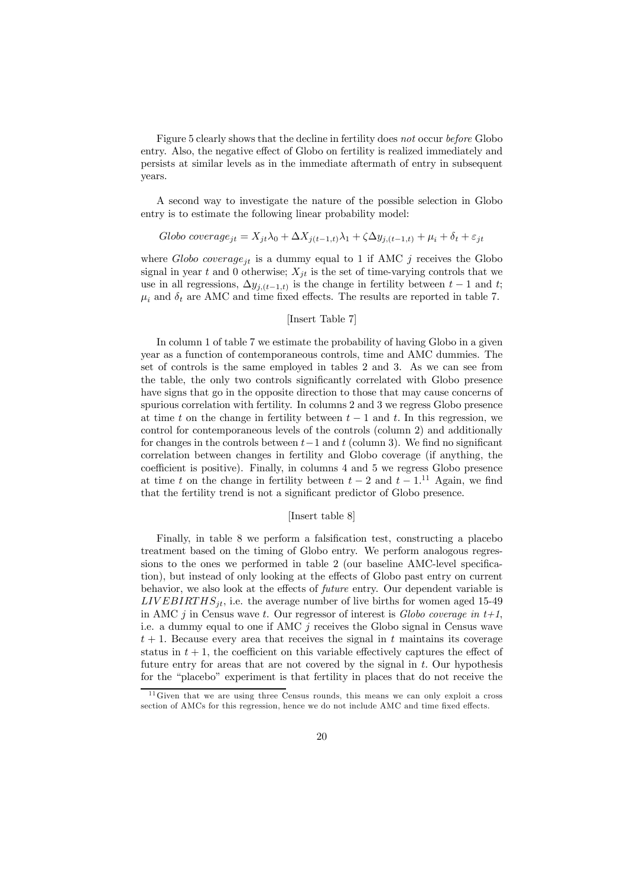Figure 5 clearly shows that the decline in fertility does *not* occur *before* Globo entry. Also, the negative effect of Globo on fertility is realized immediately and persists at similar levels as in the immediate aftermath of entry in subsequent years.

A second way to investigate the nature of the possible selection in Globo entry is to estimate the following linear probability model:

$$Globo\ coverage_{jt} = X_{jt}\lambda_0 + \Delta X_{j(t-1,t)}\lambda_1 + \zeta \Delta y_{j,(t-1,t)} + \mu_i + \delta_t + \varepsilon_{jt}$$

where *Globo coverage*$_{jt}$ is a dummy equal to 1 if AMC $j$ receives the Globo signal in year $t$ and 0 otherwise; $X_{jt}$ is the set of time-varying controls that we use in all regressions, $\Delta y_{j,(t-1,t)}$ is the change in fertility between $t-1$ and $t$; $\mu_i$ and $\delta_t$ are AMC and time fixed effects. The results are reported in table 7.

[Insert Table 7]

In column 1 of table 7 we estimate the probability of having Globo in a given year as a function of contemporaneous controls, time and AMC dummies. The set of controls is the same employed in tables 2 and 3. As we can see from the table, the only two controls significantly correlated with Globo presence have signs that go in the opposite direction to those that may cause concerns of spurious correlation with fertility. In columns 2 and 3 we regress Globo presence at time $t$ on the change in fertility between $t-1$ and $t$. In this regression, we control for contemporaneous levels of the controls (column 2) and additionally for changes in the controls between $t-1$ and $t$ (column 3). We find no significant correlation between changes in fertility and Globo coverage (if anything, the coefficient is positive). Finally, in columns 4 and 5 we regress Globo presence at time $t$ on the change in fertility between $t-2$ and $t-1$.[11] Again, we find that the fertility trend is not a significant predictor of Globo presence.

[Insert table 8]

Finally, in table 8 we perform a falsification test, constructing a placebo treatment based on the timing of Globo entry. We perform analogous regressions to the ones we performed in table 2 (our baseline AMC-level specification), but instead of only looking at the effects of Globo past entry on current behavior, we also look at the effects of *future* entry. Our dependent variable is $LIVEBIRTHS_{jt}$, i.e. the average number of live births for women aged 15-49 in AMC $j$ in Census wave $t$. Our regressor of interest is *Globo coverage in t+1*, i.e. a dummy equal to one if AMC $j$ receives the Globo signal in Census wave $t+1$. Because every area that receives the signal in $t$ maintains its coverage status in $t+1$, the coefficient on this variable effectively captures the effect of future entry for areas that are not covered by the signal in $t$. Our hypothesis for the "placebo" experiment is that fertility in places that do not receive the

[11] Given that we are using three Census rounds, this means we can only exploit a cross section of AMCs for this regression, hence we do not include AMC and time fixed effects.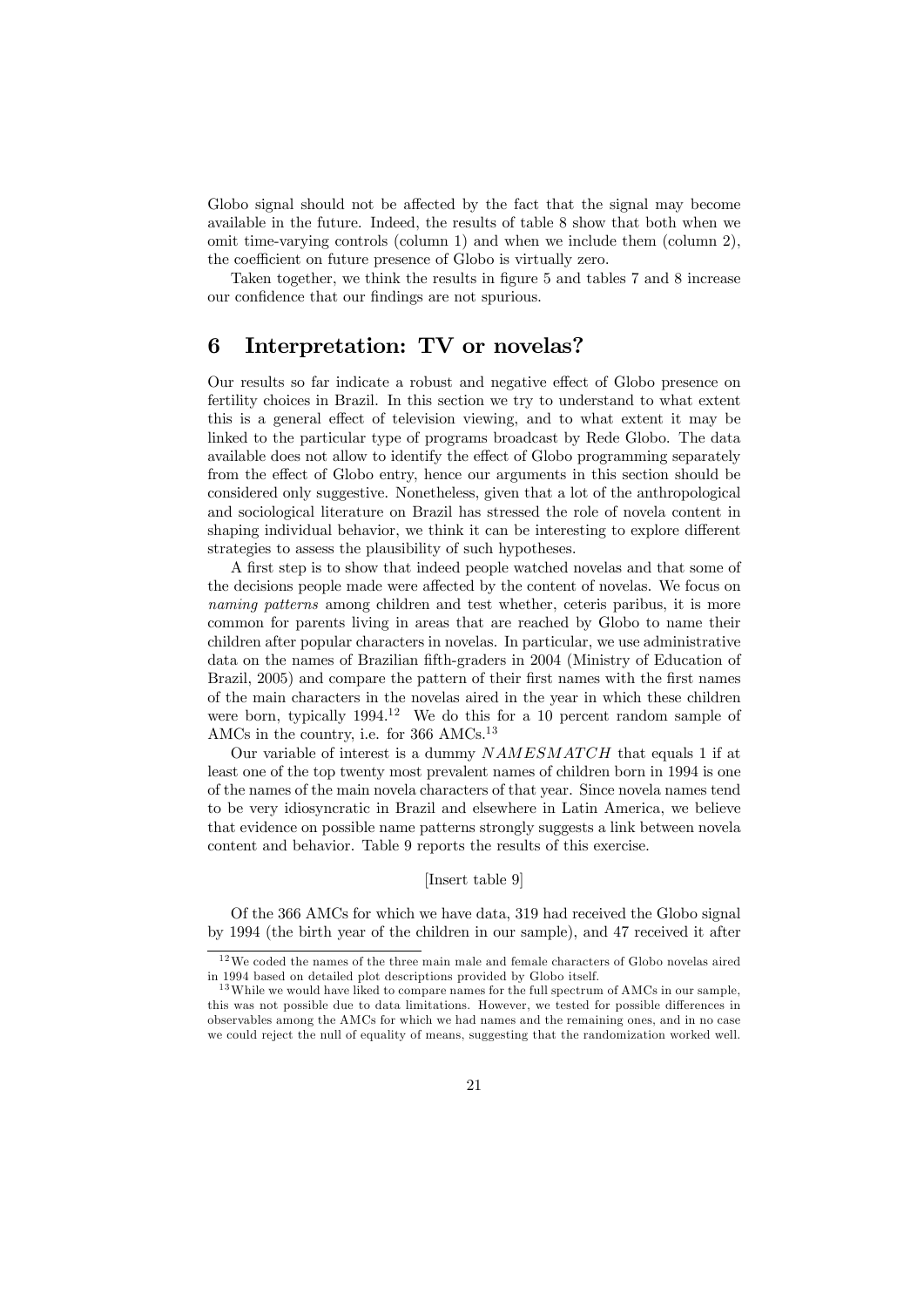Globo signal should not be affected by the fact that the signal may become available in the future. Indeed, the results of table 8 show that both when we omit time-varying controls (column 1) and when we include them (column 2), the coefficient on future presence of Globo is virtually zero.

Taken together, we think the results in figure 5 and tables 7 and 8 increase our confidence that our findings are not spurious.

# 6 Interpretation: TV or novelas?

Our results so far indicate a robust and negative effect of Globo presence on fertility choices in Brazil. In this section we try to understand to what extent this is a general effect of television viewing, and to what extent it may be linked to the particular type of programs broadcast by Rede Globo. The data available does not allow to identify the effect of Globo programming separately from the effect of Globo entry, hence our arguments in this section should be considered only suggestive. Nonetheless, given that a lot of the anthropological and sociological literature on Brazil has stressed the role of novela content in shaping individual behavior, we think it can be interesting to explore different strategies to assess the plausibility of such hypotheses.

A first step is to show that indeed people watched novelas and that some of the decisions people made were affected by the content of novelas. We focus on *naming patterns* among children and test whether, ceteris paribus, it is more common for parents living in areas that are reached by Globo to name their children after popular characters in novelas. In particular, we use administrative data on the names of Brazilian fifth-graders in 2004 (Ministry of Education of Brazil, 2005) and compare the pattern of their first names with the first names of the main characters in the novelas aired in the year in which these children were born, typically 1994.[12] We do this for a 10 percent random sample of AMCs in the country, i.e. for 366 AMCs.[13]

Our variable of interest is a dummy $NAMESMATCH$ that equals 1 if at least one of the top twenty most prevalent names of children born in 1994 is one of the names of the main novela characters of that year. Since novela names tend to be very idiosyncratic in Brazil and elsewhere in Latin America, we believe that evidence on possible name patterns strongly suggests a link between novela content and behavior. Table 9 reports the results of this exercise.

[Insert table 9]

Of the 366 AMCs for which we have data, 319 had received the Globo signal by 1994 (the birth year of the children in our sample), and 47 received it after

[12] We coded the names of the three main male and female characters of Globo novelas aired in 1994 based on detailed plot descriptions provided by Globo itself.

[13] While we would have liked to compare names for the full spectrum of AMCs in our sample, this was not possible due to data limitations. However, we tested for possible differences in observables among the AMCs for which we had names and the remaining ones, and in no case we could reject the null of equality of means, suggesting that the randomization worked well.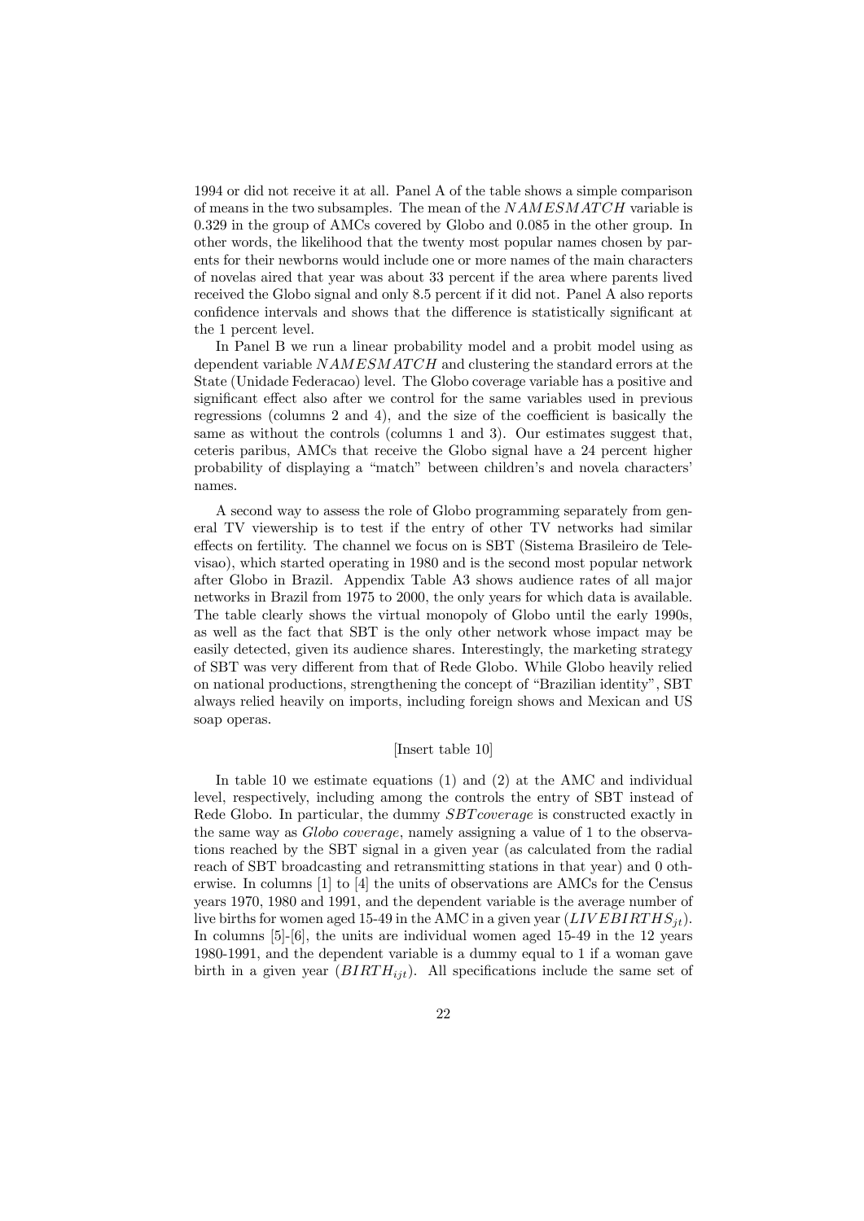1994 or did not receive it at all. Panel A of the table shows a simple comparison of means in the two subsamples. The mean of the $NAMESMATCH$ variable is 0.329 in the group of AMCs covered by Globo and 0.085 in the other group. In other words, the likelihood that the twenty most popular names chosen by parents for their newborns would include one or more names of the main characters of novelas aired that year was about 33 percent if the area where parents lived received the Globo signal and only 8.5 percent if it did not. Panel A also reports confidence intervals and shows that the difference is statistically significant at the 1 percent level.

In Panel B we run a linear probability model and a probit model using as dependent variable $NAMESMATCH$ and clustering the standard errors at the State (Unidade Federacao) level. The Globo coverage variable has a positive and significant effect also after we control for the same variables used in previous regressions (columns 2 and 4), and the size of the coefficient is basically the same as without the controls (columns 1 and 3). Our estimates suggest that, ceteris paribus, AMCs that receive the Globo signal have a 24 percent higher probability of displaying a "match" between children's and novela characters' names.

A second way to assess the role of Globo programming separately from general TV viewership is to test if the entry of other TV networks had similar effects on fertility. The channel we focus on is SBT (Sistema Brasileiro de Televisao), which started operating in 1980 and is the second most popular network after Globo in Brazil. Appendix Table A3 shows audience rates of all major networks in Brazil from 1975 to 2000, the only years for which data is available. The table clearly shows the virtual monopoly of Globo until the early 1990s, as well as the fact that SBT is the only other network whose impact may be easily detected, given its audience shares. Interestingly, the marketing strategy of SBT was very different from that of Rede Globo. While Globo heavily relied on national productions, strengthening the concept of "Brazilian identity", SBT always relied heavily on imports, including foreign shows and Mexican and US soap operas.

[Insert table 10]

In table 10 we estimate equations (1) and (2) at the AMC and individual level, respectively, including among the controls the entry of SBT instead of Rede Globo. In particular, the dummy $SBTcoverage$ is constructed exactly in the same way as *Globo coverage*, namely assigning a value of 1 to the observations reached by the SBT signal in a given year (as calculated from the radial reach of SBT broadcasting and retransmitting stations in that year) and 0 otherwise. In columns [1] to [4] the units of observations are AMCs for the Census years 1970, 1980 and 1991, and the dependent variable is the average number of live births for women aged 15-49 in the AMC in a given year ($LIVEBIRTHS_{jt}$). In columns [5]-[6], the units are individual women aged 15-49 in the 12 years 1980-1991, and the dependent variable is a dummy equal to 1 if a woman gave birth in a given year ($BIRTH_{ijt}$). All specifications include the same set of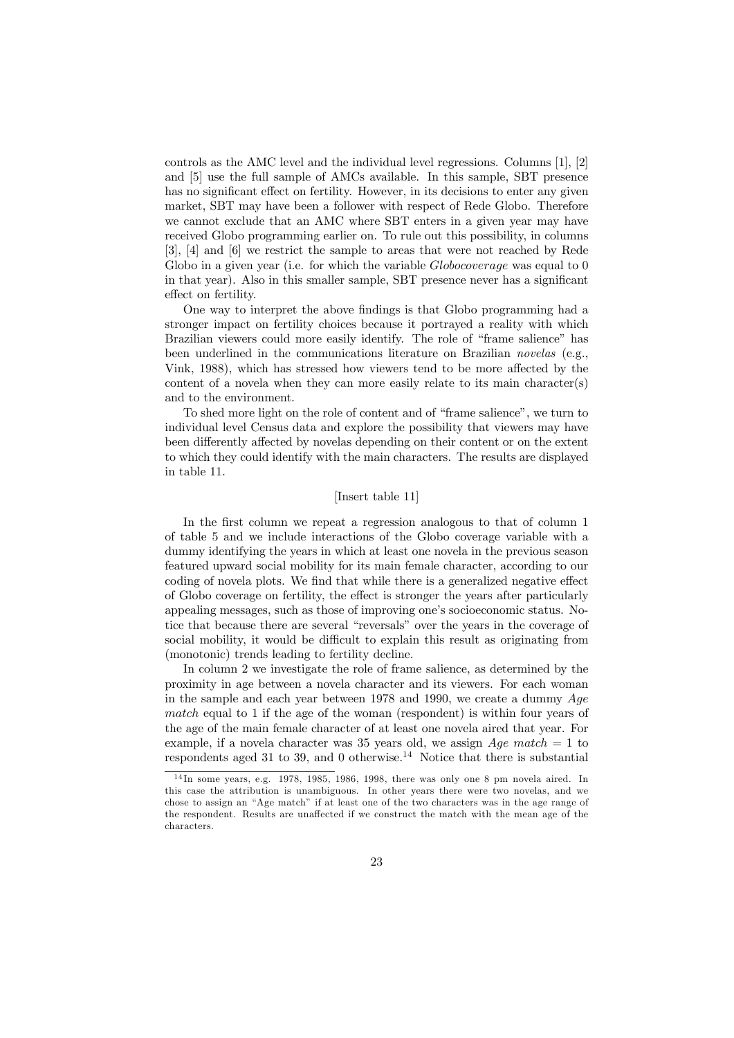controls as the AMC level and the individual level regressions. Columns [1], [2] and [5] use the full sample of AMCs available. In this sample, SBT presence has no significant effect on fertility. However, in its decisions to enter any given market, SBT may have been a follower with respect of Rede Globo. Therefore we cannot exclude that an AMC where SBT enters in a given year may have received Globo programming earlier on. To rule out this possibility, in columns [3], [4] and [6] we restrict the sample to areas that were not reached by Rede Globo in a given year (i.e. for which the variable *Globocoverage* was equal to 0 in that year). Also in this smaller sample, SBT presence never has a significant effect on fertility.

One way to interpret the above findings is that Globo programming had a stronger impact on fertility choices because it portrayed a reality with which Brazilian viewers could more easily identify. The role of "frame salience" has been underlined in the communications literature on Brazilian *novelas* (e.g., Vink, 1988), which has stressed how viewers tend to be more affected by the content of a novela when they can more easily relate to its main character(s) and to the environment.

To shed more light on the role of content and of "frame salience", we turn to individual level Census data and explore the possibility that viewers may have been differently affected by novelas depending on their content or on the extent to which they could identify with the main characters. The results are displayed in table 11.

[Insert table 11]

In the first column we repeat a regression analogous to that of column 1 of table 5 and we include interactions of the Globo coverage variable with a dummy identifying the years in which at least one novela in the previous season featured upward social mobility for its main female character, according to our coding of novela plots. We find that while there is a generalized negative effect of Globo coverage on fertility, the effect is stronger the years after particularly appealing messages, such as those of improving one's socioeconomic status. Notice that because there are several "reversals" over the years in the coverage of social mobility, it would be difficult to explain this result as originating from (monotonic) trends leading to fertility decline.

In column 2 we investigate the role of frame salience, as determined by the proximity in age between a novela character and its viewers. For each woman in the sample and each year between 1978 and 1990, we create a dummy *Age match* equal to 1 if the age of the woman (respondent) is within four years of the age of the main female character of at least one novela aired that year. For example, if a novela character was 35 years old, we assign *Age match* = 1 to respondents aged 31 to 39, and 0 otherwise.[14] Notice that there is substantial

[14] In some years, e.g. 1978, 1985, 1986, 1998, there was only one 8 pm novela aired. In this case the attribution is unambiguous. In other years there were two novelas, and we chose to assign an "Age match" if at least one of the two characters was in the age range of the respondent. Results are unaffected if we construct the match with the mean age of the characters.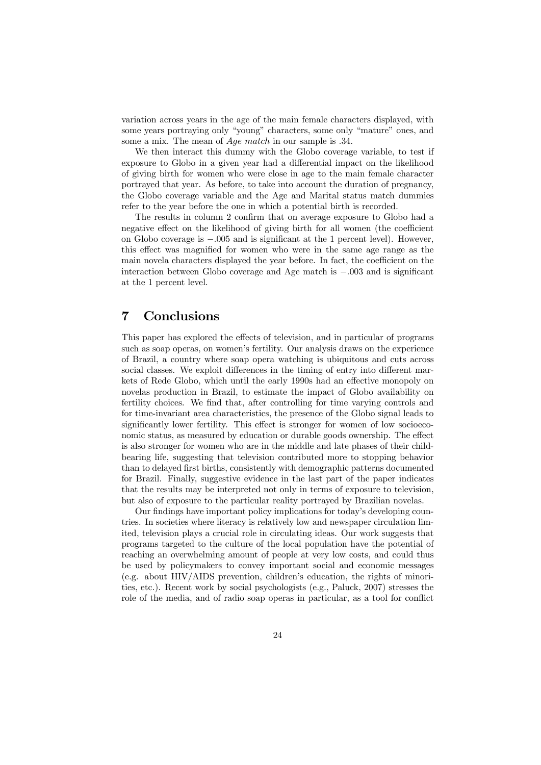variation across years in the age of the main female characters displayed, with some years portraying only "young" characters, some only "mature" ones, and some a mix. The mean of *Age match* in our sample is .34.

We then interact this dummy with the Globo coverage variable, to test if exposure to Globo in a given year had a differential impact on the likelihood of giving birth for women who were close in age to the main female character portrayed that year. As before, to take into account the duration of pregnancy, the Globo coverage variable and the Age and Marital status match dummies refer to the year before the one in which a potential birth is recorded.

The results in column 2 confirm that on average exposure to Globo had a negative effect on the likelihood of giving birth for all women (the coefficient on Globo coverage is $-.005$ and is significant at the 1 percent level). However, this effect was magnified for women who were in the same age range as the main novela characters displayed the year before. In fact, the coefficient on the interaction between Globo coverage and Age match is $-.003$ and is significant at the 1 percent level.

# 7 Conclusions

This paper has explored the effects of television, and in particular of programs such as soap operas, on women's fertility. Our analysis draws on the experience of Brazil, a country where soap opera watching is ubiquitous and cuts across social classes. We exploit differences in the timing of entry into different markets of Rede Globo, which until the early 1990s had an effective monopoly on novelas production in Brazil, to estimate the impact of Globo availability on fertility choices. We find that, after controlling for time varying controls and for time-invariant area characteristics, the presence of the Globo signal leads to significantly lower fertility. This effect is stronger for women of low socioeconomic status, as measured by education or durable goods ownership. The effect is also stronger for women who are in the middle and late phases of their childbearing life, suggesting that television contributed more to stopping behavior than to delayed first births, consistently with demographic patterns documented for Brazil. Finally, suggestive evidence in the last part of the paper indicates that the results may be interpreted not only in terms of exposure to television, but also of exposure to the particular reality portrayed by Brazilian novelas.

Our findings have important policy implications for today's developing countries. In societies where literacy is relatively low and newspaper circulation limited, television plays a crucial role in circulating ideas. Our work suggests that programs targeted to the culture of the local population have the potential of reaching an overwhelming amount of people at very low costs, and could thus be used by policymakers to convey important social and economic messages (e.g. about HIV/AIDS prevention, children's education, the rights of minorities, etc.). Recent work by social psychologists (e.g., Paluck, 2007) stresses the role of the media, and of radio soap operas in particular, as a tool for conflict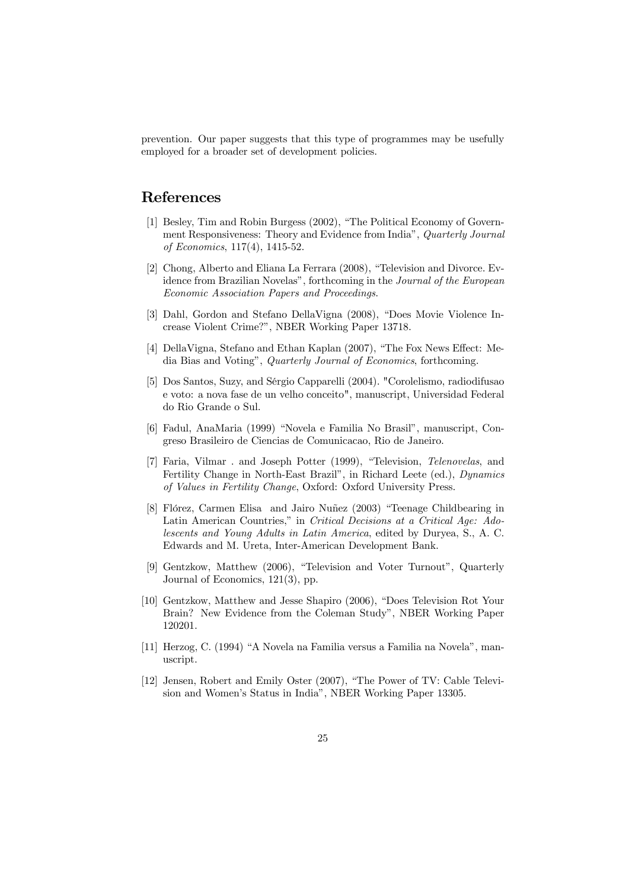prevention. Our paper suggests that this type of programmes may be usefully employed for a broader set of development policies.

# References

[1] Besley, Tim and Robin Burgess (2002), "The Political Economy of Government Responsiveness: Theory and Evidence from India", *Quarterly Journal of Economics*, 117(4), 1415-52.

[2] Chong, Alberto and Eliana La Ferrara (2008), "Television and Divorce. Evidence from Brazilian Novelas", forthcoming in the *Journal of the European Economic Association Papers and Proceedings*.

[3] Dahl, Gordon and Stefano DellaVigna (2008), "Does Movie Violence Increase Violent Crime?", NBER Working Paper 13718.

[4] DellaVigna, Stefano and Ethan Kaplan (2007), "The Fox News Effect: Media Bias and Voting", *Quarterly Journal of Economics*, forthcoming.

[5] Dos Santos, Suzy, and Sérgio Capparelli (2004). "Corolelismo, radiodifusao e voto: a nova fase de un velho conceito", manuscript, Universidad Federal do Rio Grande o Sul.

[6] Fadul, AnaMaria (1999) "Novela e Familia No Brasil", manuscript, Congreso Brasileiro de Ciencias de Comunicacao, Rio de Janeiro.

[7] Faria, Vilmar . and Joseph Potter (1999), "Television, *Telenovelas*, and Fertility Change in North-East Brazil", in Richard Leete (ed.), *Dynamics of Values in Fertility Change*, Oxford: Oxford University Press.

[8] Flórez, Carmen Elisa and Jairo Nuñez (2003) "Teenage Childbearing in Latin American Countries," in *Critical Decisions at a Critical Age: Adolescents and Young Adults in Latin America*, edited by Duryea, S., A. C. Edwards and M. Ureta, Inter-American Development Bank.

[9] Gentzkow, Matthew (2006), "Television and Voter Turnout", Quarterly Journal of Economics, 121(3), pp.

[10] Gentzkow, Matthew and Jesse Shapiro (2006), "Does Television Rot Your Brain? New Evidence from the Coleman Study", NBER Working Paper 120201.

[11] Herzog, C. (1994) "A Novela na Familia versus a Familia na Novela", manuscript.

[12] Jensen, Robert and Emily Oster (2007), "The Power of TV: Cable Television and Women's Status in India", NBER Working Paper 13305.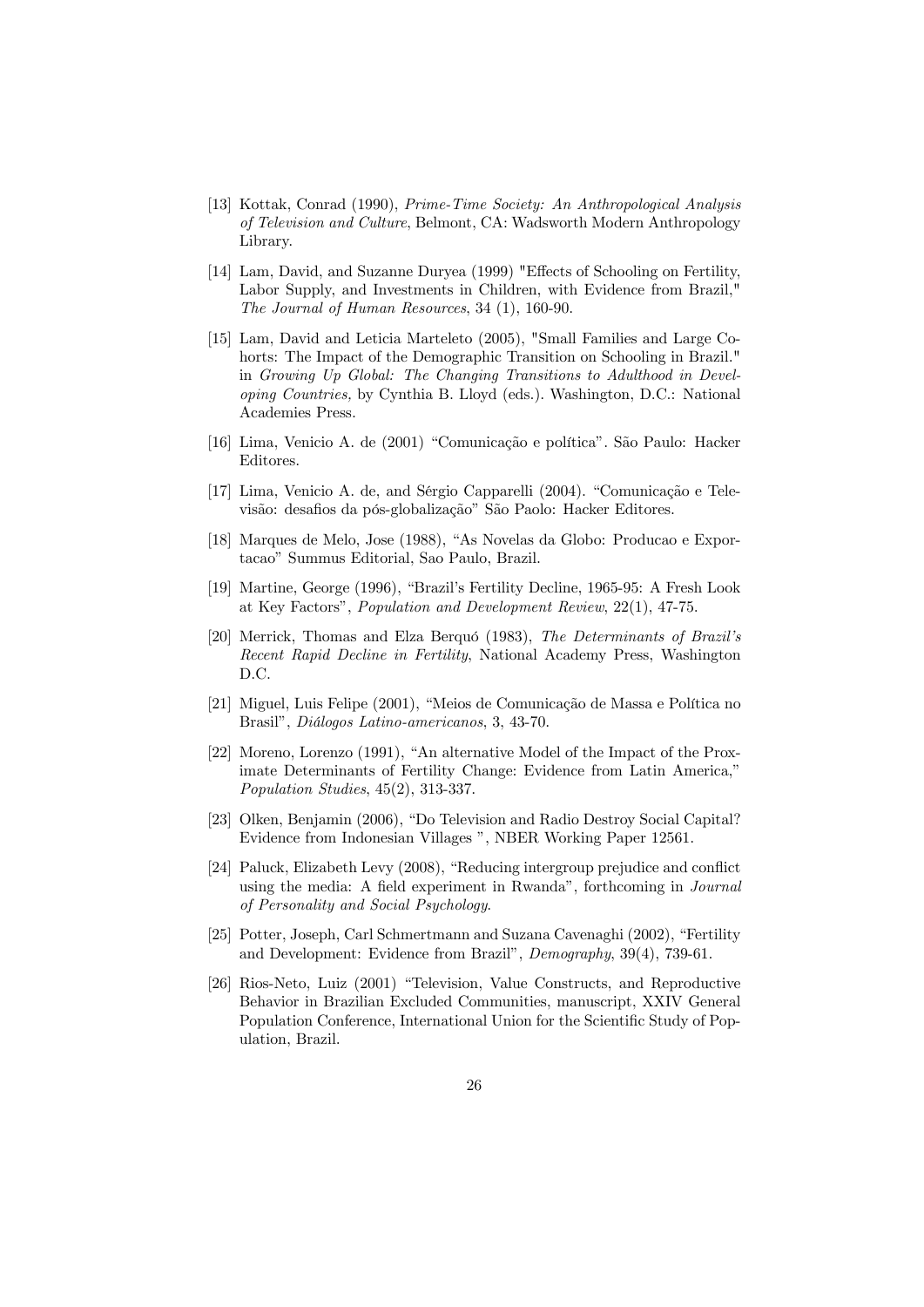[13] Kottak, Conrad (1990), *Prime-Time Society: An Anthropological Analysis of Television and Culture*, Belmont, CA: Wadsworth Modern Anthropology Library.

[14] Lam, David, and Suzanne Duryea (1999) "Effects of Schooling on Fertility, Labor Supply, and Investments in Children, with Evidence from Brazil," *The Journal of Human Resources*, 34 (1), 160-90.

[15] Lam, David and Leticia Marteleto (2005), "Small Families and Large Cohorts: The Impact of the Demographic Transition on Schooling in Brazil." in *Growing Up Global: The Changing Transitions to Adulthood in Developing Countries,* by Cynthia B. Lloyd (eds.). Washington, D.C.: National Academies Press.

[16] Lima, Venicio A. de (2001) "Comunicação e política". São Paulo: Hacker Editores.

[17] Lima, Venicio A. de, and Sérgio Capparelli (2004). "Comunicação e Televisão: desafios da pós-globalização" São Paolo: Hacker Editores.

[18] Marques de Melo, Jose (1988), "As Novelas da Globo: Producao e Exportacao" Summus Editorial, Sao Paulo, Brazil.

[19] Martine, George (1996), "Brazil's Fertility Decline, 1965-95: A Fresh Look at Key Factors", *Population and Development Review*, 22(1), 47-75.

[20] Merrick, Thomas and Elza Berquó (1983), *The Determinants of Brazil's Recent Rapid Decline in Fertility*, National Academy Press, Washington D.C.

[21] Miguel, Luis Felipe (2001), "Meios de Comunicação de Massa e Política no Brasil", *Diálogos Latino-americanos*, 3, 43-70.

[22] Moreno, Lorenzo (1991), "An alternative Model of the Impact of the Proximate Determinants of Fertility Change: Evidence from Latin America," *Population Studies*, 45(2), 313-337.

[23] Olken, Benjamin (2006), "Do Television and Radio Destroy Social Capital? Evidence from Indonesian Villages ", NBER Working Paper 12561.

[24] Paluck, Elizabeth Levy (2008), "Reducing intergroup prejudice and conflict using the media: A field experiment in Rwanda", forthcoming in *Journal of Personality and Social Psychology*.

[25] Potter, Joseph, Carl Schmertmann and Suzana Cavenaghi (2002), "Fertility and Development: Evidence from Brazil", *Demography*, 39(4), 739-61.

[26] Rios-Neto, Luiz (2001) "Television, Value Constructs, and Reproductive Behavior in Brazilian Excluded Communities, manuscript, XXIV General Population Conference, International Union for the Scientific Study of Population, Brazil.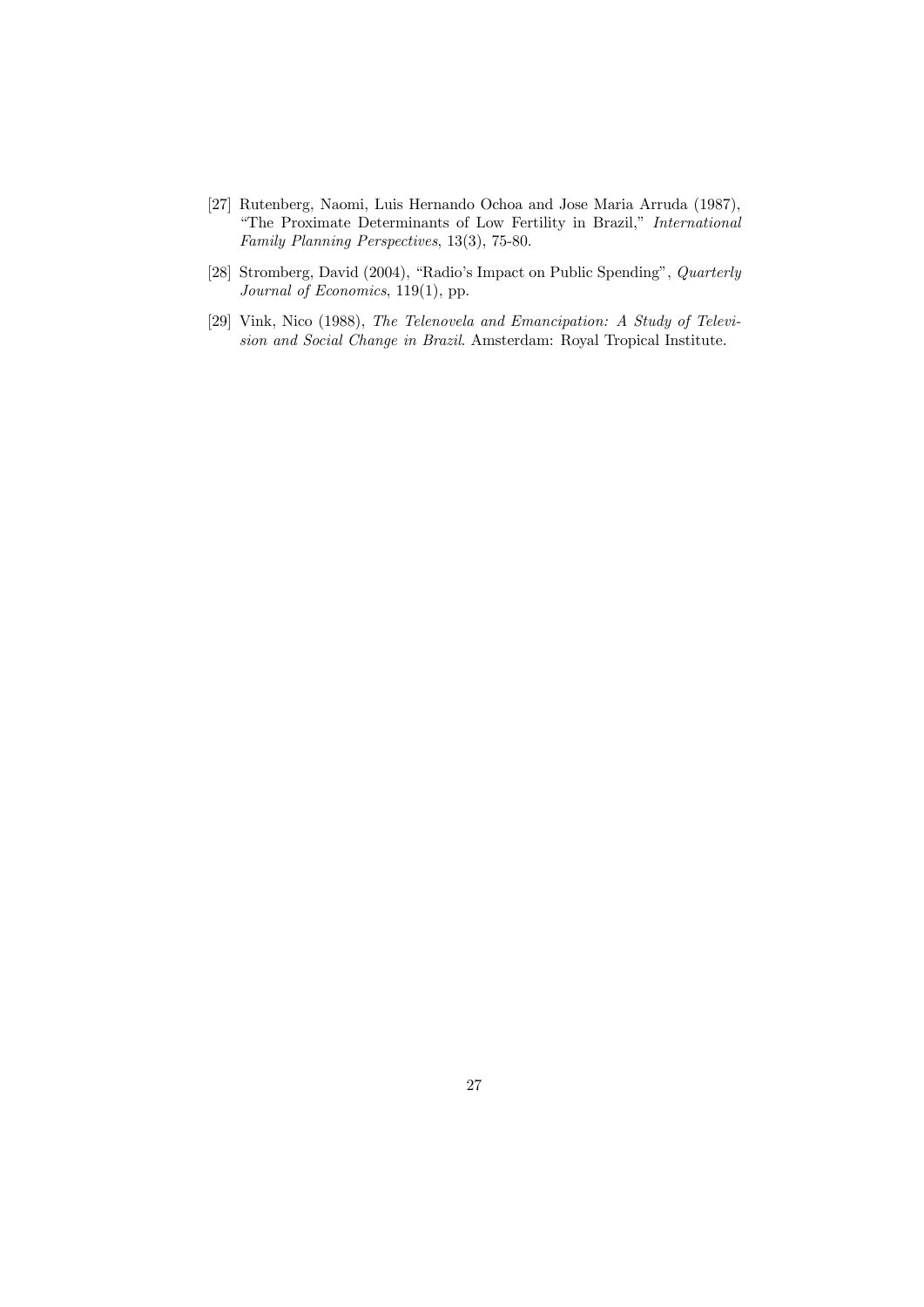[27] Rutenberg, Naomi, Luis Hernando Ochoa and Jose Maria Arruda (1987), "The Proximate Determinants of Low Fertility in Brazil," *International Family Planning Perspectives*, 13(3), 75-80.

[28] Stromberg, David (2004), "Radio's Impact on Public Spending", *Quarterly Journal of Economics*, 119(1), pp.

[29] Vink, Nico (1988), *The Telenovela and Emancipation: A Study of Television and Social Change in Brazil*. Amsterdam: Royal Tropical Institute.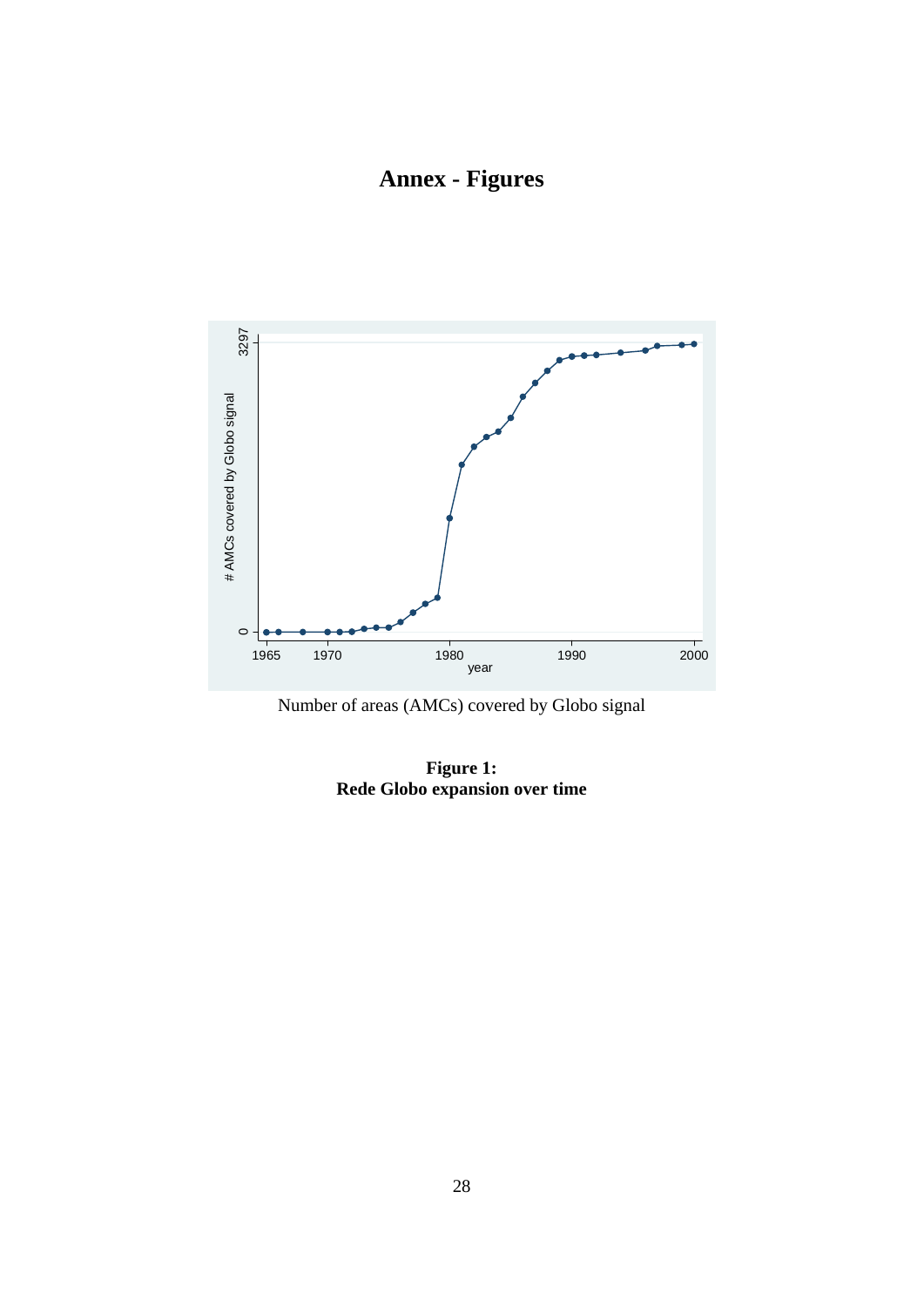# Annex - Figures

Number of areas (AMCs) covered by Globo signal

**Figure 1:**
**Rede Globo expansion over time**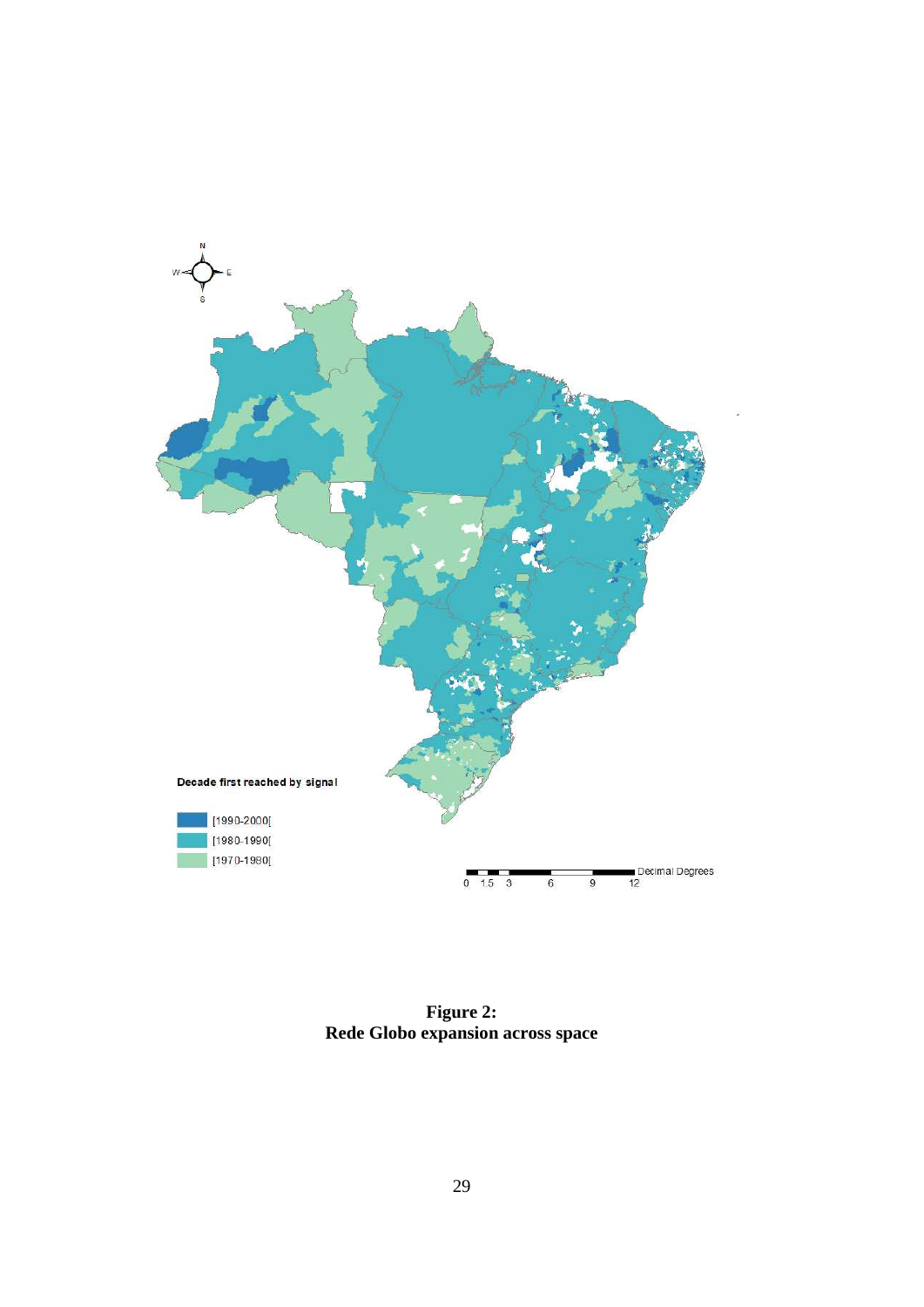**Figure 2:**
**Rede Globo expansion across space**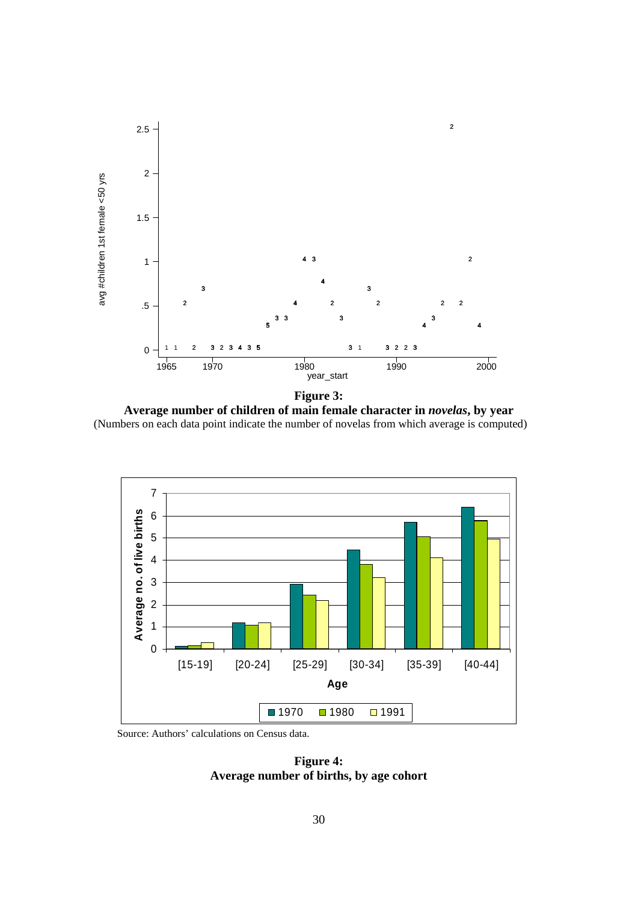**Figure 3:**
**Average number of children of main female character in *novelas*, by year**
(Numbers on each data point indicate the number of novelas from which average is computed)

Source: Authors' calculations on Census data.

**Figure 4:**
**Average number of births, by age cohort**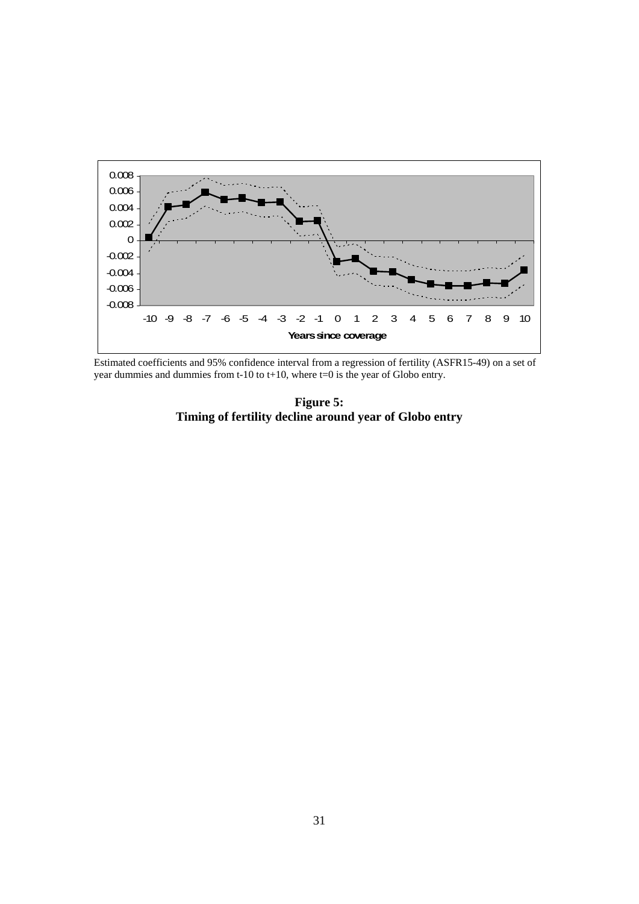Estimated coefficients and 95% confidence interval from a regression of fertility (ASFR15-49) on a set of year dummies and dummies from t-10 to t+10, where t=0 is the year of Globo entry.

**Figure 5:**
**Timing of fertility decline around year of Globo entry**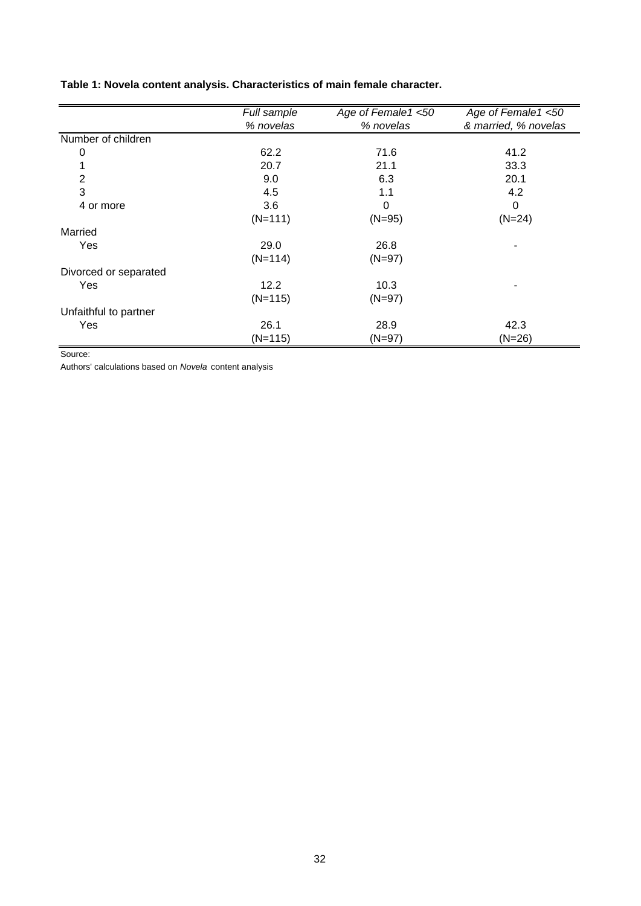**Table 1: Novela content analysis. Characteristics of main female character.**

| | *Full sample* *% novelas* | *Age of Female1 <50* *% novelas* | *Age of Female1 <50* *& married, % novelas* |
|---|---|---|---|
| Number of children | | | |
| 0 | 62.2 | 71.6 | 41.2 |
| 1 | 20.7 | 21.1 | 33.3 |
| 2 | 9.0 | 6.3 | 20.1 |
| 3 | 4.5 | 1.1 | 4.2 |
| 4 or more | 3.6 | 0 | 0 |
| | (N=111) | (N=95) | (N=24) |
| Married | | | |
| Yes | 29.0 | 26.8 | - |
| | (N=114) | (N=97) | |
| Divorced or separated | | | |
| Yes | 12.2 | 10.3 | - |
| | (N=115) | (N=97) | |
| Unfaithful to partner | | | |
| Yes | 26.1 | 28.9 | 42.3 |
| | (N=115) | (N=97) | (N=26) |

Source:

Authors' calculations based on *Novela* content analysis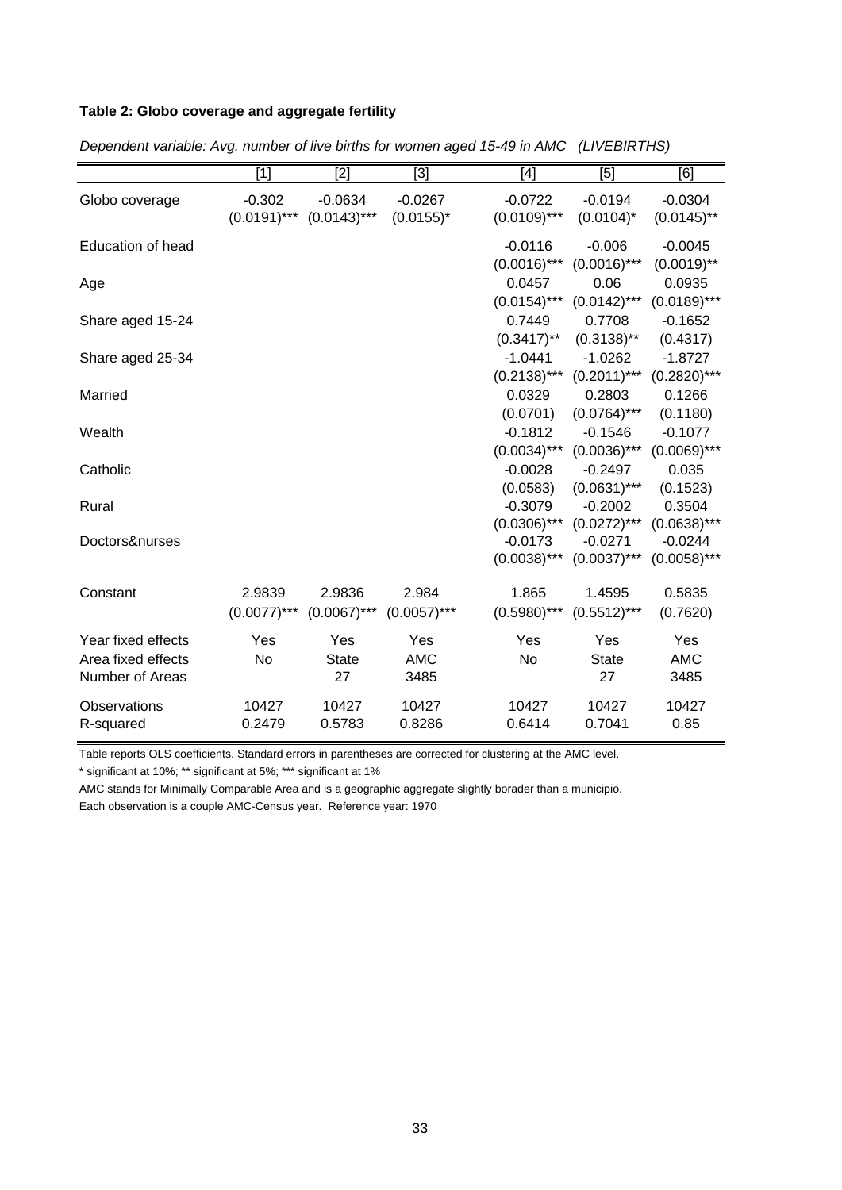**Table 2: Globo coverage and aggregate fertility**

*Dependent variable: Avg. number of live births for women aged 15-49 in AMC (LIVEBIRTHS)*

| | [1] | [2] | [3] | [4] | [5] | [6] |
|---|---|---|---|---|---|---|
| Globo coverage | -0.302 | -0.0634 | -0.0267 | -0.0722 | -0.0194 | -0.0304 |
| | (0.0191)*** | (0.0143)*** | (0.0155)* | (0.0109)*** | (0.0104)* | (0.0145)** |
| Education of head | | | | -0.0116 | -0.006 | -0.0045 |
| | | | | (0.0016)*** | (0.0016)*** | (0.0019)** |
| Age | | | | 0.0457 | 0.06 | 0.0935 |
| | | | | (0.0154)*** | (0.0142)*** | (0.0189)*** |
| Share aged 15-24 | | | | 0.7449 | 0.7708 | -0.1652 |
| | | | | (0.3417)** | (0.3138)** | (0.4317) |
| Share aged 25-34 | | | | -1.0441 | -1.0262 | -1.8727 |
| | | | | (0.2138)*** | (0.2011)*** | (0.2820)*** |
| Married | | | | 0.0329 | 0.2803 | 0.1266 |
| | | | | (0.0701) | (0.0764)*** | (0.1180) |
| Wealth | | | | -0.1812 | -0.1546 | -0.1077 |
| | | | | (0.0034)*** | (0.0036)*** | (0.0069)*** |
| Catholic | | | | -0.0028 | -0.2497 | 0.035 |
| | | | | (0.0583) | (0.0631)*** | (0.1523) |
| Rural | | | | -0.3079 | -0.2002 | 0.3504 |
| | | | | (0.0306)*** | (0.0272)*** | (0.0638)*** |
| Doctors&nurses | | | | -0.0173 | -0.0271 | -0.0244 |
| | | | | (0.0038)*** | (0.0037)*** | (0.0058)*** |
| Constant | 2.9839 | 2.9836 | 2.984 | 1.865 | 1.4595 | 0.5835 |
| | (0.0077)*** | (0.0067)*** | (0.0057)*** | (0.5980)*** | (0.5512)*** | (0.7620) |
| Year fixed effects | Yes | Yes | Yes | Yes | Yes | Yes |
| Area fixed effects | No | State | AMC | No | State | AMC |
| Number of Areas | | 27 | 3485 | | 27 | 3485 |
| Observations | 10427 | 10427 | 10427 | 10427 | 10427 | 10427 |
| R-squared | 0.2479 | 0.5783 | 0.8286 | 0.6414 | 0.7041 | 0.85 |

Table reports OLS coefficients. Standard errors in parentheses are corrected for clustering at the AMC level.

* significant at 10%; ** significant at 5%; *** significant at 1%

AMC stands for Minimally Comparable Area and is a geographic aggregate slightly borader than a municipio.

Each observation is a couple AMC-Census year. Reference year: 1970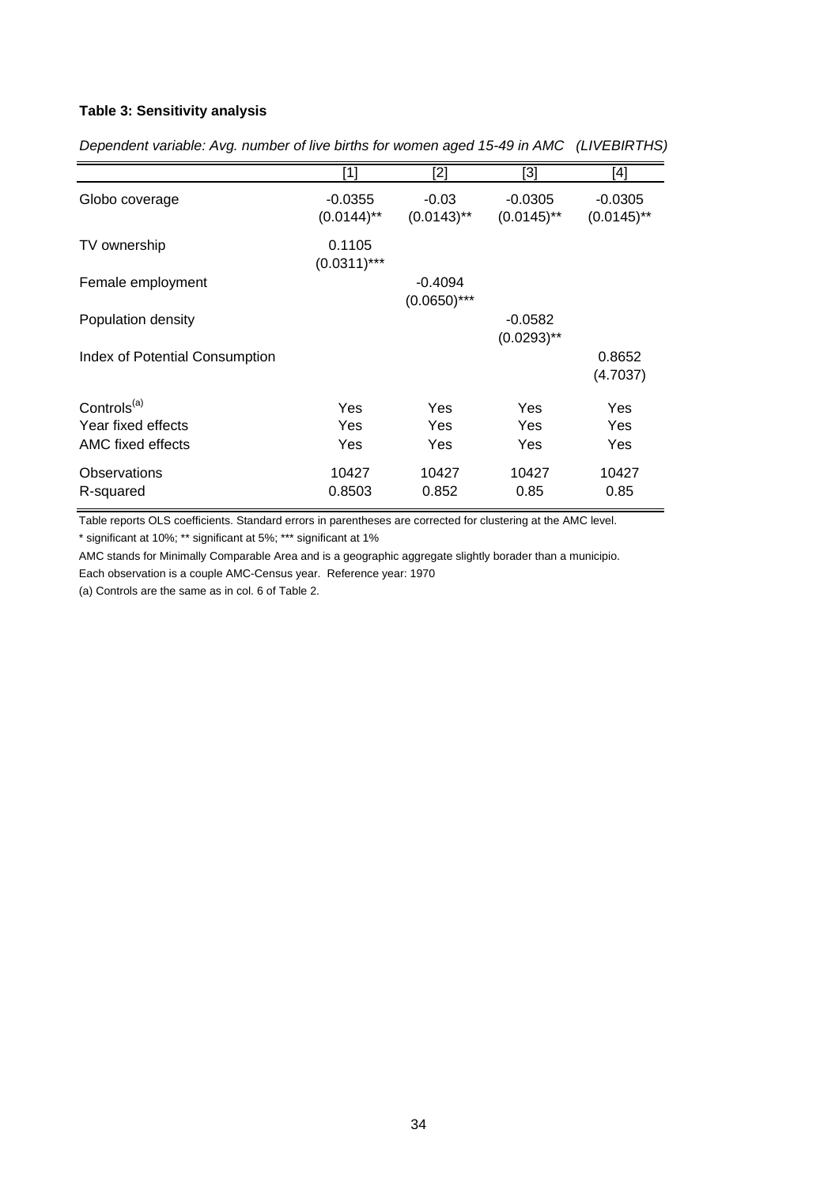**Table 3: Sensitivity analysis**

*Dependent variable: Avg. number of live births for women aged 15-49 in AMC (LIVEBIRTHS)*

| | [1] | [2] | [3] | [4] |
|---|---|---|---|---|
| Globo coverage | -0.0355 | -0.03 | -0.0305 | -0.0305 |
| | (0.0144)** | (0.0143)** | (0.0145)** | (0.0145)** |
| TV ownership | 0.1105 | | | |
| | (0.0311)*** | | | |
| Female employment | | -0.4094 | | |
| | | (0.0650)*** | | |
| Population density | | | -0.0582 | |
| | | | (0.0293)** | |
| Index of Potential Consumption | | | | 0.8652 |
| | | | | (4.7037) |
| Controls[(a)] | Yes | Yes | Yes | Yes |
| Year fixed effects | Yes | Yes | Yes | Yes |
| AMC fixed effects | Yes | Yes | Yes | Yes |
| Observations | 10427 | 10427 | 10427 | 10427 |
| R-squared | 0.8503 | 0.852 | 0.85 | 0.85 |

Table reports OLS coefficients. Standard errors in parentheses are corrected for clustering at the AMC level.

* significant at 10%; ** significant at 5%; *** significant at 1%

AMC stands for Minimally Comparable Area and is a geographic aggregate slightly borader than a municipio.

Each observation is a couple AMC-Census year. Reference year: 1970

(a) Controls are the same as in col. 6 of Table 2.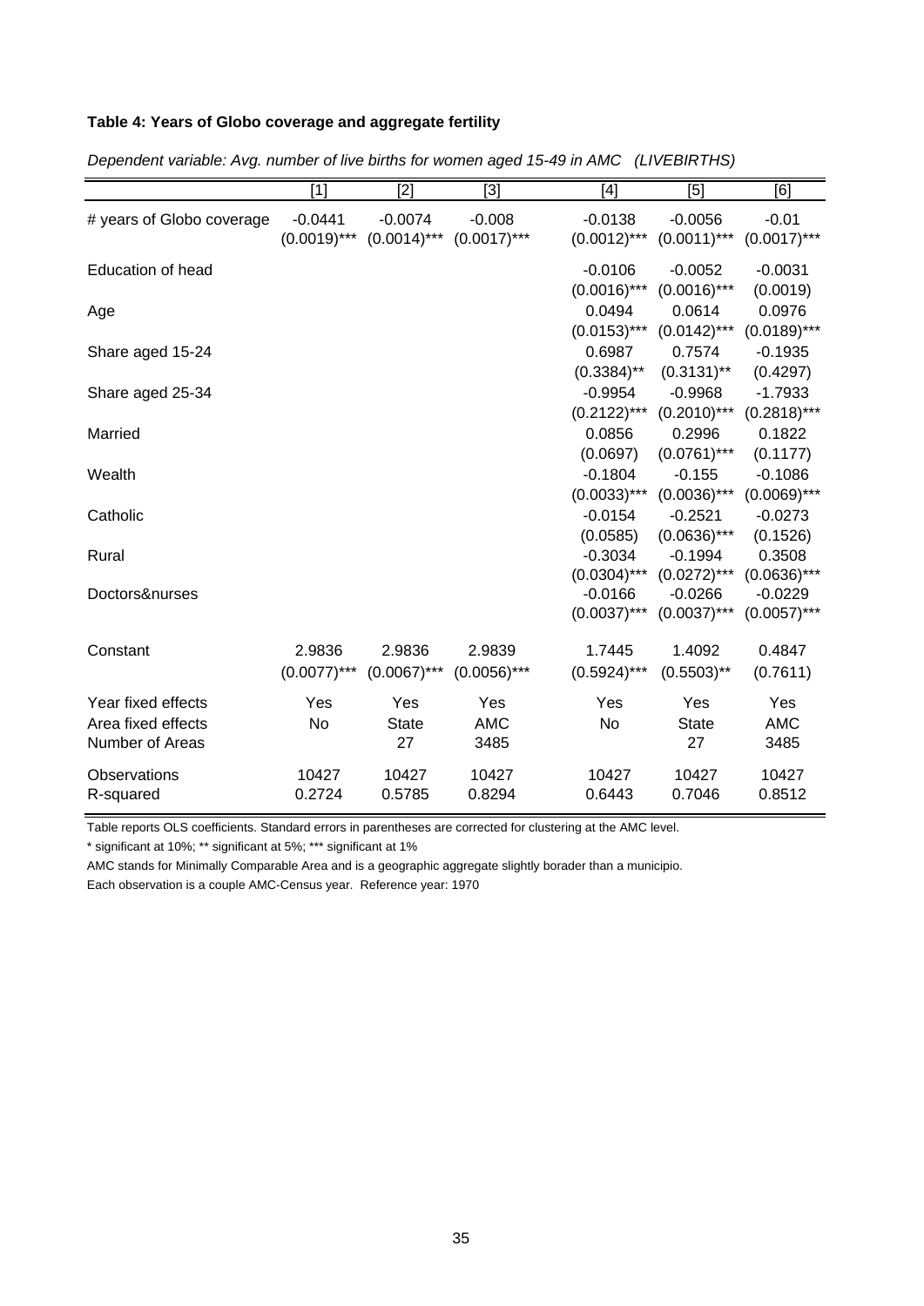**Table 4: Years of Globo coverage and aggregate fertility**

*Dependent variable: Avg. number of live births for women aged 15-49 in AMC (LIVEBIRTHS)*

| | [1] | [2] | [3] | [4] | [5] | [6] |
|---|---|---|---|---|---|---|
| # years of Globo coverage | -0.0441 | -0.0074 | -0.008 | -0.0138 | -0.0056 | -0.01 |
| | (0.0019)*** | (0.0014)*** | (0.0017)*** | (0.0012)*** | (0.0011)*** | (0.0017)*** |
| Education of head | | | | -0.0106 | -0.0052 | -0.0031 |
| | | | | (0.0016)*** | (0.0016)*** | (0.0019) |
| Age | | | | 0.0494 | 0.0614 | 0.0976 |
| | | | | (0.0153)*** | (0.0142)*** | (0.0189)*** |
| Share aged 15-24 | | | | 0.6987 | 0.7574 | -0.1935 |
| | | | | (0.3384)** | (0.3131)** | (0.4297) |
| Share aged 25-34 | | | | -0.9954 | -0.9968 | -1.7933 |
| | | | | (0.2122)*** | (0.2010)*** | (0.2818)*** |
| Married | | | | 0.0856 | 0.2996 | 0.1822 |
| | | | | (0.0697) | (0.0761)*** | (0.1177) |
| Wealth | | | | -0.1804 | -0.155 | -0.1086 |
| | | | | (0.0033)*** | (0.0036)*** | (0.0069)*** |
| Catholic | | | | -0.0154 | -0.2521 | -0.0273 |
| | | | | (0.0585) | (0.0636)*** | (0.1526) |
| Rural | | | | -0.3034 | -0.1994 | 0.3508 |
| | | | | (0.0304)*** | (0.0272)*** | (0.0636)*** |
| Doctors&nurses | | | | -0.0166 | -0.0266 | -0.0229 |
| | | | | (0.0037)*** | (0.0037)*** | (0.0057)*** |
| Constant | 2.9836 | 2.9836 | 2.9839 | 1.7445 | 1.4092 | 0.4847 |
| | (0.0077)*** | (0.0067)*** | (0.0056)*** | (0.5924)*** | (0.5503)** | (0.7611) |
| Year fixed effects | Yes | Yes | Yes | Yes | Yes | Yes |
| Area fixed effects | No | State | AMC | No | State | AMC |
| Number of Areas | | 27 | 3485 | | 27 | 3485 |
| Observations | 10427 | 10427 | 10427 | 10427 | 10427 | 10427 |
| R-squared | 0.2724 | 0.5785 | 0.8294 | 0.6443 | 0.7046 | 0.8512 |

Table reports OLS coefficients. Standard errors in parentheses are corrected for clustering at the AMC level.

* significant at 10%; ** significant at 5%; *** significant at 1%

AMC stands for Minimally Comparable Area and is a geographic aggregate slightly borader than a municipio.

Each observation is a couple AMC-Census year. Reference year: 1970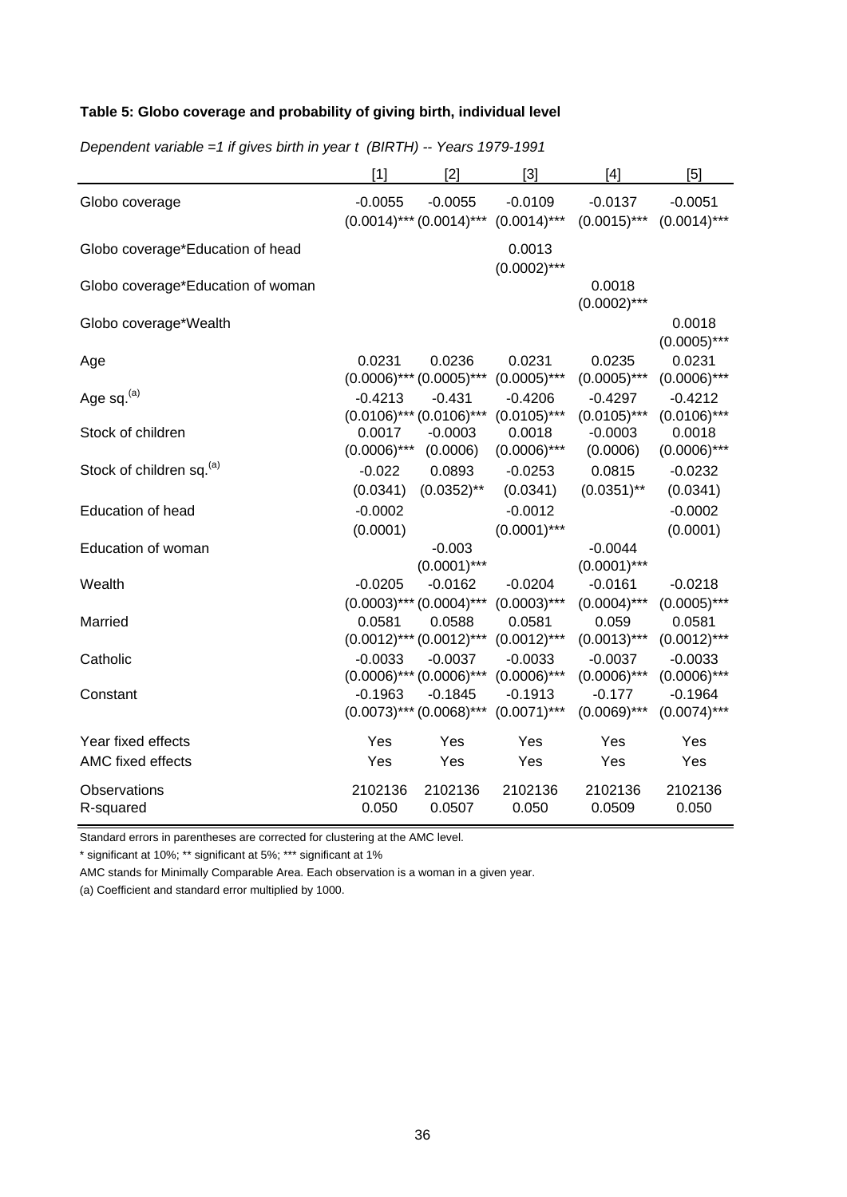**Table 5: Globo coverage and probability of giving birth, individual level**

*Dependent variable =1 if gives birth in year t (BIRTH) -- Years 1979-1991*

| | [1] | [2] | [3] | [4] | [5] |
|---|---|---|---|---|---|
| Globo coverage | -0.0055 | -0.0055 | -0.0109 | -0.0137 | -0.0051 |
| | (0.0014)*** | (0.0014)*** | (0.0014)*** | (0.0015)*** | (0.0014)*** |
| Globo coverage*Education of head | | | 0.0013 | | |
| | | | (0.0002)*** | | |
| Globo coverage*Education of woman | | | | 0.0018 | |
| | | | | (0.0002)*** | |
| Globo coverage*Wealth | | | | | 0.0018 |
| | | | | | (0.0005)*** |
| Age | 0.0231 | 0.0236 | 0.0231 | 0.0235 | 0.0231 |
| | (0.0006)*** | (0.0005)*** | (0.0005)*** | (0.0005)*** | (0.0006)*** |
| Age sq.(a) | -0.4213 | -0.431 | -0.4206 | -0.4297 | -0.4212 |
| | (0.0106)*** | (0.0106)*** | (0.0105)*** | (0.0105)*** | (0.0106)*** |
| Stock of children | 0.0017 | -0.0003 | 0.0018 | -0.0003 | 0.0018 |
| | (0.0006)*** | (0.0006) | (0.0006)*** | (0.0006) | (0.0006)*** |
| Stock of children sq.(a) | -0.022 | 0.0893 | -0.0253 | 0.0815 | -0.0232 |
| | (0.0341) | (0.0352)** | (0.0341) | (0.0351)** | (0.0341) |
| Education of head | -0.0002 | | -0.0012 | | -0.0002 |
| | (0.0001) | | (0.0001)*** | | (0.0001) |
| Education of woman | | -0.003 | | -0.0044 | |
| | | (0.0001)*** | | (0.0001)*** | |
| Wealth | -0.0205 | -0.0162 | -0.0204 | -0.0161 | -0.0218 |
| | (0.0003)*** | (0.0004)*** | (0.0003)*** | (0.0004)*** | (0.0005)*** |
| Married | 0.0581 | 0.0588 | 0.0581 | 0.059 | 0.0581 |
| | (0.0012)*** | (0.0012)*** | (0.0012)*** | (0.0013)*** | (0.0012)*** |
| Catholic | -0.0033 | -0.0037 | -0.0033 | -0.0037 | -0.0033 |
| | (0.0006)*** | (0.0006)*** | (0.0006)*** | (0.0006)*** | (0.0006)*** |
| Constant | -0.1963 | -0.1845 | -0.1913 | -0.177 | -0.1964 |
| | (0.0073)*** | (0.0068)*** | (0.0071)*** | (0.0069)*** | (0.0074)*** |
| Year fixed effects | Yes | Yes | Yes | Yes | Yes |
| AMC fixed effects | Yes | Yes | Yes | Yes | Yes |
| Observations | 2102136 | 2102136 | 2102136 | 2102136 | 2102136 |
| R-squared | 0.050 | 0.0507 | 0.050 | 0.0509 | 0.050 |

Standard errors in parentheses are corrected for clustering at the AMC level.

* significant at 10%; ** significant at 5%; *** significant at 1%

AMC stands for Minimally Comparable Area. Each observation is a woman in a given year.

(a) Coefficient and standard error multiplied by 1000.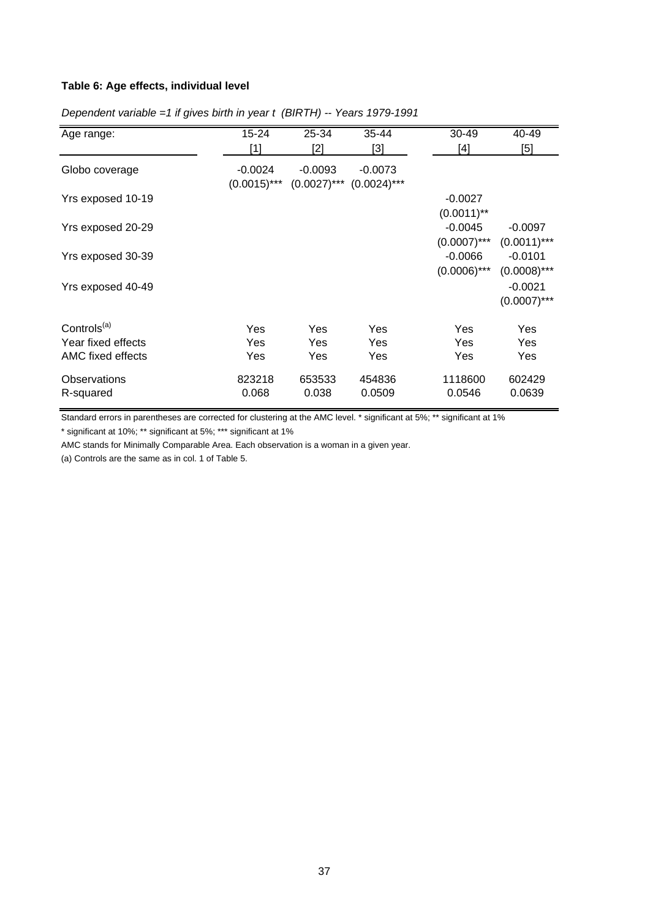**Table 6: Age effects, individual level**

*Dependent variable =1 if gives birth in year t (BIRTH) -- Years 1979-1991*

| Age range: | 15-24 | 25-34 | 35-44 | 30-49 | 40-49 |
|---|---|---|---|---|---|
| | [1] | [2] | [3] | [4] | [5] |
| Globo coverage | -0.0024 | -0.0093 | -0.0073 | | |
| | (0.0015)*** | (0.0027)*** | (0.0024)*** | | |
| Yrs exposed 10-19 | | | | -0.0027 | |
| | | | | (0.0011)** | |
| Yrs exposed 20-29 | | | | -0.0045 | -0.0097 |
| | | | | (0.0007)*** | (0.0011)*** |
| Yrs exposed 30-39 | | | | -0.0066 | -0.0101 |
| | | | | (0.0006)*** | (0.0008)*** |
| Yrs exposed 40-49 | | | | | -0.0021 |
| | | | | | (0.0007)*** |
| Controls[(a)] | Yes | Yes | Yes | Yes | Yes |
| Year fixed effects | Yes | Yes | Yes | Yes | Yes |
| AMC fixed effects | Yes | Yes | Yes | Yes | Yes |
| Observations | 823218 | 653533 | 454836 | 1118600 | 602429 |
| R-squared | 0.068 | 0.038 | 0.0509 | 0.0546 | 0.0639 |

Standard errors in parentheses are corrected for clustering at the AMC level. * significant at 5%; ** significant at 1%

* significant at 10%; ** significant at 5%; *** significant at 1%

AMC stands for Minimally Comparable Area. Each observation is a woman in a given year.

(a) Controls are the same as in col. 1 of Table 5.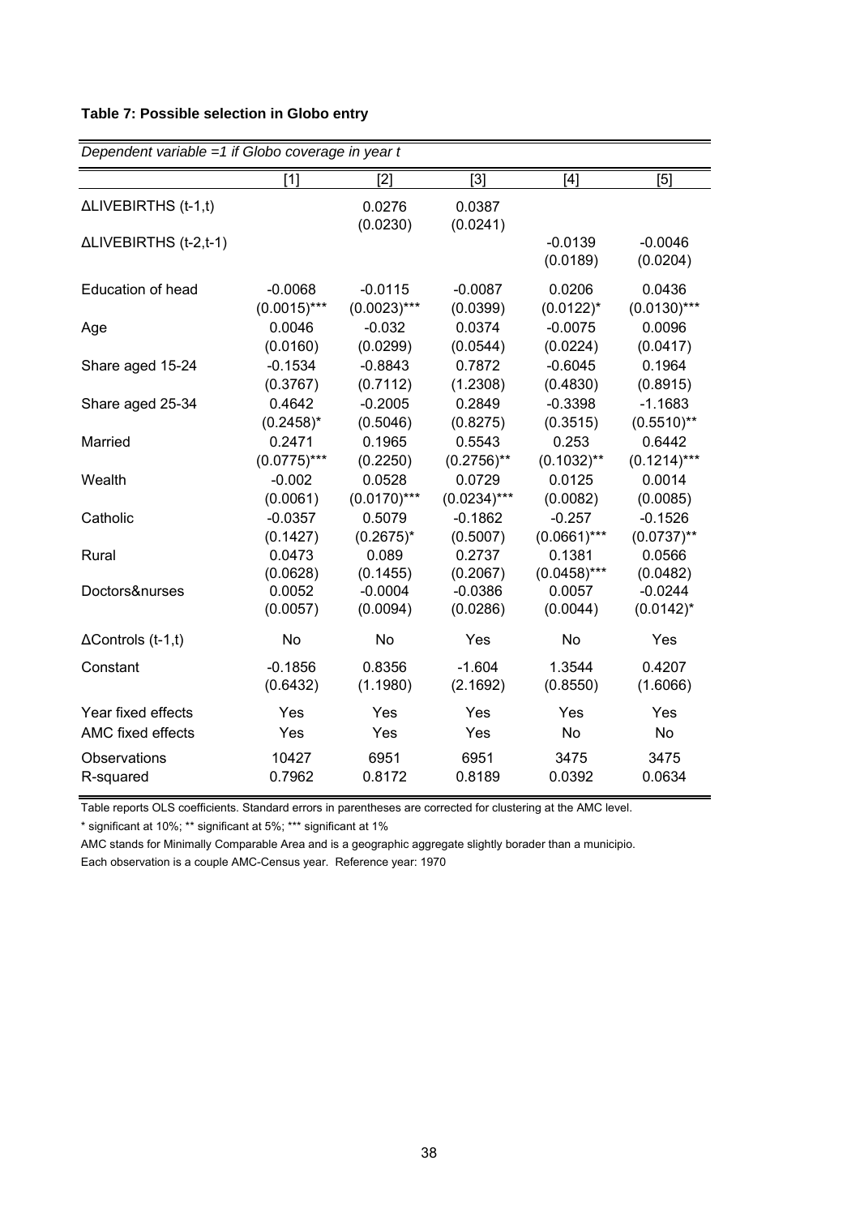**Table 7: Possible selection in Globo entry**

| *Dependent variable =1 if Globo coverage in year t* | | | | | |
|---|---|---|---|---|---|
| | [1] | [2] | [3] | [4] | [5] |
| ΔLIVEBIRTHS (t-1,t) | | 0.0276 | 0.0387 | | |
| | | (0.0230) | (0.0241) | | |
| ΔLIVEBIRTHS (t-2,t-1) | | | | -0.0139 | -0.0046 |
| | | | | (0.0189) | (0.0204) |
| Education of head | -0.0068 | -0.0115 | -0.0087 | 0.0206 | 0.0436 |
| | (0.0015)*** | (0.0023)*** | (0.0399) | (0.0122)* | (0.0130)*** |
| Age | 0.0046 | -0.032 | 0.0374 | -0.0075 | 0.0096 |
| | (0.0160) | (0.0299) | (0.0544) | (0.0224) | (0.0417) |
| Share aged 15-24 | -0.1534 | -0.8843 | 0.7872 | -0.6045 | 0.1964 |
| | (0.3767) | (0.7112) | (1.2308) | (0.4830) | (0.8915) |
| Share aged 25-34 | 0.4642 | -0.2005 | 0.2849 | -0.3398 | -1.1683 |
| | (0.2458)* | (0.5046) | (0.8275) | (0.3515) | (0.5510)** |
| Married | 0.2471 | 0.1965 | 0.5543 | 0.253 | 0.6442 |
| | (0.0775)*** | (0.2250) | (0.2756)** | (0.1032)** | (0.1214)*** |
| Wealth | -0.002 | 0.0528 | 0.0729 | 0.0125 | 0.0014 |
| | (0.0061) | (0.0170)*** | (0.0234)*** | (0.0082) | (0.0085) |
| Catholic | -0.0357 | 0.5079 | -0.1862 | -0.257 | -0.1526 |
| | (0.1427) | (0.2675)* | (0.5007) | (0.0661)*** | (0.0737)** |
| Rural | 0.0473 | 0.089 | 0.2737 | 0.1381 | 0.0566 |
| | (0.0628) | (0.1455) | (0.2067) | (0.0458)*** | (0.0482) |
| Doctors&nurses | 0.0052 | -0.0004 | -0.0386 | 0.0057 | -0.0244 |
| | (0.0057) | (0.0094) | (0.0286) | (0.0044) | (0.0142)* |
| ΔControls (t-1,t) | No | No | Yes | No | Yes |
| Constant | -0.1856 | 0.8356 | -1.604 | 1.3544 | 0.4207 |
| | (0.6432) | (1.1980) | (2.1692) | (0.8550) | (1.6066) |
| Year fixed effects | Yes | Yes | Yes | Yes | Yes |
| AMC fixed effects | Yes | Yes | Yes | No | No |
| Observations | 10427 | 6951 | 6951 | 3475 | 3475 |
| R-squared | 0.7962 | 0.8172 | 0.8189 | 0.0392 | 0.0634 |

Table reports OLS coefficients. Standard errors in parentheses are corrected for clustering at the AMC level.

* significant at 10%; ** significant at 5%; *** significant at 1%

AMC stands for Minimally Comparable Area and is a geographic aggregate slightly borader than a municipio.

Each observation is a couple AMC-Census year. Reference year: 1970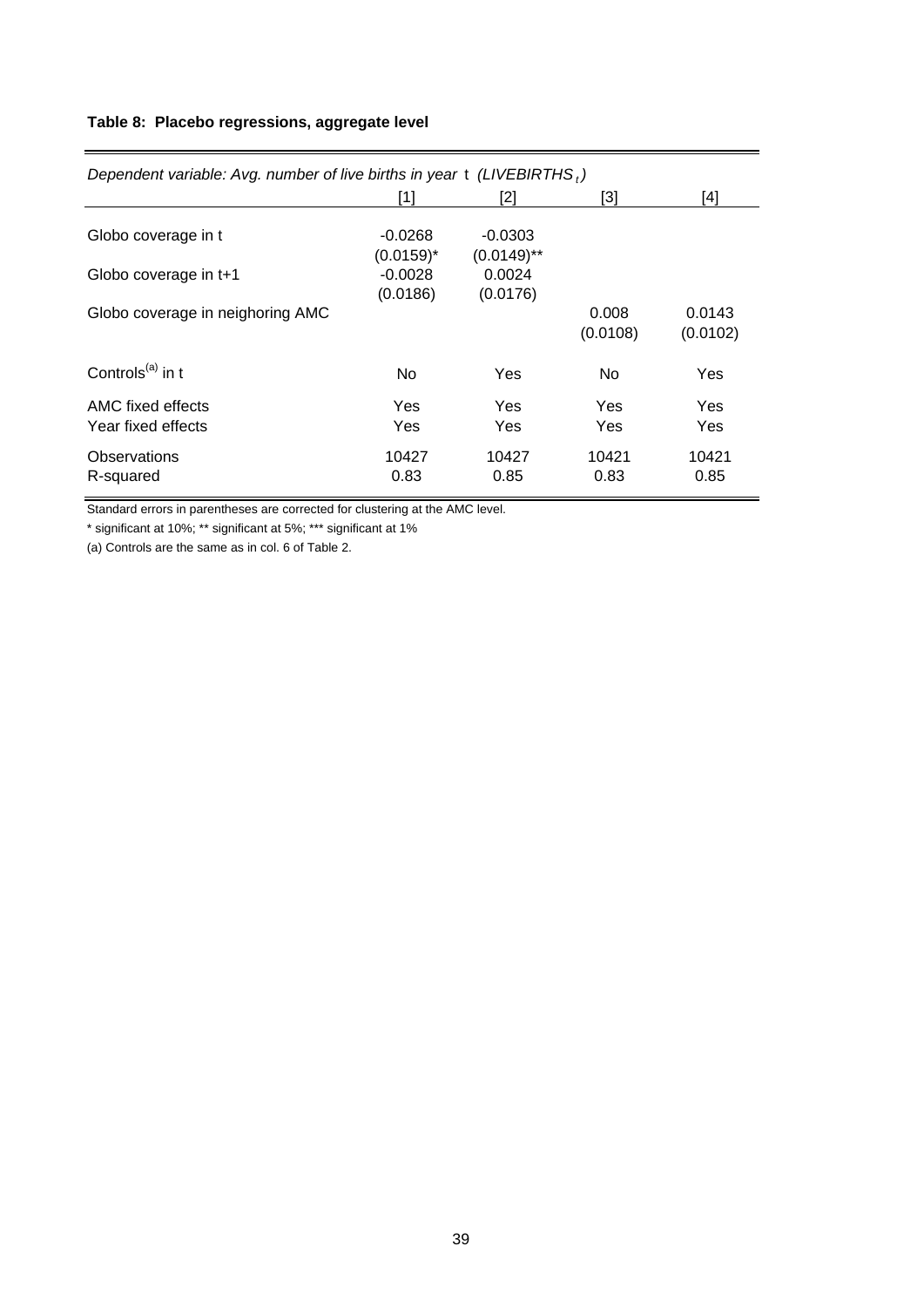**Table 8: Placebo regressions, aggregate level**

| *Dependent variable: Avg. number of live births in year* t *($LIVEBIRTHS_t$)* | [1] | [2] | [3] | [4] |
|---|---|---|---|---|
| Globo coverage in t | -0.0268 | -0.0303 | | |
| | (0.0159)* | (0.0149)** | | |
| Globo coverage in t+1 | -0.0028 | 0.0024 | | |
| | (0.0186) | (0.0176) | | |
| Globo coverage in neighoring AMC | | | 0.008 | 0.0143 |
| | | | (0.0108) | (0.0102) |
| Controls[(a)] in t | No | Yes | No | Yes |
| AMC fixed effects | Yes | Yes | Yes | Yes |
| Year fixed effects | Yes | Yes | Yes | Yes |
| Observations | 10427 | 10427 | 10421 | 10421 |
| R-squared | 0.83 | 0.85 | 0.83 | 0.85 |

Standard errors in parentheses are corrected for clustering at the AMC level.

* significant at 10%; ** significant at 5%; *** significant at 1%

(a) Controls are the same as in col. 6 of Table 2.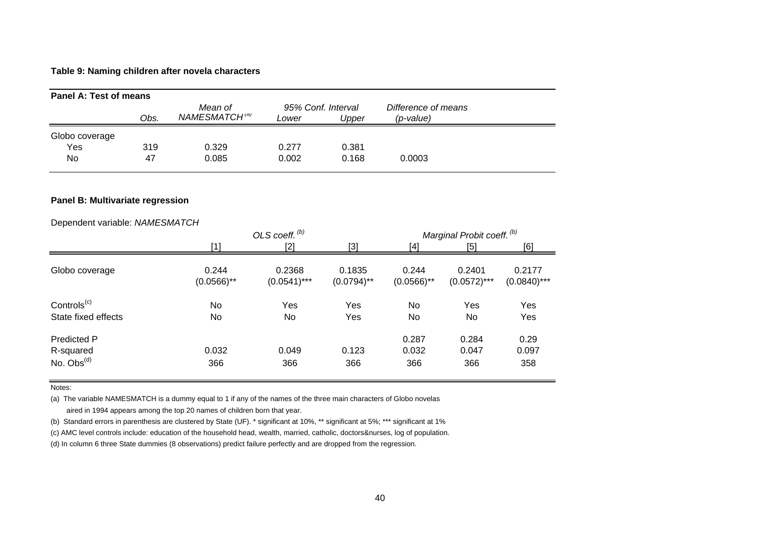**Table 9: Naming children after novela characters**

**Panel A: Test of means**

| | *Obs.* | *Mean of NAMESMATCH* [(a)] | *95% Conf. Interval Lower* | *95% Conf. Interval Upper* | *Difference of means (p-value)* |
|---|---|---|---|---|---|
| Globo coverage | | | | | |
| Yes | 319 | 0.329 | 0.277 | 0.381 | |
| No | 47 | 0.085 | 0.002 | 0.168 | 0.0003 |

**Panel B: Multivariate regression**

Dependent variable: *NAMESMATCH*

| | *OLS coeff.* [(b)] | | | *Marginal Probit coeff.* [(b)] | | |
|---|---|---|---|---|---|---|
| | [1] | [2] | [3] | [4] | [5] | [6] |
| Globo coverage | 0.244 | 0.2368 | 0.1835 | 0.244 | 0.2401 | 0.2177 |
| | (0.0566)** | (0.0541)*** | (0.0794)** | (0.0566)** | (0.0572)*** | (0.0840)*** |
| Controls[(c)] | No | Yes | Yes | No | Yes | Yes |
| State fixed effects | No | No | Yes | No | No | Yes |
| Predicted P | | | | 0.287 | 0.284 | 0.29 |
| R-squared | 0.032 | 0.049 | 0.123 | 0.032 | 0.047 | 0.097 |
| No. Obs[(d)] | 366 | 366 | 366 | 366 | 366 | 358 |

Notes:

(a) The variable NAMESMATCH is a dummy equal to 1 if any of the names of the three main characters of Globo novelas aired in 1994 appears among the top 20 names of children born that year.

(b) Standard errors in parenthesis are clustered by State (UF). * significant at 10%, ** significant at 5%; *** significant at 1%

(c) AMC level controls include: education of the household head, wealth, married, catholic, doctors&nurses, log of population.

(d) In column 6 three State dummies (8 observations) predict failure perfectly and are dropped from the regression.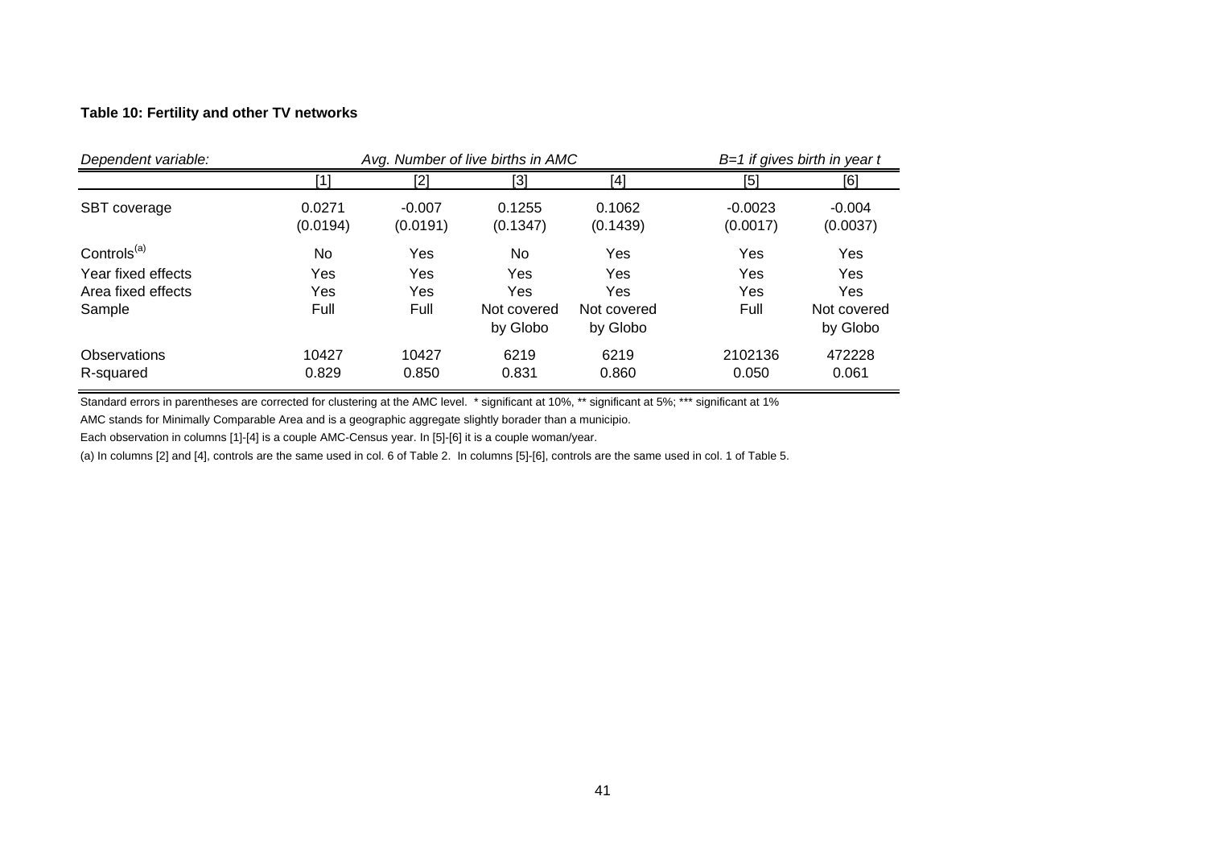**Table 10: Fertility and other TV networks**

| *Dependent variable:* | *Avg. Number of live births in AMC* | | | | *B=1 if gives birth in year t* | |
|---|---|---|---|---|---|---|
| | [1] | [2] | [3] | [4] | [5] | [6] |
| SBT coverage | 0.0271<br>(0.0194) | -0.007<br>(0.0191) | 0.1255<br>(0.1347) | 0.1062<br>(0.1439) | -0.0023<br>(0.0017) | -0.004<br>(0.0037) |
| Controls[(a)] | No | Yes | No | Yes | Yes | Yes |
| Year fixed effects | Yes | Yes | Yes | Yes | Yes | Yes |
| Area fixed effects | Yes | Yes | Yes | Yes | Yes | Yes |
| Sample | Full | Full | Not covered by Globo | Not covered by Globo | Full | Not covered by Globo |
| Observations | 10427 | 10427 | 6219 | 6219 | 2102136 | 472228 |
| R-squared | 0.829 | 0.850 | 0.831 | 0.860 | 0.050 | 0.061 |

Standard errors in parentheses are corrected for clustering at the AMC level. * significant at 10%, ** significant at 5%; *** significant at 1%

AMC stands for Minimally Comparable Area and is a geographic aggregate slightly borader than a municipio.

Each observation in columns [1]-[4] is a couple AMC-Census year. In [5]-[6] it is a couple woman/year.

(a) In columns [2] and [4], controls are the same used in col. 6 of Table 2. In columns [5]-[6], controls are the same used in col. 1 of Table 5.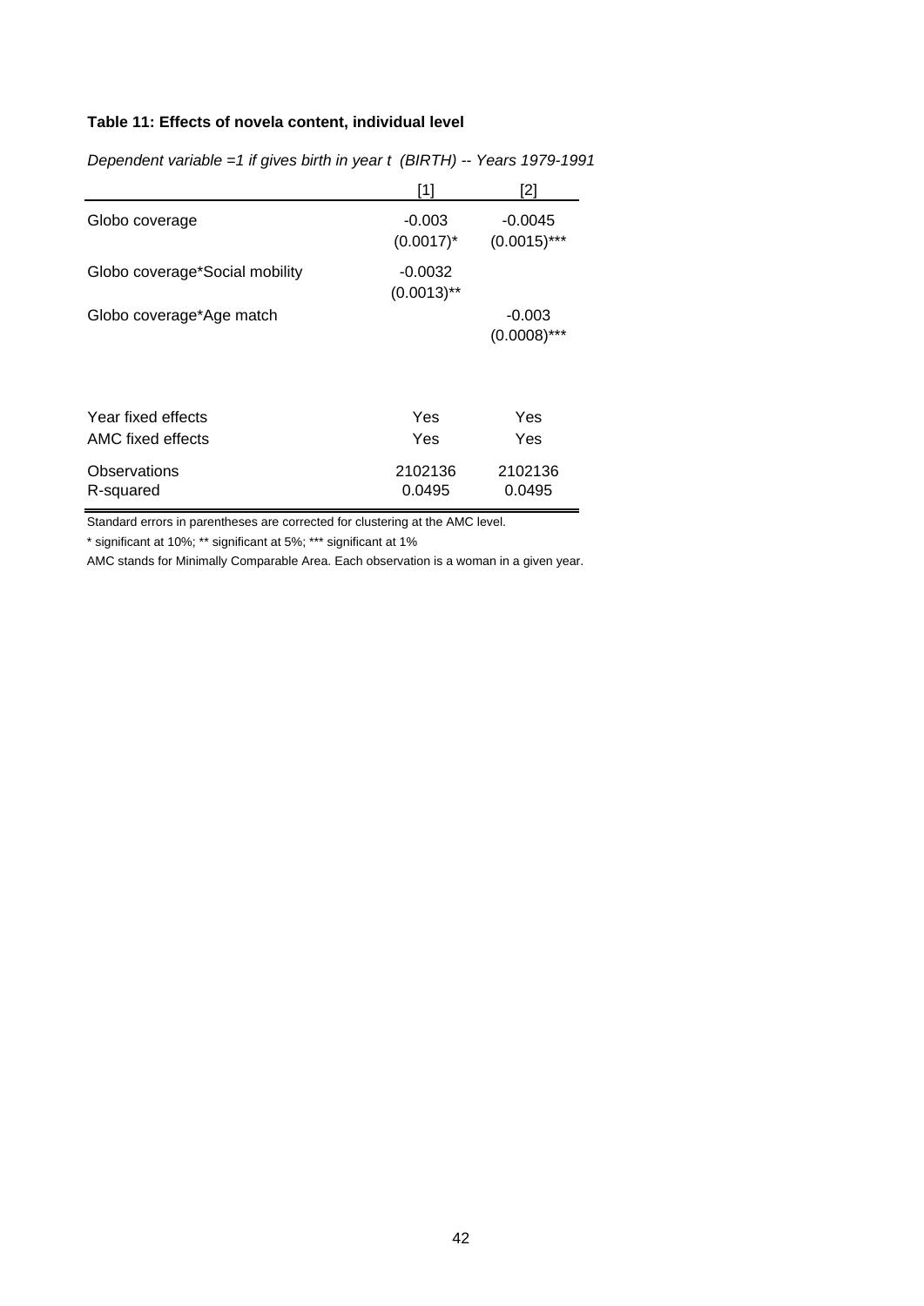**Table 11: Effects of novela content, individual level**

*Dependent variable =1 if gives birth in year t (BIRTH) -- Years 1979-1991*

| | [1] | [2] |
|---|---|---|
| Globo coverage | -0.003 | -0.0045 |
| | (0.0017)* | (0.0015)*** |
| Globo coverage*Social mobility | -0.0032 | |
| | (0.0013)** | |
| Globo coverage*Age match | | -0.003 |
| | | (0.0008)*** |
| Year fixed effects | Yes | Yes |
| AMC fixed effects | Yes | Yes |
| Observations | 2102136 | 2102136 |
| R-squared | 0.0495 | 0.0495 |

Standard errors in parentheses are corrected for clustering at the AMC level.

* significant at 10%; ** significant at 5%; *** significant at 1%

AMC stands for Minimally Comparable Area. Each observation is a woman in a given year.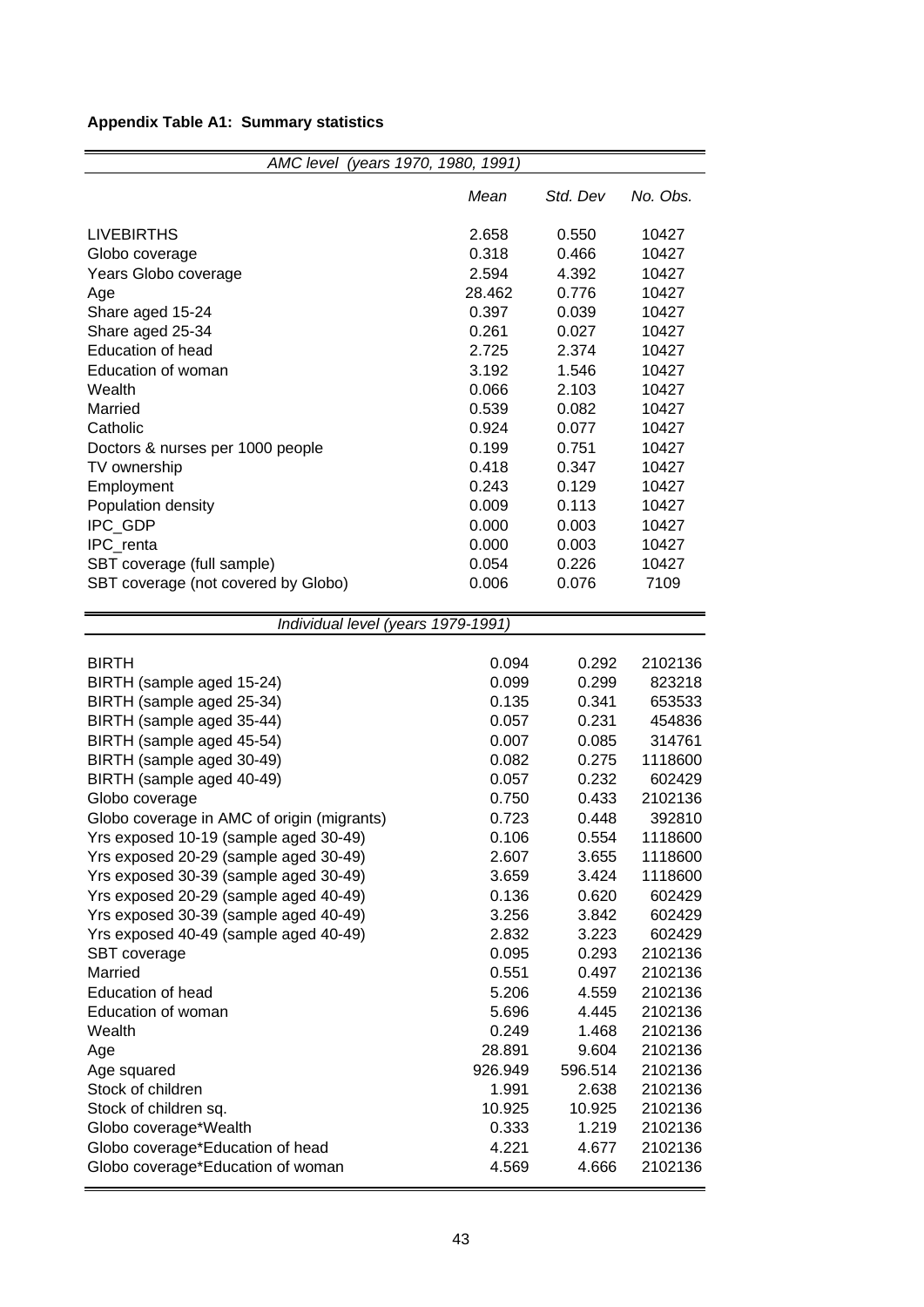**Appendix Table A1: Summary statistics**

| *AMC level (years 1970, 1980, 1991)* | | | |
|---|---|---|---|
| | *Mean* | *Std. Dev* | *No. Obs.* |
| LIVEBIRTHS | 2.658 | 0.550 | 10427 |
| Globo coverage | 0.318 | 0.466 | 10427 |
| Years Globo coverage | 2.594 | 4.392 | 10427 |
| Age | 28.462 | 0.776 | 10427 |
| Share aged 15-24 | 0.397 | 0.039 | 10427 |
| Share aged 25-34 | 0.261 | 0.027 | 10427 |
| Education of head | 2.725 | 2.374 | 10427 |
| Education of woman | 3.192 | 1.546 | 10427 |
| Wealth | 0.066 | 2.103 | 10427 |
| Married | 0.539 | 0.082 | 10427 |
| Catholic | 0.924 | 0.077 | 10427 |
| Doctors & nurses per 1000 people | 0.199 | 0.751 | 10427 |
| TV ownership | 0.418 | 0.347 | 10427 |
| Employment | 0.243 | 0.129 | 10427 |
| Population density | 0.009 | 0.113 | 10427 |
| IPC_GDP | 0.000 | 0.003 | 10427 |
| IPC_renta | 0.000 | 0.003 | 10427 |
| SBT coverage (full sample) | 0.054 | 0.226 | 10427 |
| SBT coverage (not covered by Globo) | 0.006 | 0.076 | 7109 |
| *Individual level (years 1979-1991)* | | | |
| BIRTH | 0.094 | 0.292 | 2102136 |
| BIRTH (sample aged 15-24) | 0.099 | 0.299 | 823218 |
| BIRTH (sample aged 25-34) | 0.135 | 0.341 | 653533 |
| BIRTH (sample aged 35-44) | 0.057 | 0.231 | 454836 |
| BIRTH (sample aged 45-54) | 0.007 | 0.085 | 314761 |
| BIRTH (sample aged 30-49) | 0.082 | 0.275 | 1118600 |
| BIRTH (sample aged 40-49) | 0.057 | 0.232 | 602429 |
| Globo coverage | 0.750 | 0.433 | 2102136 |
| Globo coverage in AMC of origin (migrants) | 0.723 | 0.448 | 392810 |
| Yrs exposed 10-19 (sample aged 30-49) | 0.106 | 0.554 | 1118600 |
| Yrs exposed 20-29 (sample aged 30-49) | 2.607 | 3.655 | 1118600 |
| Yrs exposed 30-39 (sample aged 30-49) | 3.659 | 3.424 | 1118600 |
| Yrs exposed 20-29 (sample aged 40-49) | 0.136 | 0.620 | 602429 |
| Yrs exposed 30-39 (sample aged 40-49) | 3.256 | 3.842 | 602429 |
| Yrs exposed 40-49 (sample aged 40-49) | 2.832 | 3.223 | 602429 |
| SBT coverage | 0.095 | 0.293 | 2102136 |
| Married | 0.551 | 0.497 | 2102136 |
| Education of head | 5.206 | 4.559 | 2102136 |
| Education of woman | 5.696 | 4.445 | 2102136 |
| Wealth | 0.249 | 1.468 | 2102136 |
| Age | 28.891 | 9.604 | 2102136 |
| Age squared | 926.949 | 596.514 | 2102136 |
| Stock of children | 1.991 | 2.638 | 2102136 |
| Stock of children sq. | 10.925 | 10.925 | 2102136 |
| Globo coverage*Wealth | 0.333 | 1.219 | 2102136 |
| Globo coverage*Education of head | 4.221 | 4.677 | 2102136 |
| Globo coverage*Education of woman | 4.569 | 4.666 | 2102136 |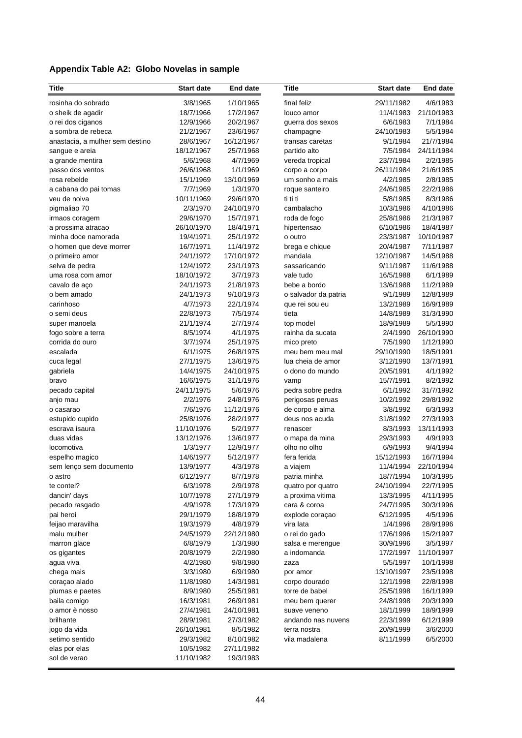**Appendix Table A2: Globo Novelas in sample**

| Title | Start date | End date | Title | Start date | End date |
|---|---|---|---|---|---|
| rosinha do sobrado | 3/8/1965 | 1/10/1965 | final feliz | 29/11/1982 | 4/6/1983 |
| o sheik de agadir | 18/7/1966 | 17/2/1967 | louco amor | 11/4/1983 | 21/10/1983 |
| o rei dos ciganos | 12/9/1966 | 20/2/1967 | guerra dos sexos | 6/6/1983 | 7/1/1984 |
| a sombra de rebeca | 21/2/1967 | 23/6/1967 | champagne | 24/10/1983 | 5/5/1984 |
| anastacia, a mulher sem destino | 28/6/1967 | 16/12/1967 | transas caretas | 9/1/1984 | 21/7/1984 |
| sangue e areia | 18/12/1967 | 25/7/1968 | partido alto | 7/5/1984 | 24/11/1984 |
| a grande mentira | 5/6/1968 | 4/7/1969 | vereda tropical | 23/7/1984 | 2/2/1985 |
| passo dos ventos | 26/6/1968 | 1/1/1969 | corpo a corpo | 26/11/1984 | 21/6/1985 |
| rosa rebelde | 15/1/1969 | 13/10/1969 | um sonho a mais | 4/2/1985 | 2/8/1985 |
| a cabana do pai tomas | 7/7/1969 | 1/3/1970 | roque santeiro | 24/6/1985 | 22/2/1986 |
| veu de noiva | 10/11/1969 | 29/6/1970 | ti ti ti | 5/8/1985 | 8/3/1986 |
| pigmaliao 70 | 2/3/1970 | 24/10/1970 | cambalacho | 10/3/1986 | 4/10/1986 |
| irmaos coragem | 29/6/1970 | 15/7/1971 | roda de fogo | 25/8/1986 | 21/3/1987 |
| a prossima atracao | 26/10/1970 | 18/4/1971 | hipertensao | 6/10/1986 | 18/4/1987 |
| minha doce namorada | 19/4/1971 | 25/1/1972 | o outro | 23/3/1987 | 10/10/1987 |
| o homen que deve morrer | 16/7/1971 | 11/4/1972 | brega e chique | 20/4/1987 | 7/11/1987 |
| o primeiro amor | 24/1/1972 | 17/10/1972 | mandala | 12/10/1987 | 14/5/1988 |
| selva de pedra | 12/4/1972 | 23/1/1973 | sassaricando | 9/11/1987 | 11/6/1988 |
| uma rosa com amor | 18/10/1972 | 3/7/1973 | vale tudo | 16/5/1988 | 6/1/1989 |
| cavalo de aço | 24/1/1973 | 21/8/1973 | bebe a bordo | 13/6/1988 | 11/2/1989 |
| o bem amado | 24/1/1973 | 9/10/1973 | o salvador da patria | 9/1/1989 | 12/8/1989 |
| carinhoso | 4/7/1973 | 22/1/1974 | que rei sou eu | 13/2/1989 | 16/9/1989 |
| o semi deus | 22/8/1973 | 7/5/1974 | tieta | 14/8/1989 | 31/3/1990 |
| super manoela | 21/1/1974 | 2/7/1974 | top model | 18/9/1989 | 5/5/1990 |
| fogo sobre a terra | 8/5/1974 | 4/1/1975 | rainha da sucata | 2/4/1990 | 26/10/1990 |
| corrida do ouro | 3/7/1974 | 25/1/1975 | mico preto | 7/5/1990 | 1/12/1990 |
| escalada | 6/1/1975 | 26/8/1975 | meu bem meu mal | 29/10/1990 | 18/5/1991 |
| cuca legal | 27/1/1975 | 13/6/1975 | lua cheia de amor | 3/12/1990 | 13/7/1991 |
| gabriela | 14/4/1975 | 24/10/1975 | o dono do mundo | 20/5/1991 | 4/1/1992 |
| bravo | 16/6/1975 | 31/1/1976 | vamp | 15/7/1991 | 8/2/1992 |
| pecado capital | 24/11/1975 | 5/6/1976 | pedra sobre pedra | 6/1/1992 | 31/7/1992 |
| anjo mau | 2/2/1976 | 24/8/1976 | perigosas peruas | 10/2/1992 | 29/8/1992 |
| o casarao | 7/6/1976 | 11/12/1976 | de corpo e alma | 3/8/1992 | 6/3/1993 |
| estupido cupido | 25/8/1976 | 28/2/1977 | deus nos acuda | 31/8/1992 | 27/3/1993 |
| escrava isaura | 11/10/1976 | 5/2/1977 | renascer | 8/3/1993 | 13/11/1993 |
| duas vidas | 13/12/1976 | 13/6/1977 | o mapa da mina | 29/3/1993 | 4/9/1993 |
| locomotiva | 1/3/1977 | 12/9/1977 | olho no olho | 6/9/1993 | 9/4/1994 |
| espelho magico | 14/6/1977 | 5/12/1977 | fera ferida | 15/12/1993 | 16/7/1994 |
| sem lenço sem documento | 13/9/1977 | 4/3/1978 | a viajem | 11/4/1994 | 22/10/1994 |
| o astro | 6/12/1977 | 8/7/1978 | patria minha | 18/7/1994 | 10/3/1995 |
| te contei? | 6/3/1978 | 2/9/1978 | quatro por quatro | 24/10/1994 | 22/7/1995 |
| dancin' days | 10/7/1978 | 27/1/1979 | a proxima vitima | 13/3/1995 | 4/11/1995 |
| pecado rasgado | 4/9/1978 | 17/3/1979 | cara & coroa | 24/7/1995 | 30/3/1996 |
| pai heroi | 29/1/1979 | 18/8/1979 | explode coraçao | 6/12/1995 | 4/5/1996 |
| feijao maravilha | 19/3/1979 | 4/8/1979 | vira lata | 1/4/1996 | 28/9/1996 |
| malu mulher | 24/5/1979 | 22/12/1980 | o rei do gado | 17/6/1996 | 15/2/1997 |
| marron glace | 6/8/1979 | 1/3/1980 | salsa e merengue | 30/9/1996 | 3/5/1997 |
| os gigantes | 20/8/1979 | 2/2/1980 | a indomanda | 17/2/1997 | 11/10/1997 |
| agua viva | 4/2/1980 | 9/8/1980 | zaza | 5/5/1997 | 10/1/1998 |
| chega mais | 3/3/1980 | 6/9/1980 | por amor | 13/10/1997 | 23/5/1998 |
| coraçao alado | 11/8/1980 | 14/3/1981 | corpo dourado | 12/1/1998 | 22/8/1998 |
| plumas e paetes | 8/9/1980 | 25/5/1981 | torre de babel | 25/5/1998 | 16/1/1999 |
| baila comigo | 16/3/1981 | 26/9/1981 | meu bem querer | 24/8/1998 | 20/3/1999 |
| o amor è nosso | 27/4/1981 | 24/10/1981 | suave veneno | 18/1/1999 | 18/9/1999 |
| brilhante | 28/9/1981 | 27/3/1982 | andando nas nuvens | 22/3/1999 | 6/12/1999 |
| jogo da vida | 26/10/1981 | 8/5/1982 | terra nostra | 20/9/1999 | 3/6/2000 |
| setimo sentido | 29/3/1982 | 8/10/1982 | vila madalena | 8/11/1999 | 6/5/2000 |
| elas por elas | 10/5/1982 | 27/11/1982 | | | |
| sol de verao | 11/10/1982 | 19/3/1983 | | | |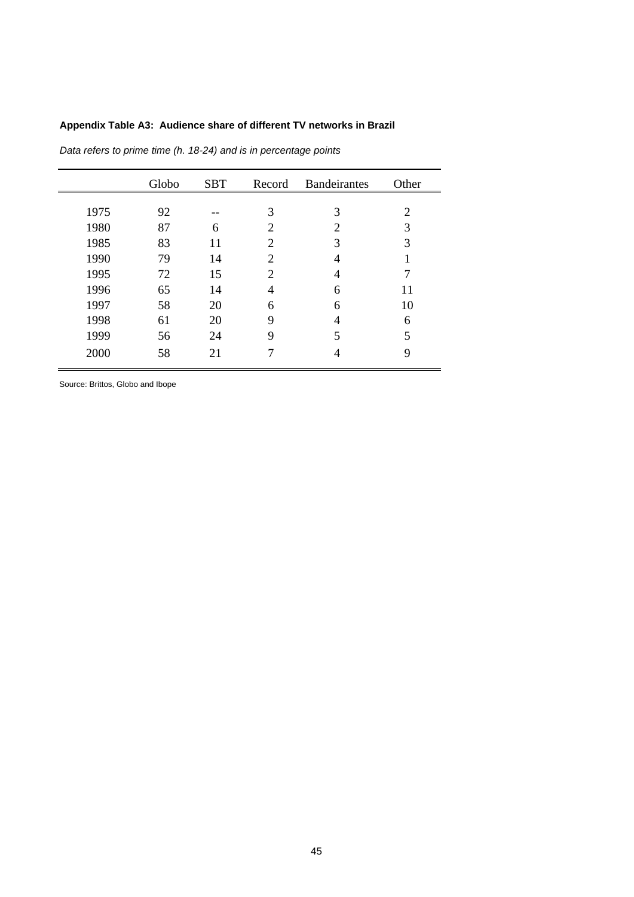**Appendix Table A3: Audience share of different TV networks in Brazil**

*Data refers to prime time (h. 18-24) and is in percentage points*

| | Globo | SBT | Record | Bandeirantes | Other |
|---|---|---|---|---|---|
| 1975 | 92 | -- | 3 | 3 | 2 |
| 1980 | 87 | 6 | 2 | 2 | 3 |
| 1985 | 83 | 11 | 2 | 3 | 3 |
| 1990 | 79 | 14 | 2 | 4 | 1 |
| 1995 | 72 | 15 | 2 | 4 | 7 |
| 1996 | 65 | 14 | 4 | 6 | 11 |
| 1997 | 58 | 20 | 6 | 6 | 10 |
| 1998 | 61 | 20 | 9 | 4 | 6 |
| 1999 | 56 | 24 | 9 | 5 | 5 |
| 2000 | 58 | 21 | 7 | 4 | 9 |

Source: Brittos, Globo and Ibope